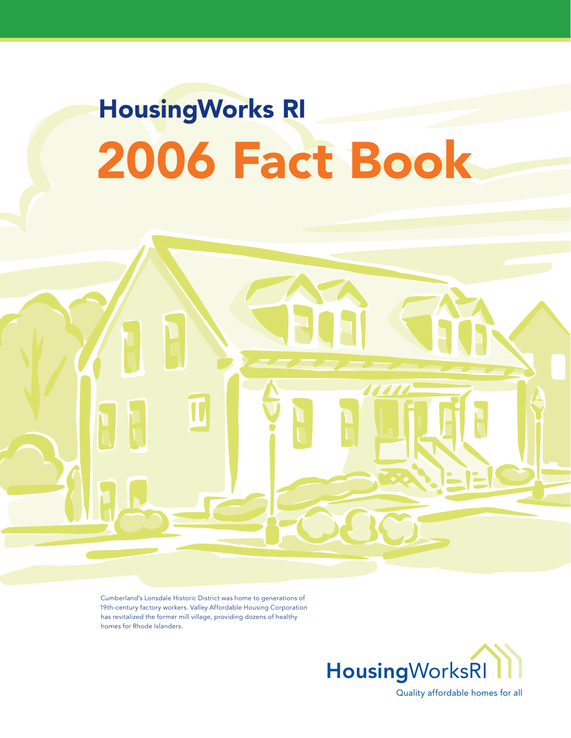# HousingWorks RI

# 2006 Fact Book

Cumberland's Lonsdale Historic District was home to generations of 19th-century factory workers. Valley Affordable Housing Corporation has revitalized the former mill village, providing dozens of healthy homes for Rhode Islanders.

HousingWorksRI

Quality affordable homes for all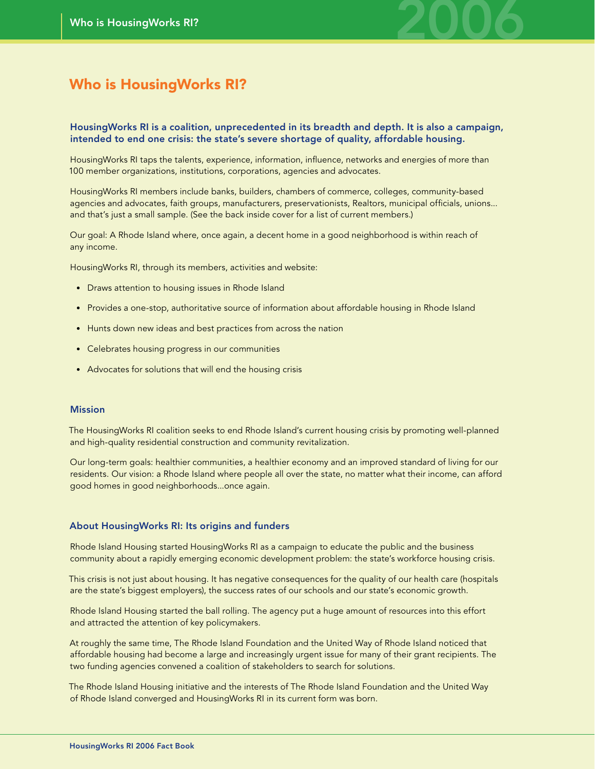# Who is HousingWorks RI?

**HousingWorks RI is a coalition, unprecedented in its breadth and depth. It is also a campaign, intended to end one crisis: the state's severe shortage of quality, affordable housing.**

HousingWorks RI taps the talents, experience, information, influence, networks and energies of more than 100 member organizations, institutions, corporations, agencies and advocates.

HousingWorks RI members include banks, builders, chambers of commerce, colleges, community-based agencies and advocates, faith groups, manufacturers, preservationists, Realtors, municipal officials, unions... and that's just a small sample. (See the back inside cover for a list of current members.)

Our goal: A Rhode Island where, once again, a decent home in a good neighborhood is within reach of any income.

HousingWorks RI, through its members, activities and website:

- Draws attention to housing issues in Rhode Island
- Provides a one-stop, authoritative source of information about affordable housing in Rhode Island
- Hunts down new ideas and best practices from across the nation
- Celebrates housing progress in our communities
- Advocates for solutions that will end the housing crisis

## Mission

The HousingWorks RI coalition seeks to end Rhode Island's current housing crisis by promoting well-planned and high-quality residential construction and community revitalization.

Our long-term goals: healthier communities, a healthier economy and an improved standard of living for our residents. Our vision: a Rhode Island where people all over the state, no matter what their income, can afford good homes in good neighborhoods...once again.

## About HousingWorks RI: Its origins and funders

Rhode Island Housing started HousingWorks RI as a campaign to educate the public and the business community about a rapidly emerging economic development problem: the state's workforce housing crisis.

This crisis is not just about housing. It has negative consequences for the quality of our health care (hospitals are the state's biggest employers), the success rates of our schools and our state's economic growth.

Rhode Island Housing started the ball rolling. The agency put a huge amount of resources into this effort and attracted the attention of key policymakers.

At roughly the same time, The Rhode Island Foundation and the United Way of Rhode Island noticed that affordable housing had become a large and increasingly urgent issue for many of their grant recipients. The two funding agencies convened a coalition of stakeholders to search for solutions.

The Rhode Island Housing initiative and the interests of The Rhode Island Foundation and the United Way of Rhode Island converged and HousingWorks RI in its current form was born.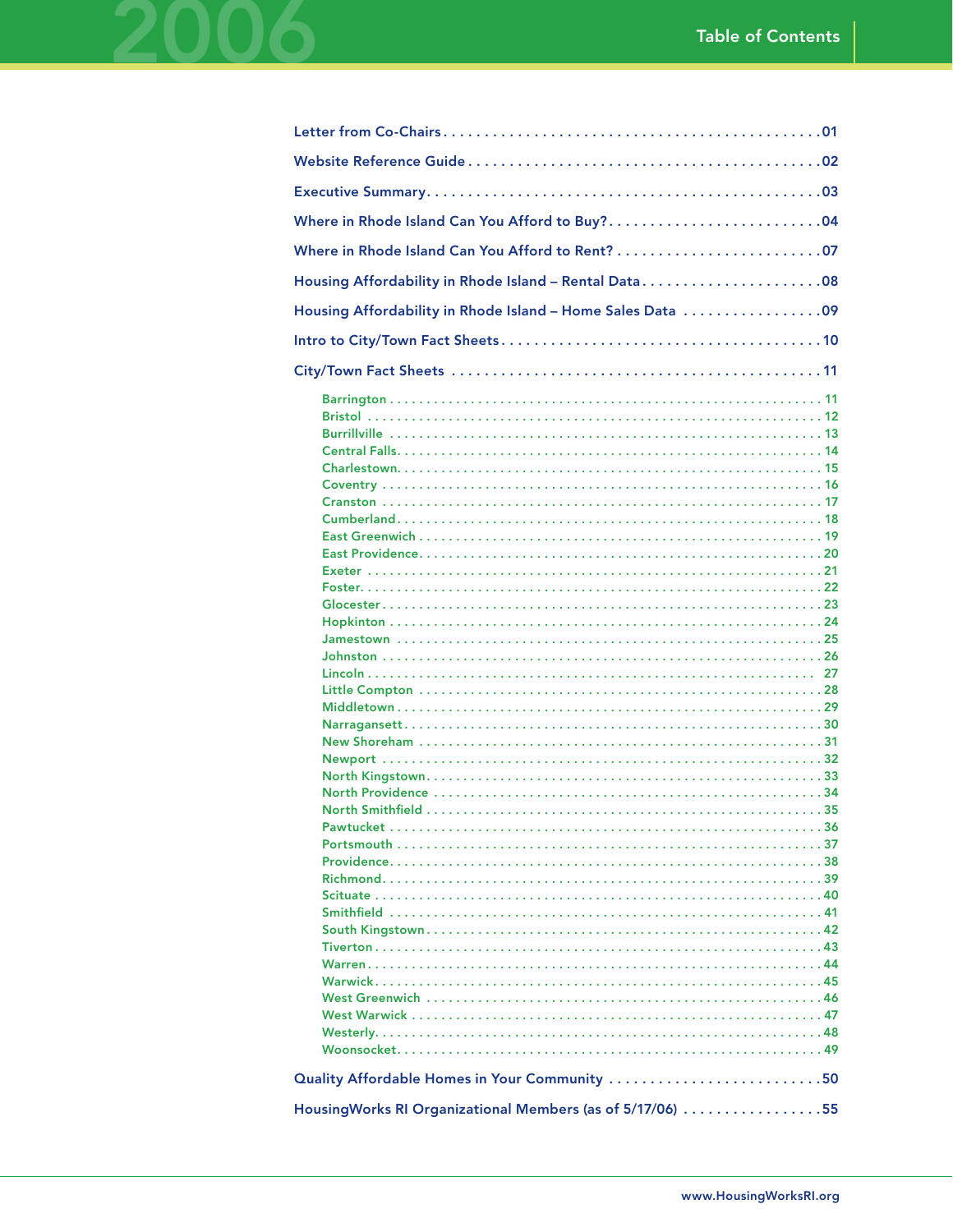# Table of Contents

Letter from Co-Chairs . . . . . . . . . . 01

Website Reference Guide . . . . . . . . . . 02

Executive Summary . . . . . . . . . . 03

Where in Rhode Island Can You Afford to Buy? . . . . . . . . . . 04

Where in Rhode Island Can You Afford to Rent? . . . . . . . . . . 07

Housing Affordability in Rhode Island – Rental Data . . . . . . . . . . 08

Housing Affordability in Rhode Island – Home Sales Data . . . . . . . . . . 09

Intro to City/Town Fact Sheets . . . . . . . . . . 10

City/Town Fact Sheets . . . . . . . . . . 11

- Barrington . . . . . . . . . . 11
- Bristol . . . . . . . . . . 12
- Burrillville . . . . . . . . . . 13
- Central Falls . . . . . . . . . . 14
- Charlestown . . . . . . . . . . 15
- Coventry . . . . . . . . . . 16
- Cranston . . . . . . . . . . 17
- Cumberland . . . . . . . . . . 18
- East Greenwich . . . . . . . . . . 19
- East Providence . . . . . . . . . . 20
- Exeter . . . . . . . . . . 21
- Foster . . . . . . . . . . 22
- Glocester . . . . . . . . . . 23
- Hopkinton . . . . . . . . . . 24
- Jamestown . . . . . . . . . . 25
- Johnston . . . . . . . . . . 26
- Lincoln . . . . . . . . . . 27
- Little Compton . . . . . . . . . . 28
- Middletown . . . . . . . . . . 29
- Narragansett . . . . . . . . . . 30
- New Shoreham . . . . . . . . . . 31
- Newport . . . . . . . . . . 32
- North Kingstown . . . . . . . . . . 33
- North Providence . . . . . . . . . . 34
- North Smithfield . . . . . . . . . . 35
- Pawtucket . . . . . . . . . . 36
- Portsmouth . . . . . . . . . . 37
- Providence . . . . . . . . . . 38
- Richmond . . . . . . . . . . 39
- Scituate . . . . . . . . . . 40
- Smithfield . . . . . . . . . . 41
- South Kingstown . . . . . . . . . . 42
- Tiverton . . . . . . . . . . 43
- Warren . . . . . . . . . . 44
- Warwick . . . . . . . . . . 45
- West Greenwich . . . . . . . . . . 46
- West Warwick . . . . . . . . . . 47
- Westerly . . . . . . . . . . 48
- Woonsocket . . . . . . . . . . 49

Quality Affordable Homes in Your Community . . . . . . . . . . 50

HousingWorks RI Organizational Members (as of 5/17/06) . . . . . . . . . . 55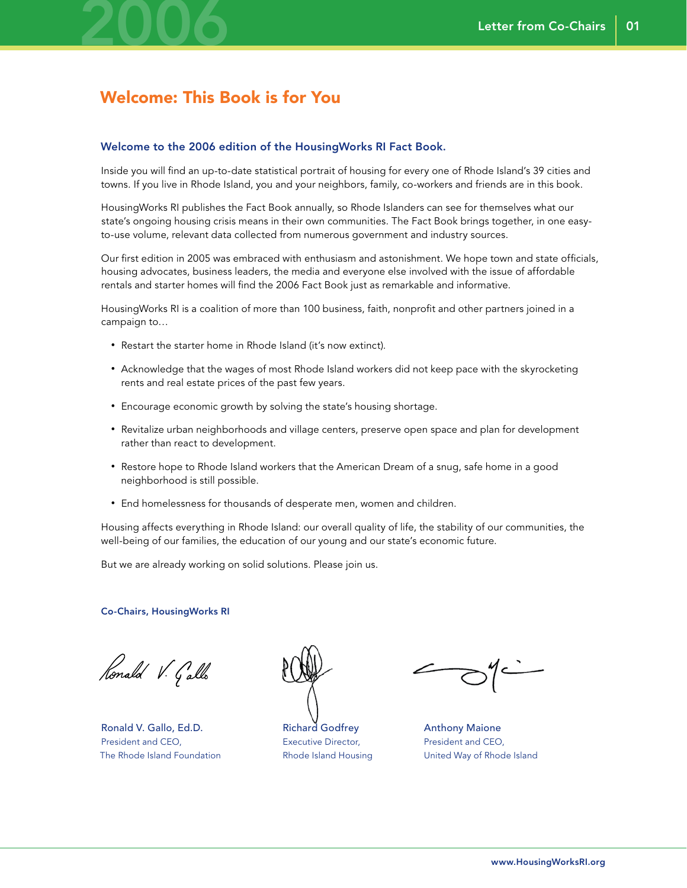# Welcome: This Book is for You

### Welcome to the 2006 edition of the HousingWorks RI Fact Book.

Inside you will find an up-to-date statistical portrait of housing for every one of Rhode Island's 39 cities and towns. If you live in Rhode Island, you and your neighbors, family, co-workers and friends are in this book.

HousingWorks RI publishes the Fact Book annually, so Rhode Islanders can see for themselves what our state's ongoing housing crisis means in their own communities. The Fact Book brings together, in one easy-to-use volume, relevant data collected from numerous government and industry sources.

Our first edition in 2005 was embraced with enthusiasm and astonishment. We hope town and state officials, housing advocates, business leaders, the media and everyone else involved with the issue of affordable rentals and starter homes will find the 2006 Fact Book just as remarkable and informative.

HousingWorks RI is a coalition of more than 100 business, faith, nonprofit and other partners joined in a campaign to…

- Restart the starter home in Rhode Island (it's now extinct).
- Acknowledge that the wages of most Rhode Island workers did not keep pace with the skyrocketing rents and real estate prices of the past few years.
- Encourage economic growth by solving the state's housing shortage.
- Revitalize urban neighborhoods and village centers, preserve open space and plan for development rather than react to development.
- Restore hope to Rhode Island workers that the American Dream of a snug, safe home in a good neighborhood is still possible.
- End homelessness for thousands of desperate men, women and children.

Housing affects everything in Rhode Island: our overall quality of life, the stability of our communities, the well-being of our families, the education of our young and our state's economic future.

But we are already working on solid solutions. Please join us.

**Co-Chairs, HousingWorks RI**

Ronald V. Gallo, Ed.D.
President and CEO,
The Rhode Island Foundation

Richard Godfrey
Executive Director,
Rhode Island Housing

Anthony Maione
President and CEO,
United Way of Rhode Island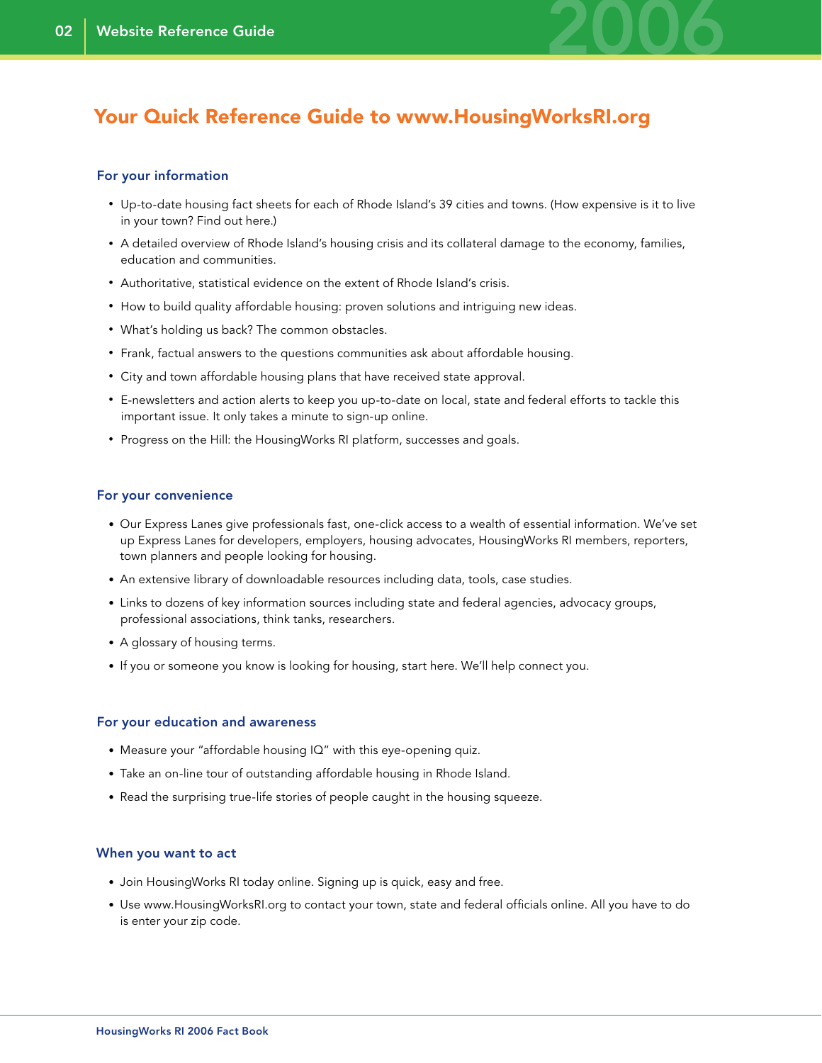# Your Quick Reference Guide to www.HousingWorksRI.org

### For your information

- Up-to-date housing fact sheets for each of Rhode Island's 39 cities and towns. (How expensive is it to live in your town? Find out here.)
- A detailed overview of Rhode Island's housing crisis and its collateral damage to the economy, families, education and communities.
- Authoritative, statistical evidence on the extent of Rhode Island's crisis.
- How to build quality affordable housing: proven solutions and intriguing new ideas.
- What's holding us back? The common obstacles.
- Frank, factual answers to the questions communities ask about affordable housing.
- City and town affordable housing plans that have received state approval.
- E-newsletters and action alerts to keep you up-to-date on local, state and federal efforts to tackle this important issue. It only takes a minute to sign-up online.
- Progress on the Hill: the HousingWorks RI platform, successes and goals.

### For your convenience

- Our Express Lanes give professionals fast, one-click access to a wealth of essential information. We've set up Express Lanes for developers, employers, housing advocates, HousingWorks RI members, reporters, town planners and people looking for housing.
- An extensive library of downloadable resources including data, tools, case studies.
- Links to dozens of key information sources including state and federal agencies, advocacy groups, professional associations, think tanks, researchers.
- A glossary of housing terms.
- If you or someone you know is looking for housing, start here. We'll help connect you.

### For your education and awareness

- Measure your "affordable housing IQ" with this eye-opening quiz.
- Take an on-line tour of outstanding affordable housing in Rhode Island.
- Read the surprising true-life stories of people caught in the housing squeeze.

### When you want to act

- Join HousingWorks RI today online. Signing up is quick, easy and free.
- Use www.HousingWorksRI.org to contact your town, state and federal officials online. All you have to do is enter your zip code.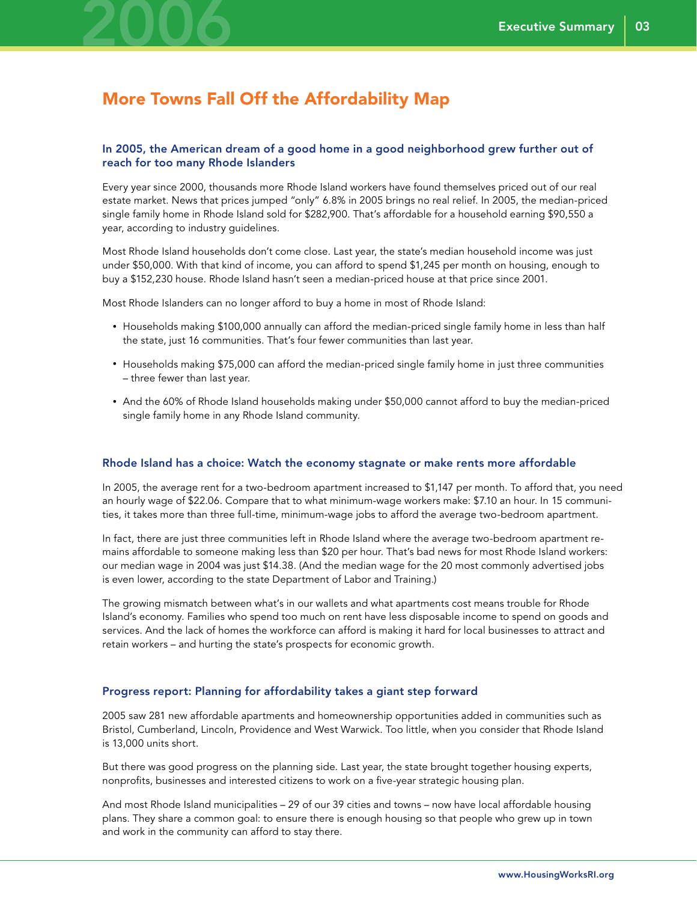# More Towns Fall Off the Affordability Map

### In 2005, the American dream of a good home in a good neighborhood grew further out of reach for too many Rhode Islanders

Every year since 2000, thousands more Rhode Island workers have found themselves priced out of our real estate market. News that prices jumped "only" 6.8% in 2005 brings no real relief. In 2005, the median-priced single family home in Rhode Island sold for $282,900. That's affordable for a household earning $90,550 a year, according to industry guidelines.

Most Rhode Island households don't come close. Last year, the state's median household income was just under $50,000. With that kind of income, you can afford to spend $1,245 per month on housing, enough to buy a $152,230 house. Rhode Island hasn't seen a median-priced house at that price since 2001.

Most Rhode Islanders can no longer afford to buy a home in most of Rhode Island:

- Households making $100,000 annually can afford the median-priced single family home in less than half the state, just 16 communities. That's four fewer communities than last year.
- Households making $75,000 can afford the median-priced single family home in just three communities – three fewer than last year.
- And the 60% of Rhode Island households making under $50,000 cannot afford to buy the median-priced single family home in any Rhode Island community.

### Rhode Island has a choice: Watch the economy stagnate or make rents more affordable

In 2005, the average rent for a two-bedroom apartment increased to $1,147 per month. To afford that, you need an hourly wage of $22.06. Compare that to what minimum-wage workers make: $7.10 an hour. In 15 communities, it takes more than three full-time, minimum-wage jobs to afford the average two-bedroom apartment.

In fact, there are just three communities left in Rhode Island where the average two-bedroom apartment remains affordable to someone making less than $20 per hour. That's bad news for most Rhode Island workers: our median wage in 2004 was just $14.38. (And the median wage for the 20 most commonly advertised jobs is even lower, according to the state Department of Labor and Training.)

The growing mismatch between what's in our wallets and what apartments cost means trouble for Rhode Island's economy. Families who spend too much on rent have less disposable income to spend on goods and services. And the lack of homes the workforce can afford is making it hard for local businesses to attract and retain workers – and hurting the state's prospects for economic growth.

### Progress report: Planning for affordability takes a giant step forward

2005 saw 281 new affordable apartments and homeownership opportunities added in communities such as Bristol, Cumberland, Lincoln, Providence and West Warwick. Too little, when you consider that Rhode Island is 13,000 units short.

But there was good progress on the planning side. Last year, the state brought together housing experts, nonprofits, businesses and interested citizens to work on a five-year strategic housing plan.

And most Rhode Island municipalities – 29 of our 39 cities and towns – now have local affordable housing plans. They share a common goal: to ensure there is enough housing so that people who grew up in town and work in the community can afford to stay there.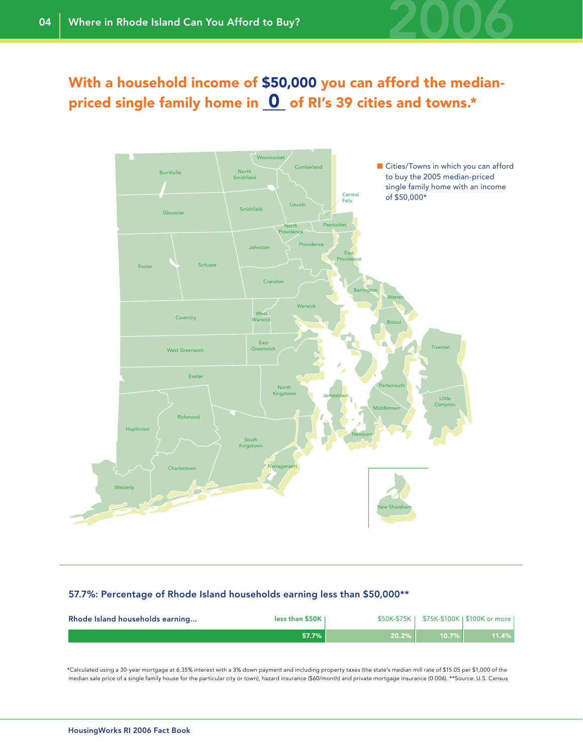# With a household income of $50,000 you can afford the median-priced single family home in 0 of RI's 39 cities and towns.*

■ Cities/Towns in which you can afford to buy the 2005 median-priced single family home with an income of $50,000*

Burrillville, North Smithfield, Woonsocket, Cumberland, Central Falls, Glocester, Smithfield, Lincoln, North Providence, Pawtucket, Johnston, Providence, East Providence, Foster, Scituate, Cranston, Barrington, Warren, Warwick, West Warwick, Coventry, Bristol, East Greenwich, West Greenwich, Tiverton, Exeter, North Kingstown, Jamestown, Portsmouth, Little Compton, Middletown, Richmond, Hopkinton, Newport, South Kingstown, Charlestown, Narragansett, Westerly, New Shoreham

## 57.7%: Percentage of Rhode Island households earning less than $50,000**

| Rhode Island households earning... | less than $50K | $50K-$75K | $75K-$100K | $100K or more |
|---|---|---|---|---|
| | 57.7% | 20.2% | 10.7% | 11.4% |

*Calculated using a 30-year mortgage at 6.35% interest with a 3% down payment and including property taxes (the state's median mill rate of $15.05 per $1,000 of the median sale price of a single family house for the particular city or town), hazard insurance ($60/month) and private mortgage insurance (0.006). **Source: U.S. Census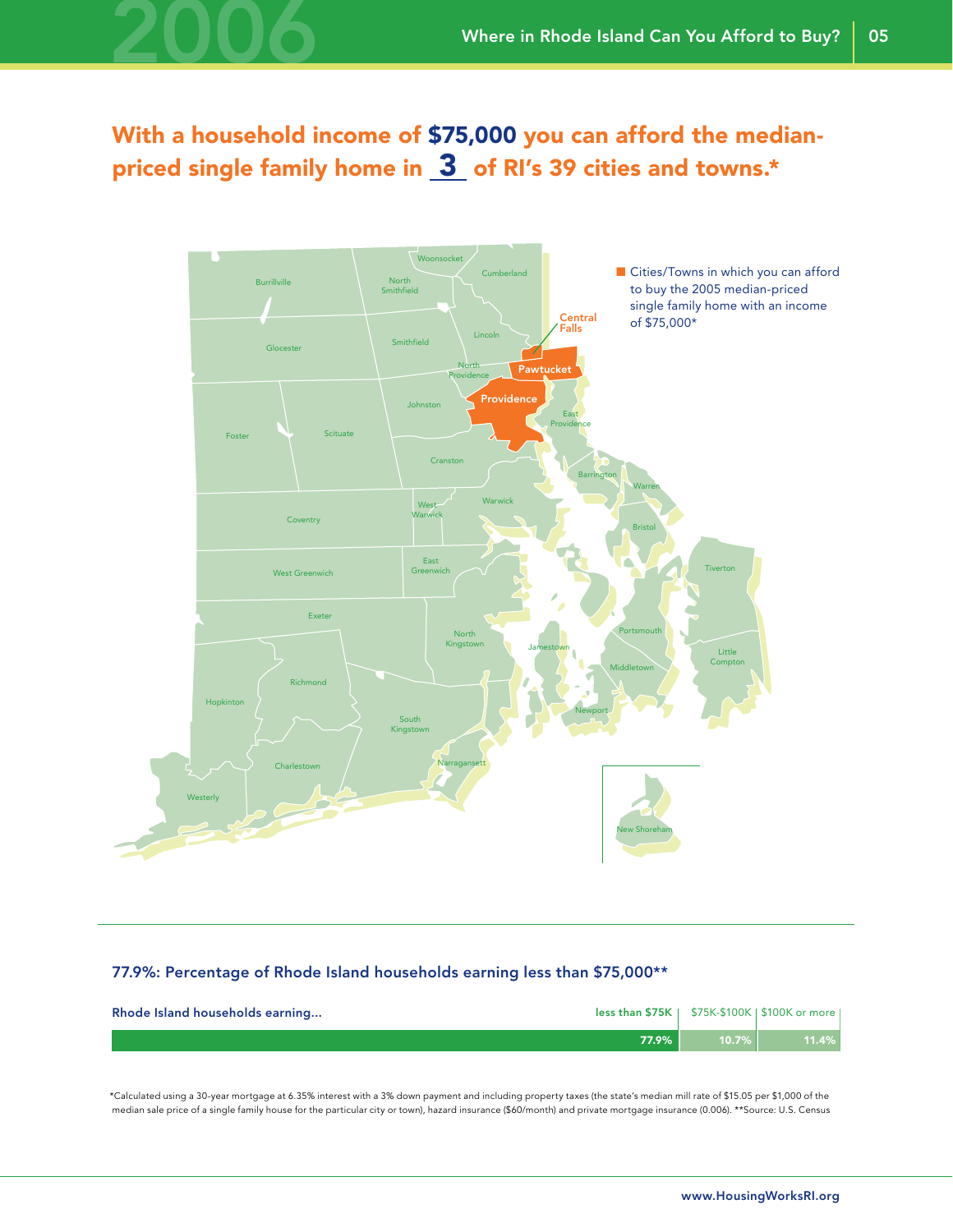## With a household income of $75,000 you can afford the median-priced single family home in 3 of RI's 39 cities and towns.*

■ Cities/Towns in which you can afford to buy the 2005 median-priced single family home with an income of $75,000*

Central Falls

Pawtucket

Providence

### 77.9%: Percentage of Rhode Island households earning less than $75,000**

| Rhode Island households earning... | less than $75K | $75K-$100K | $100K or more |
|---|---|---|---|
| | 77.9% | 10.7% | 11.4% |

*Calculated using a 30-year mortgage at 6.35% interest with a 3% down payment and including property taxes (the state's median mill rate of $15.05 per $1,000 of the median sale price of a single family house for the particular city or town), hazard insurance ($60/month) and private mortgage insurance (0.006). **Source: U.S. Census

www.HousingWorksRI.org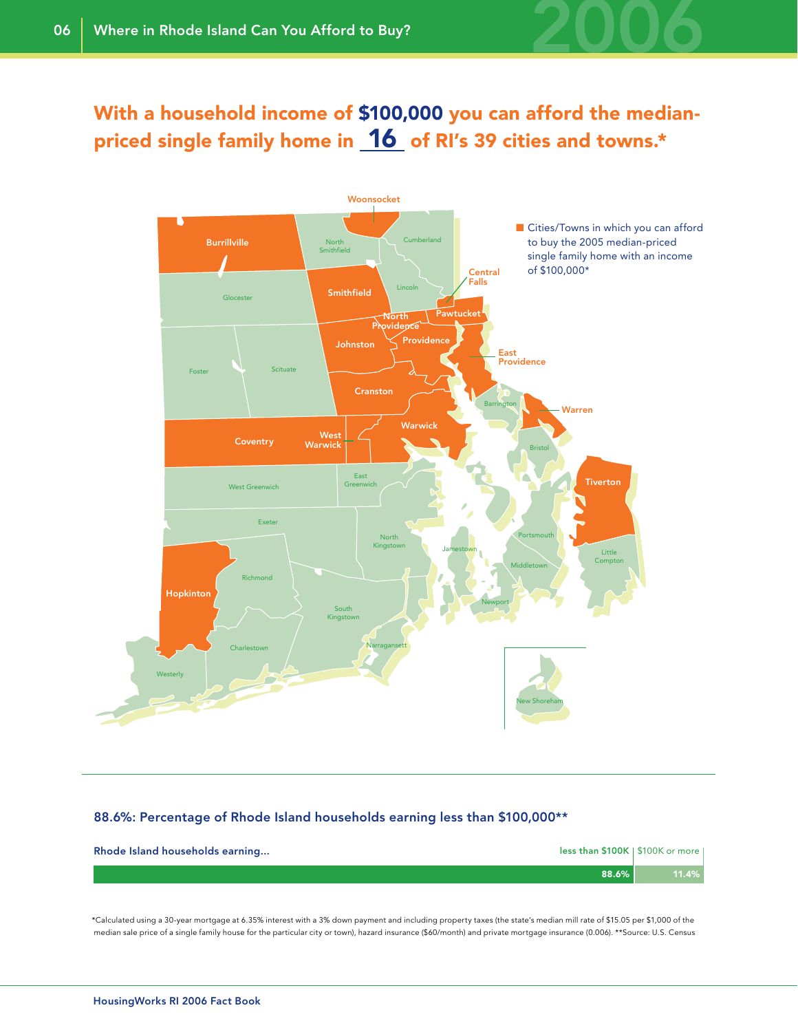## With a household income of $100,000 you can afford the median-priced single family home in 16 of RI's 39 cities and towns.*

■ Cities/Towns in which you can afford to buy the 2005 median-priced single family home with an income of $100,000*

Woonsocket, Burrillville, North Smithfield, Cumberland, Central Falls, Lincoln, Smithfield, Glocester, North Providence, Pawtucket, Johnston, Providence, East Providence, Foster, Scituate, Cranston, Barrington, Warren, Warwick, Coventry, West Warwick, Bristol, Tiverton, East Greenwich, West Greenwich, Exeter, North Kingstown, Portsmouth, Jamestown, Little Compton, Middletown, Richmond, Hopkinton, Newport, South Kingstown, Charlestown, Narragansett, Westerly, New Shoreham

### 88.6%: Percentage of Rhode Island households earning less than $100,000**

| Rhode Island households earning... | less than $100K | $100K or more |
|---|---|---|
| | 88.6% | 11.4% |

*Calculated using a 30-year mortgage at 6.35% interest with a 3% down payment and including property taxes (the state's median mill rate of $15.05 per $1,000 of the median sale price of a single family house for the particular city or town), hazard insurance ($60/month) and private mortgage insurance (0.006). **Source: U.S. Census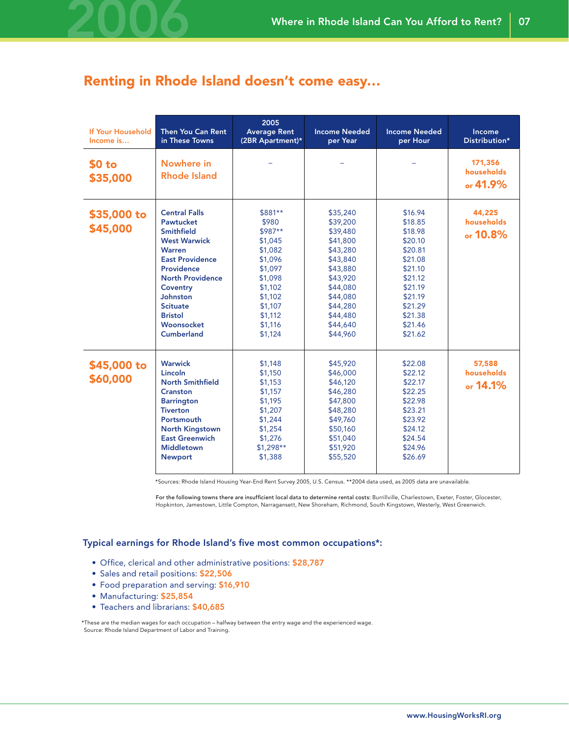## Renting in Rhode Island doesn't come easy...

| If Your Household Income is... | Then You Can Rent in These Towns | 2005 Average Rent (2BR Apartment)* | Income Needed per Year | Income Needed per Hour | Income Distribution* |
|---|---|---|---|---|---|
| $0 to $35,000 | Nowhere in Rhode Island | – | – | – | 171,356 households or 41.9% |
| $35,000 to $45,000 | Central Falls | $881** | $35,240 | $16.94 | 44,225 households or 10.8% |
| | Pawtucket | $980 | $39,200 | $18.85 | |
| | Smithfield | $987** | $39,480 | $18.98 | |
| | West Warwick | $1,045 | $41,800 | $20.10 | |
| | Warren | $1,082 | $43,280 | $20.81 | |
| | East Providence | $1,096 | $43,840 | $21.08 | |
| | Providence | $1,097 | $43,880 | $21.10 | |
| | North Providence | $1,098 | $43,920 | $21.12 | |
| | Coventry | $1,102 | $44,080 | $21.19 | |
| | Johnston | $1,102 | $44,080 | $21.19 | |
| | Scituate | $1,107 | $44,280 | $21.29 | |
| | Bristol | $1,112 | $44,480 | $21.38 | |
| | Woonsocket | $1,116 | $44,640 | $21.46 | |
| | Cumberland | $1,124 | $44,960 | $21.62 | |
| $45,000 to $60,000 | Warwick | $1,148 | $45,920 | $22.08 | 57,588 households or 14.1% |
| | Lincoln | $1,150 | $46,000 | $22.12 | |
| | North Smithfield | $1,153 | $46,120 | $22.17 | |
| | Cranston | $1,157 | $46,280 | $22.25 | |
| | Barrington | $1,195 | $47,800 | $22.98 | |
| | Tiverton | $1,207 | $48,280 | $23.21 | |
| | Portsmouth | $1,244 | $49,760 | $23.92 | |
| | North Kingstown | $1,254 | $50,160 | $24.12 | |
| | East Greenwich | $1,276 | $51,040 | $24.54 | |
| | Middletown | $1,298** | $51,920 | $24.96 | |
| | Newport | $1,388 | $55,520 | $26.69 | |

*Sources: Rhode Island Housing Year-End Rent Survey 2005, U.S. Census. **2004 data used, as 2005 data are unavailable.

For the following towns there are insufficient local data to determine rental costs: Burrillville, Charlestown, Exeter, Foster, Glocester, Hopkinton, Jamestown, Little Compton, Narragansett, New Shoreham, Richmond, South Kingstown, Westerly, West Greenwich.

### Typical earnings for Rhode Island's five most common occupations*:

- Office, clerical and other administrative positions: $28,787
- Sales and retail positions: $22,506
- Food preparation and serving: $16,910
- Manufacturing: $25,854
- Teachers and librarians: $40,685

*These are the median wages for each occupation – halfway between the entry wage and the experienced wage.
Source: Rhode Island Department of Labor and Training.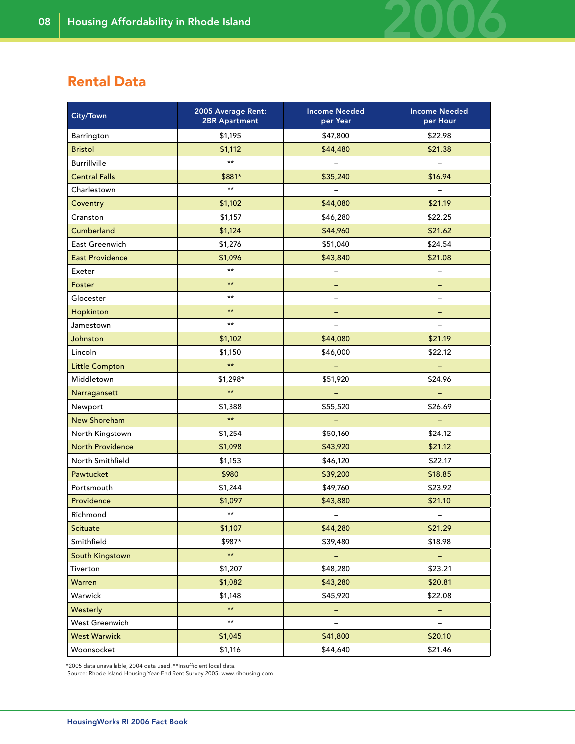## Rental Data

| City/Town | 2005 Average Rent: 2BR Apartment | Income Needed per Year | Income Needed per Hour |
|---|---|---|---|
| Barrington | $1,195 | $47,800 | $22.98 |
| Bristol | $1,112 | $44,480 | $21.38 |
| Burrillville | ** | – | – |
| Central Falls | $881* | $35,240 | $16.94 |
| Charlestown | ** | – | – |
| Coventry | $1,102 | $44,080 | $21.19 |
| Cranston | $1,157 | $46,280 | $22.25 |
| Cumberland | $1,124 | $44,960 | $21.62 |
| East Greenwich | $1,276 | $51,040 | $24.54 |
| East Providence | $1,096 | $43,840 | $21.08 |
| Exeter | ** | – | – |
| Foster | ** | – | – |
| Glocester | ** | – | – |
| Hopkinton | ** | – | – |
| Jamestown | ** | – | – |
| Johnston | $1,102 | $44,080 | $21.19 |
| Lincoln | $1,150 | $46,000 | $22.12 |
| Little Compton | ** | – | – |
| Middletown | $1,298* | $51,920 | $24.96 |
| Narragansett | ** | – | – |
| Newport | $1,388 | $55,520 | $26.69 |
| New Shoreham | ** | – | – |
| North Kingstown | $1,254 | $50,160 | $24.12 |
| North Providence | $1,098 | $43,920 | $21.12 |
| North Smithfield | $1,153 | $46,120 | $22.17 |
| Pawtucket | $980 | $39,200 | $18.85 |
| Portsmouth | $1,244 | $49,760 | $23.92 |
| Providence | $1,097 | $43,880 | $21.10 |
| Richmond | ** | – | – |
| Scituate | $1,107 | $44,280 | $21.29 |
| Smithfield | $987* | $39,480 | $18.98 |
| South Kingstown | ** | – | – |
| Tiverton | $1,207 | $48,280 | $23.21 |
| Warren | $1,082 | $43,280 | $20.81 |
| Warwick | $1,148 | $45,920 | $22.08 |
| Westerly | ** | – | – |
| West Greenwich | ** | – | – |
| West Warwick | $1,045 | $41,800 | $20.10 |
| Woonsocket | $1,116 | $44,640 | $21.46 |

*2005 data unavailable, 2004 data used. **Insufficient local data.
Source: Rhode Island Housing Year-End Rent Survey 2005, www.rihousing.com.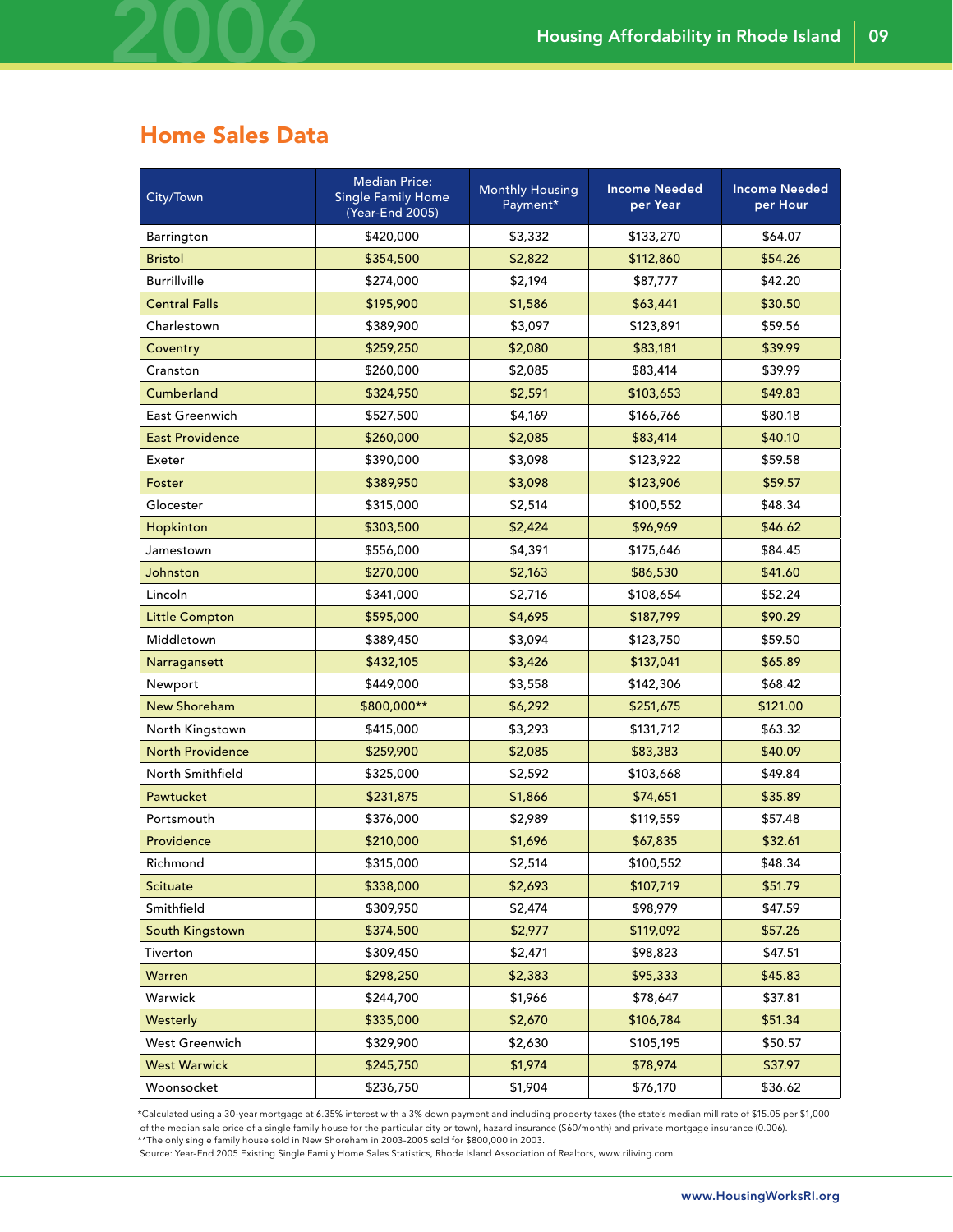## Home Sales Data

| City/Town | Median Price: Single Family Home (Year-End 2005) | Monthly Housing Payment* | Income Needed per Year | Income Needed per Hour |
|---|---|---|---|---|
| Barrington | $420,000 | $3,332 | $133,270 | $64.07 |
| Bristol | $354,500 | $2,822 | $112,860 | $54.26 |
| Burrillville | $274,000 | $2,194 | $87,777 | $42.20 |
| Central Falls | $195,900 | $1,586 | $63,441 | $30.50 |
| Charlestown | $389,900 | $3,097 | $123,891 | $59.56 |
| Coventry | $259,250 | $2,080 | $83,181 | $39.99 |
| Cranston | $260,000 | $2,085 | $83,414 | $39.99 |
| Cumberland | $324,950 | $2,591 | $103,653 | $49.83 |
| East Greenwich | $527,500 | $4,169 | $166,766 | $80.18 |
| East Providence | $260,000 | $2,085 | $83,414 | $40.10 |
| Exeter | $390,000 | $3,098 | $123,922 | $59.58 |
| Foster | $389,950 | $3,098 | $123,906 | $59.57 |
| Glocester | $315,000 | $2,514 | $100,552 | $48.34 |
| Hopkinton | $303,500 | $2,424 | $96,969 | $46.62 |
| Jamestown | $556,000 | $4,391 | $175,646 | $84.45 |
| Johnston | $270,000 | $2,163 | $86,530 | $41.60 |
| Lincoln | $341,000 | $2,716 | $108,654 | $52.24 |
| Little Compton | $595,000 | $4,695 | $187,799 | $90.29 |
| Middletown | $389,450 | $3,094 | $123,750 | $59.50 |
| Narragansett | $432,105 | $3,426 | $137,041 | $65.89 |
| Newport | $449,000 | $3,558 | $142,306 | $68.42 |
| New Shoreham | $800,000** | $6,292 | $251,675 | $121.00 |
| North Kingstown | $415,000 | $3,293 | $131,712 | $63.32 |
| North Providence | $259,900 | $2,085 | $83,383 | $40.09 |
| North Smithfield | $325,000 | $2,592 | $103,668 | $49.84 |
| Pawtucket | $231,875 | $1,866 | $74,651 | $35.89 |
| Portsmouth | $376,000 | $2,989 | $119,559 | $57.48 |
| Providence | $210,000 | $1,696 | $67,835 | $32.61 |
| Richmond | $315,000 | $2,514 | $100,552 | $48.34 |
| Scituate | $338,000 | $2,693 | $107,719 | $51.79 |
| Smithfield | $309,950 | $2,474 | $98,979 | $47.59 |
| South Kingstown | $374,500 | $2,977 | $119,092 | $57.26 |
| Tiverton | $309,450 | $2,471 | $98,823 | $47.51 |
| Warren | $298,250 | $2,383 | $95,333 | $45.83 |
| Warwick | $244,700 | $1,966 | $78,647 | $37.81 |
| Westerly | $335,000 | $2,670 | $106,784 | $51.34 |
| West Greenwich | $329,900 | $2,630 | $105,195 | $50.57 |
| West Warwick | $245,750 | $1,974 | $78,974 | $37.97 |
| Woonsocket | $236,750 | $1,904 | $76,170 | $36.62 |

*Calculated using a 30-year mortgage at 6.35% interest with a 3% down payment and including property taxes (the state's median mill rate of $15.05 per $1,000 of the median sale price of a single family house for the particular city or town), hazard insurance ($60/month) and private mortgage insurance (0.006).
**The only single family house sold in New Shoreham in 2003-2005 sold for $800,000 in 2003.
Source: Year-End 2005 Existing Single Family Home Sales Statistics, Rhode Island Association of Realtors, www.riliving.com.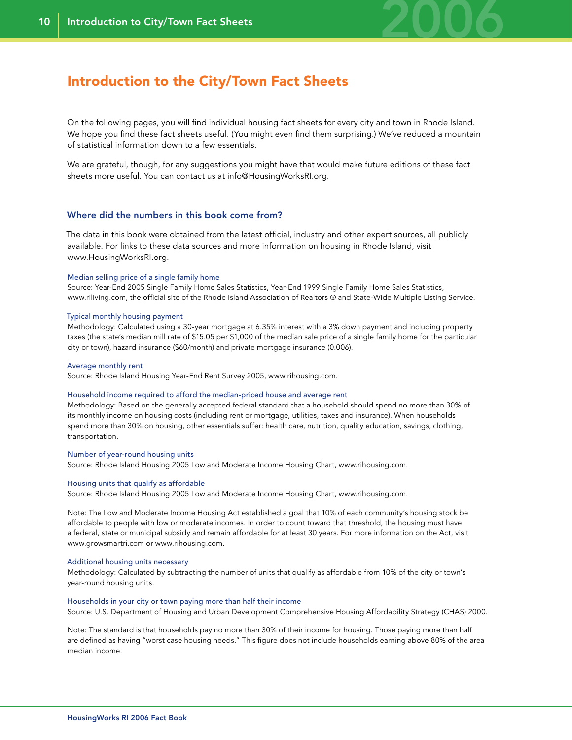# Introduction to the City/Town Fact Sheets

On the following pages, you will find individual housing fact sheets for every city and town in Rhode Island. We hope you find these fact sheets useful. (You might even find them surprising.) We've reduced a mountain of statistical information down to a few essentials.

We are grateful, though, for any suggestions you might have that would make future editions of these fact sheets more useful. You can contact us at info@HousingWorksRI.org.

## Where did the numbers in this book come from?

The data in this book were obtained from the latest official, industry and other expert sources, all publicly available. For links to these data sources and more information on housing in Rhode Island, visit www.HousingWorksRI.org.

### Median selling price of a single family home

Source: Year-End 2005 Single Family Home Sales Statistics, Year-End 1999 Single Family Home Sales Statistics, www.riliving.com, the official site of the Rhode Island Association of Realtors ® and State-Wide Multiple Listing Service.

### Typical monthly housing payment

Methodology: Calculated using a 30-year mortgage at 6.35% interest with a 3% down payment and including property taxes (the state's median mill rate of $15.05 per $1,000 of the median sale price of a single family home for the particular city or town), hazard insurance ($60/month) and private mortgage insurance (0.006).

### Average monthly rent

Source: Rhode Island Housing Year-End Rent Survey 2005, www.rihousing.com.

### Household income required to afford the median-priced house and average rent

Methodology: Based on the generally accepted federal standard that a household should spend no more than 30% of its monthly income on housing costs (including rent or mortgage, utilities, taxes and insurance). When households spend more than 30% on housing, other essentials suffer: health care, nutrition, quality education, savings, clothing, transportation.

### Number of year-round housing units

Source: Rhode Island Housing 2005 Low and Moderate Income Housing Chart, www.rihousing.com.

### Housing units that qualify as affordable

Source: Rhode Island Housing 2005 Low and Moderate Income Housing Chart, www.rihousing.com.

Note: The Low and Moderate Income Housing Act established a goal that 10% of each community's housing stock be affordable to people with low or moderate incomes. In order to count toward that threshold, the housing must have a federal, state or municipal subsidy and remain affordable for at least 30 years. For more information on the Act, visit www.growsmartri.com or www.rihousing.com.

### Additional housing units necessary

Methodology: Calculated by subtracting the number of units that qualify as affordable from 10% of the city or town's year-round housing units.

### Households in your city or town paying more than half their income

Source: U.S. Department of Housing and Urban Development Comprehensive Housing Affordability Strategy (CHAS) 2000.

Note: The standard is that households pay no more than 30% of their income for housing. Those paying more than half are defined as having "worst case housing needs." This figure does not include households earning above 80% of the area median income.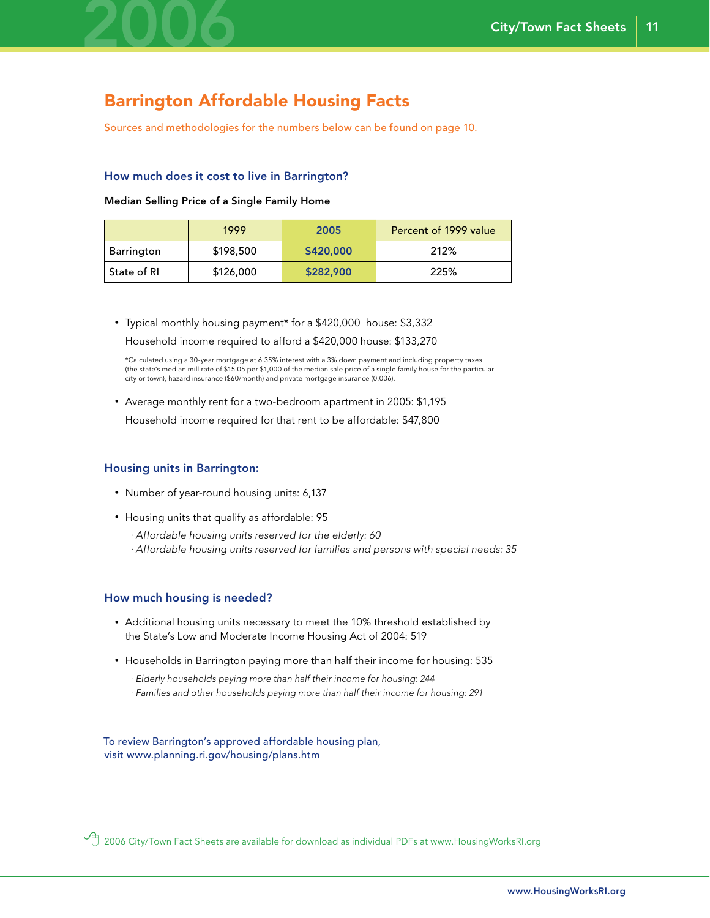# Barrington Affordable Housing Facts

Sources and methodologies for the numbers below can be found on page 10.

### How much does it cost to live in Barrington?

**Median Selling Price of a Single Family Home**

| | 1999 | 2005 | Percent of 1999 value |
|---|---|---|---|
| Barrington | $198,500 | **$420,000** | 212% |
| State of RI | $126,000 | **$282,900** | 225% |

- Typical monthly housing payment* for a $420,000 house: $3,332
  Household income required to afford a $420,000 house: $133,270

*Calculated using a 30-year mortgage at 6.35% interest with a 3% down payment and including property taxes (the state's median mill rate of $15.05 per $1,000 of the median sale price of a single family house for the particular city or town), hazard insurance ($60/month) and private mortgage insurance (0.006).

- Average monthly rent for a two-bedroom apartment in 2005: $1,195
  Household income required for that rent to be affordable: $47,800

### Housing units in Barrington:

- Number of year-round housing units: 6,137
- Housing units that qualify as affordable: 95
  - *Affordable housing units reserved for the elderly: 60*
  - *Affordable housing units reserved for families and persons with special needs: 35*

### How much housing is needed?

- Additional housing units necessary to meet the 10% threshold established by the State's Low and Moderate Income Housing Act of 2004: 519
- Households in Barrington paying more than half their income for housing: 535
  - *Elderly households paying more than half their income for housing: 244*
  - *Families and other households paying more than half their income for housing: 291*

To review Barrington's approved affordable housing plan, visit www.planning.ri.gov/housing/plans.htm

2006 City/Town Fact Sheets are available for download as individual PDFs at www.HousingWorksRI.org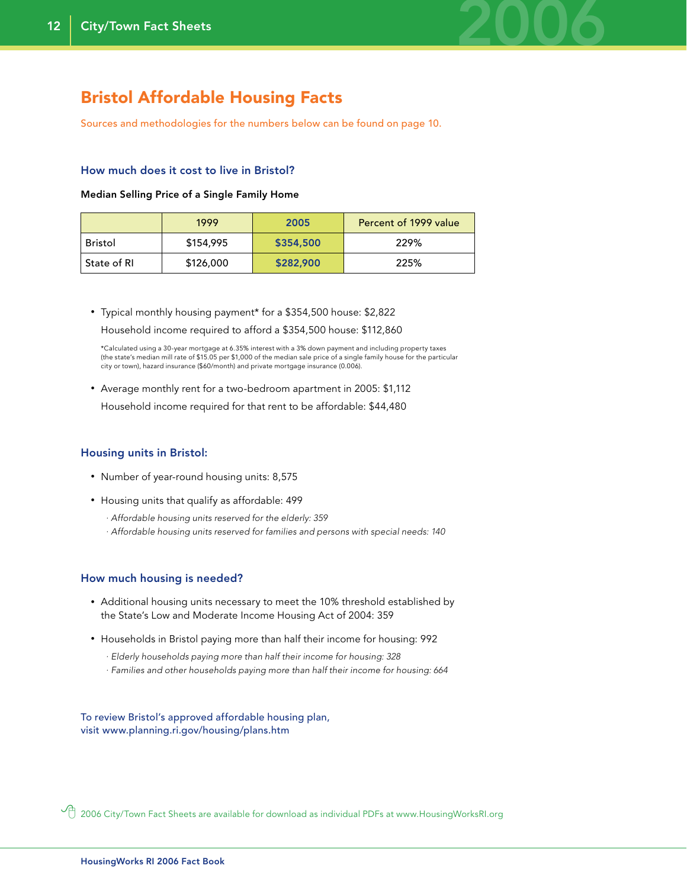# Bristol Affordable Housing Facts

Sources and methodologies for the numbers below can be found on page 10.

### How much does it cost to live in Bristol?

**Median Selling Price of a Single Family Home**

| | 1999 | 2005 | Percent of 1999 value |
|---|---|---|---|
| Bristol | $154,995 | **$354,500** | 229% |
| State of RI | $126,000 | **$282,900** | 225% |

- Typical monthly housing payment* for a $354,500 house: $2,822
  Household income required to afford a $354,500 house: $112,860

  *Calculated using a 30-year mortgage at 6.35% interest with a 3% down payment and including property taxes (the state's median mill rate of $15.05 per $1,000 of the median sale price of a single family house for the particular city or town), hazard insurance ($60/month) and private mortgage insurance (0.006).

- Average monthly rent for a two-bedroom apartment in 2005: $1,112
  Household income required for that rent to be affordable: $44,480

### Housing units in Bristol:

- Number of year-round housing units: 8,575
- Housing units that qualify as affordable: 499
  - *Affordable housing units reserved for the elderly: 359*
  - *Affordable housing units reserved for families and persons with special needs: 140*

### How much housing is needed?

- Additional housing units necessary to meet the 10% threshold established by the State's Low and Moderate Income Housing Act of 2004: 359
- Households in Bristol paying more than half their income for housing: 992
  - *Elderly households paying more than half their income for housing: 328*
  - *Families and other households paying more than half their income for housing: 664*

To review Bristol's approved affordable housing plan, visit www.planning.ri.gov/housing/plans.htm

2006 City/Town Fact Sheets are available for download as individual PDFs at www.HousingWorksRI.org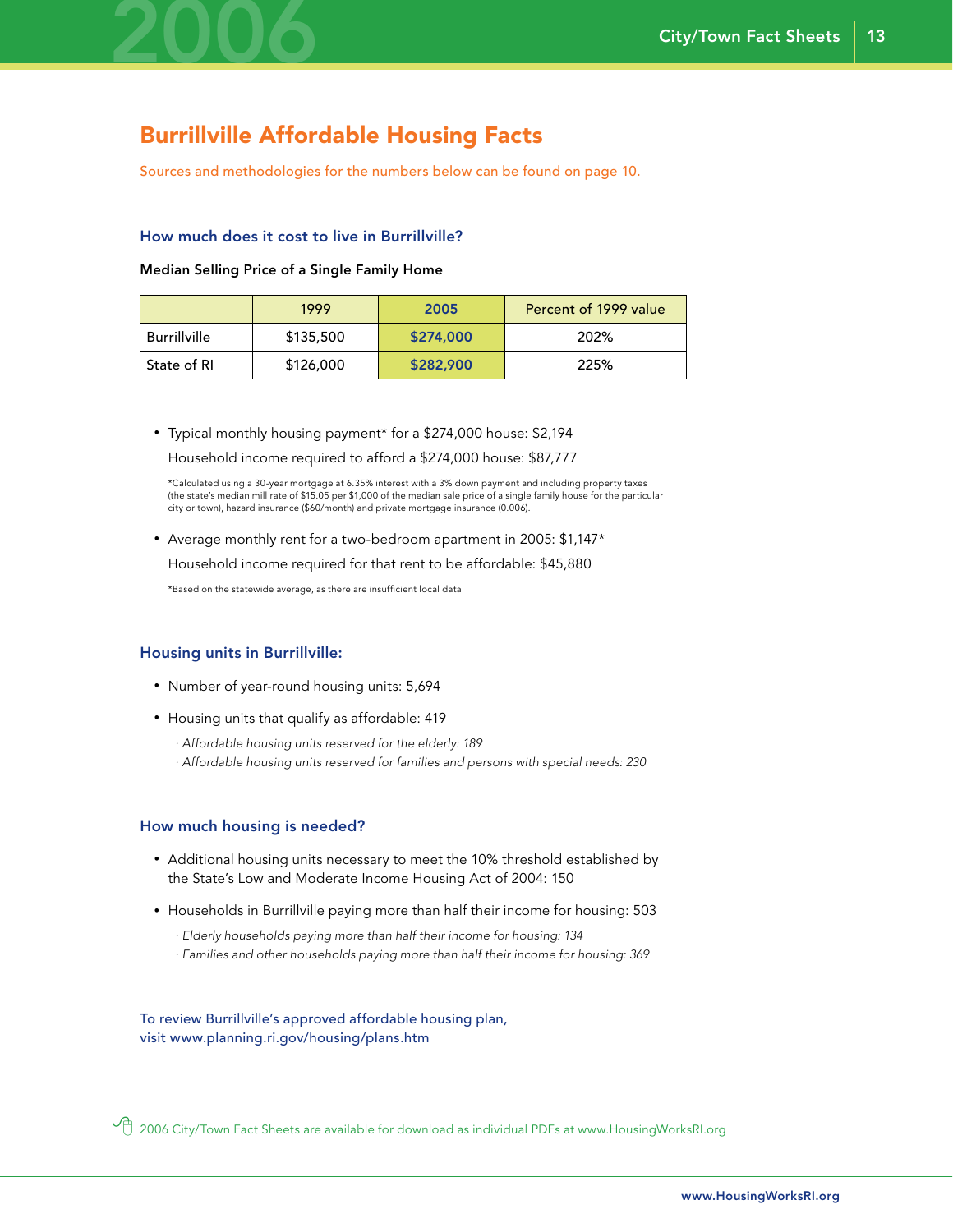## Burrillville Affordable Housing Facts

Sources and methodologies for the numbers below can be found on page 10.

### How much does it cost to live in Burrillville?

**Median Selling Price of a Single Family Home**

| | 1999 | 2005 | Percent of 1999 value |
|---|---|---|---|
| Burrillville | $135,500 | **$274,000** | 202% |
| State of RI | $126,000 | **$282,900** | 225% |

- Typical monthly housing payment* for a $274,000 house: $2,194

  Household income required to afford a $274,000 house: $87,777

  *Calculated using a 30-year mortgage at 6.35% interest with a 3% down payment and including property taxes (the state's median mill rate of $15.05 per $1,000 of the median sale price of a single family house for the particular city or town), hazard insurance ($60/month) and private mortgage insurance (0.006).

- Average monthly rent for a two-bedroom apartment in 2005: $1,147*

  Household income required for that rent to be affordable: $45,880

  *Based on the statewide average, as there are insufficient local data

### Housing units in Burrillville:

- Number of year-round housing units: 5,694
- Housing units that qualify as affordable: 419
  - *Affordable housing units reserved for the elderly: 189*
  - *Affordable housing units reserved for families and persons with special needs: 230*

### How much housing is needed?

- Additional housing units necessary to meet the 10% threshold established by the State's Low and Moderate Income Housing Act of 2004: 150
- Households in Burrillville paying more than half their income for housing: 503
  - *Elderly households paying more than half their income for housing: 134*
  - *Families and other households paying more than half their income for housing: 369*

To review Burrillville's approved affordable housing plan, visit www.planning.ri.gov/housing/plans.htm

2006 City/Town Fact Sheets are available for download as individual PDFs at www.HousingWorksRI.org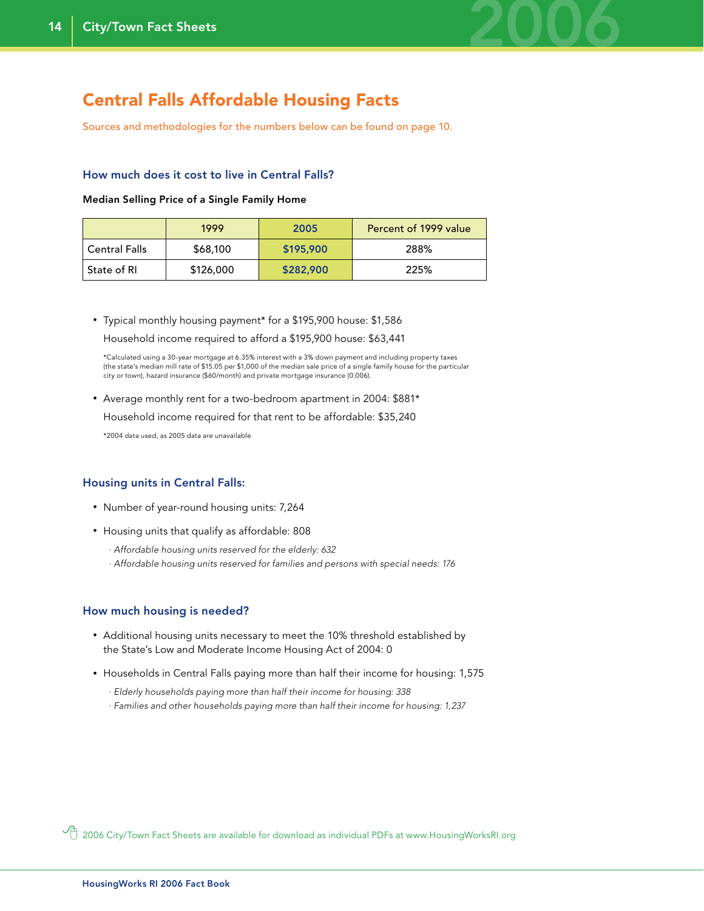# Central Falls Affordable Housing Facts

Sources and methodologies for the numbers below can be found on page 10.

### How much does it cost to live in Central Falls?

**Median Selling Price of a Single Family Home**

| | 1999 | 2005 | Percent of 1999 value |
|---|---|---|---|
| Central Falls | $68,100 | **$195,900** | 288% |
| State of RI | $126,000 | **$282,900** | 225% |

- Typical monthly housing payment* for a $195,900 house: $1,586

  Household income required to afford a $195,900 house: $63,441

  *Calculated using a 30-year mortgage at 6.35% interest with a 3% down payment and including property taxes (the state's median mill rate of $15.05 per $1,000 of the median sale price of a single family house for the particular city or town), hazard insurance ($60/month) and private mortgage insurance (0.006).

- Average monthly rent for a two-bedroom apartment in 2004: $881*

  Household income required for that rent to be affordable: $35,240

  *2004 data used, as 2005 data are unavailable

### Housing units in Central Falls:

- Number of year-round housing units: 7,264
- Housing units that qualify as affordable: 808
  - *Affordable housing units reserved for the elderly: 632*
  - *Affordable housing units reserved for families and persons with special needs: 176*

### How much housing is needed?

- Additional housing units necessary to meet the 10% threshold established by the State's Low and Moderate Income Housing Act of 2004: 0
- Households in Central Falls paying more than half their income for housing: 1,575
  - *Elderly households paying more than half their income for housing: 338*
  - *Families and other households paying more than half their income for housing: 1,237*

2006 City/Town Fact Sheets are available for download as individual PDFs at www.HousingWorksRI.org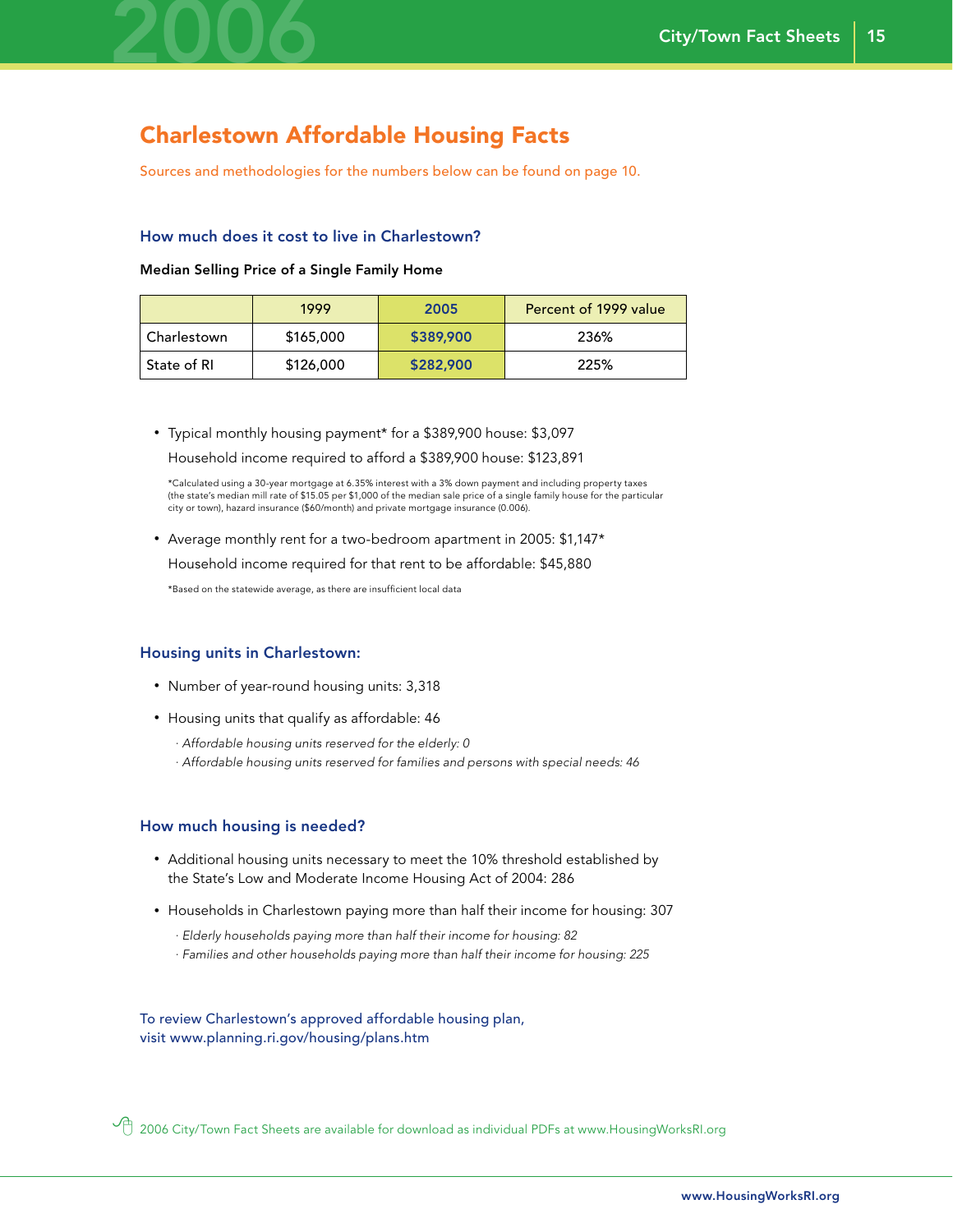## Charlestown Affordable Housing Facts

Sources and methodologies for the numbers below can be found on page 10.

### How much does it cost to live in Charlestown?

**Median Selling Price of a Single Family Home**

| | 1999 | 2005 | Percent of 1999 value |
|---|---|---|---|
| Charlestown | $165,000 | **$389,900** | 236% |
| State of RI | $126,000 | **$282,900** | 225% |

- Typical monthly housing payment* for a $389,900 house: $3,097

  Household income required to afford a $389,900 house: $123,891

  *Calculated using a 30-year mortgage at 6.35% interest with a 3% down payment and including property taxes (the state's median mill rate of $15.05 per $1,000 of the median sale price of a single family house for the particular city or town), hazard insurance ($60/month) and private mortgage insurance (0.006).

- Average monthly rent for a two-bedroom apartment in 2005: $1,147*

  Household income required for that rent to be affordable: $45,880

  *Based on the statewide average, as there are insufficient local data

### Housing units in Charlestown:

- Number of year-round housing units: 3,318
- Housing units that qualify as affordable: 46
  - *Affordable housing units reserved for the elderly: 0*
  - *Affordable housing units reserved for families and persons with special needs: 46*

### How much housing is needed?

- Additional housing units necessary to meet the 10% threshold established by the State's Low and Moderate Income Housing Act of 2004: 286
- Households in Charlestown paying more than half their income for housing: 307
  - *Elderly households paying more than half their income for housing: 82*
  - *Families and other households paying more than half their income for housing: 225*

To review Charlestown's approved affordable housing plan, visit www.planning.ri.gov/housing/plans.htm

2006 City/Town Fact Sheets are available for download as individual PDFs at www.HousingWorksRI.org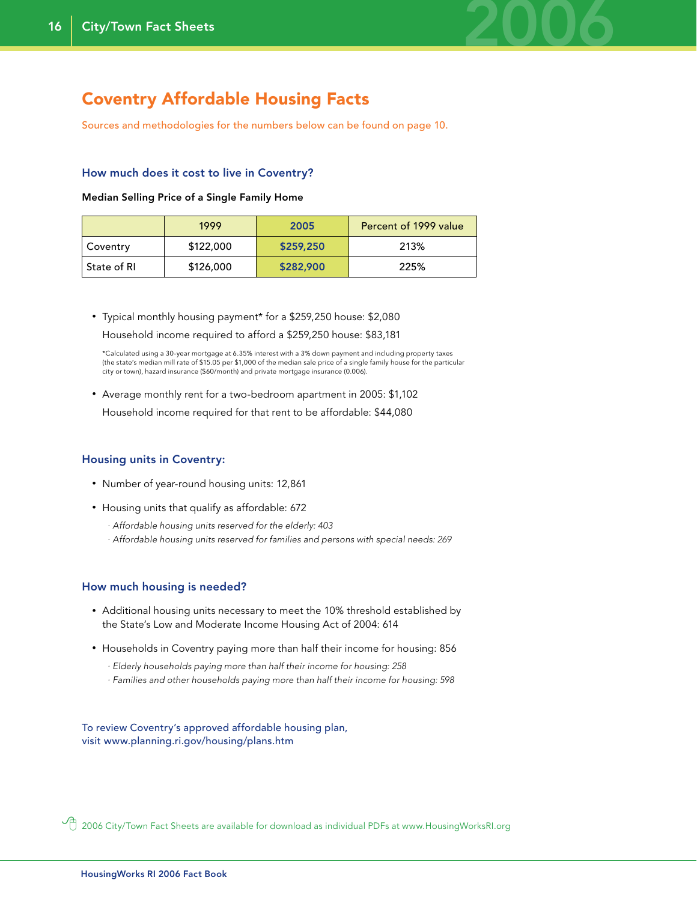# Coventry Affordable Housing Facts

Sources and methodologies for the numbers below can be found on page 10.

### How much does it cost to live in Coventry?

**Median Selling Price of a Single Family Home**

| | 1999 | 2005 | Percent of 1999 value |
|---|---|---|---|
| Coventry | $122,000 | **$259,250** | 213% |
| State of RI | $126,000 | **$282,900** | 225% |

- Typical monthly housing payment* for a $259,250 house: $2,080
  Household income required to afford a $259,250 house: $83,181

*Calculated using a 30-year mortgage at 6.35% interest with a 3% down payment and including property taxes (the state's median mill rate of $15.05 per $1,000 of the median sale price of a single family house for the particular city or town), hazard insurance ($60/month) and private mortgage insurance (0.006).

- Average monthly rent for a two-bedroom apartment in 2005: $1,102
  Household income required for that rent to be affordable: $44,080

### Housing units in Coventry:

- Number of year-round housing units: 12,861
- Housing units that qualify as affordable: 672
  - *Affordable housing units reserved for the elderly: 403*
  - *Affordable housing units reserved for families and persons with special needs: 269*

### How much housing is needed?

- Additional housing units necessary to meet the 10% threshold established by the State's Low and Moderate Income Housing Act of 2004: 614
- Households in Coventry paying more than half their income for housing: 856
  - *Elderly households paying more than half their income for housing: 258*
  - *Families and other households paying more than half their income for housing: 598*

To review Coventry's approved affordable housing plan, visit www.planning.ri.gov/housing/plans.htm

2006 City/Town Fact Sheets are available for download as individual PDFs at www.HousingWorksRI.org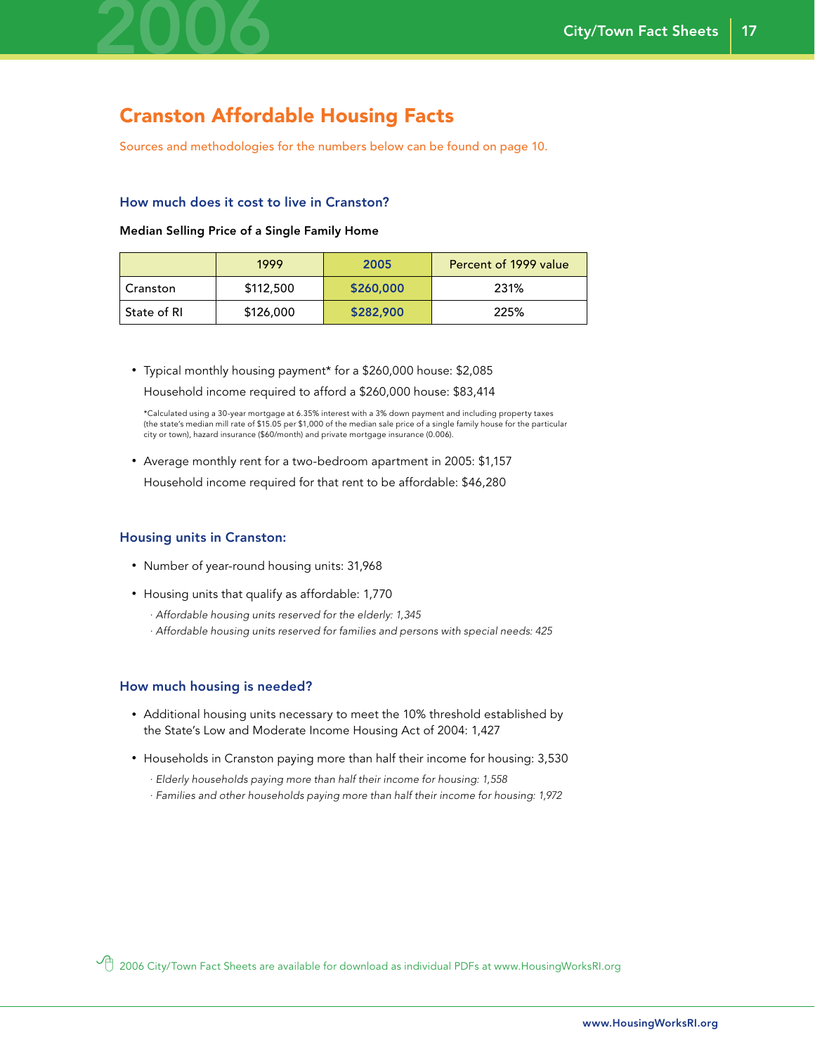# Cranston Affordable Housing Facts

Sources and methodologies for the numbers below can be found on page 10.

### How much does it cost to live in Cranston?

**Median Selling Price of a Single Family Home**

| | 1999 | 2005 | Percent of 1999 value |
|---|---|---|---|
| Cranston | $112,500 | **$260,000** | 231% |
| State of RI | $126,000 | **$282,900** | 225% |

- Typical monthly housing payment* for a $260,000 house: $2,085

  Household income required to afford a $260,000 house: $83,414

  *Calculated using a 30-year mortgage at 6.35% interest with a 3% down payment and including property taxes (the state's median mill rate of $15.05 per $1,000 of the median sale price of a single family house for the particular city or town), hazard insurance ($60/month) and private mortgage insurance (0.006).

- Average monthly rent for a two-bedroom apartment in 2005: $1,157

  Household income required for that rent to be affordable: $46,280

### Housing units in Cranston:

- Number of year-round housing units: 31,968
- Housing units that qualify as affordable: 1,770
  - *Affordable housing units reserved for the elderly: 1,345*
  - *Affordable housing units reserved for families and persons with special needs: 425*

### How much housing is needed?

- Additional housing units necessary to meet the 10% threshold established by the State's Low and Moderate Income Housing Act of 2004: 1,427
- Households in Cranston paying more than half their income for housing: 3,530
  - *Elderly households paying more than half their income for housing: 1,558*
  - *Families and other households paying more than half their income for housing: 1,972*

2006 City/Town Fact Sheets are available for download as individual PDFs at www.HousingWorksRI.org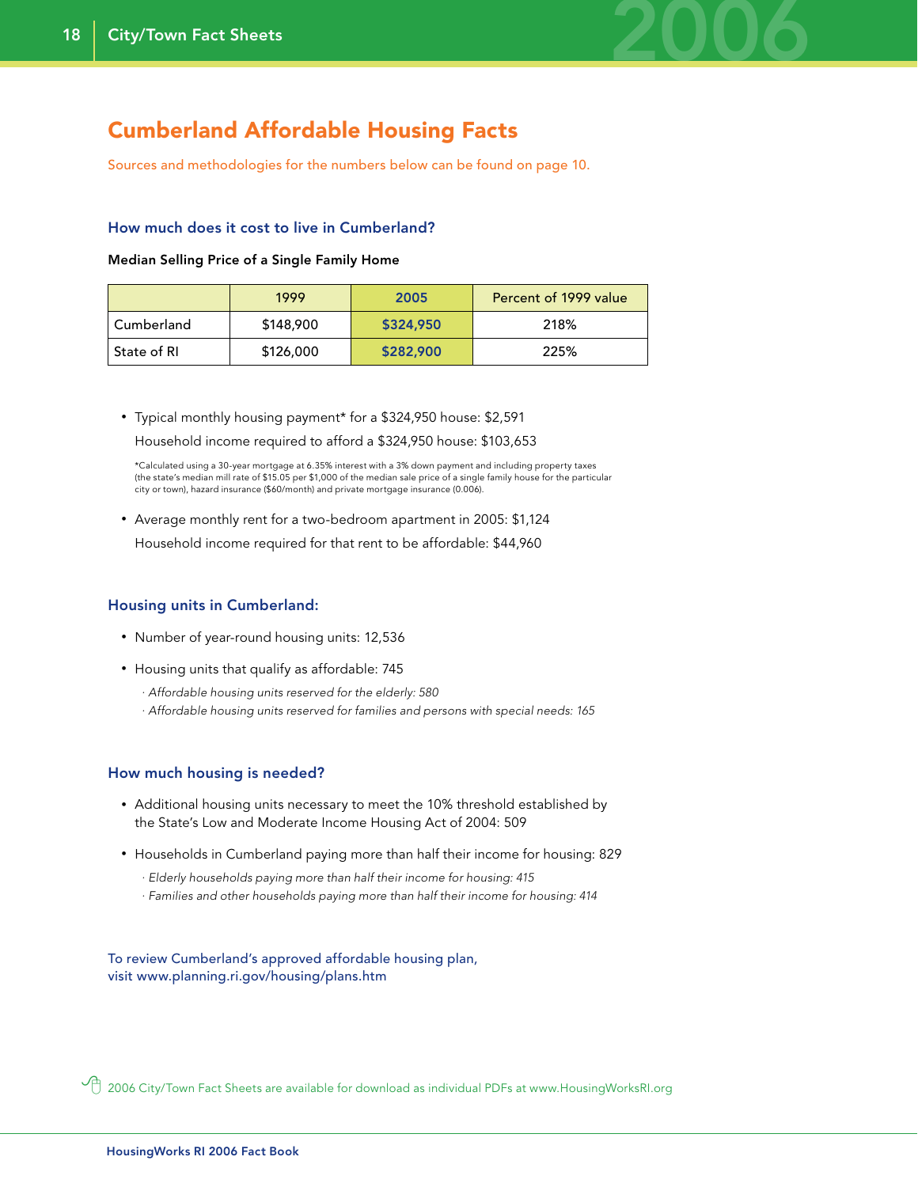# Cumberland Affordable Housing Facts

Sources and methodologies for the numbers below can be found on page 10.

## How much does it cost to live in Cumberland?

**Median Selling Price of a Single Family Home**

| | 1999 | 2005 | Percent of 1999 value |
|---|---|---|---|
| Cumberland | $148,900 | **$324,950** | 218% |
| State of RI | $126,000 | **$282,900** | 225% |

- Typical monthly housing payment* for a $324,950 house: $2,591
  Household income required to afford a $324,950 house: $103,653

  *Calculated using a 30-year mortgage at 6.35% interest with a 3% down payment and including property taxes (the state's median mill rate of $15.05 per $1,000 of the median sale price of a single family house for the particular city or town), hazard insurance ($60/month) and private mortgage insurance (0.006).

- Average monthly rent for a two-bedroom apartment in 2005: $1,124
  Household income required for that rent to be affordable: $44,960

## Housing units in Cumberland:

- Number of year-round housing units: 12,536
- Housing units that qualify as affordable: 745
  - *Affordable housing units reserved for the elderly: 580*
  - *Affordable housing units reserved for families and persons with special needs: 165*

## How much housing is needed?

- Additional housing units necessary to meet the 10% threshold established by the State's Low and Moderate Income Housing Act of 2004: 509
- Households in Cumberland paying more than half their income for housing: 829
  - *Elderly households paying more than half their income for housing: 415*
  - *Families and other households paying more than half their income for housing: 414*

To review Cumberland's approved affordable housing plan, visit www.planning.ri.gov/housing/plans.htm

2006 City/Town Fact Sheets are available for download as individual PDFs at www.HousingWorksRI.org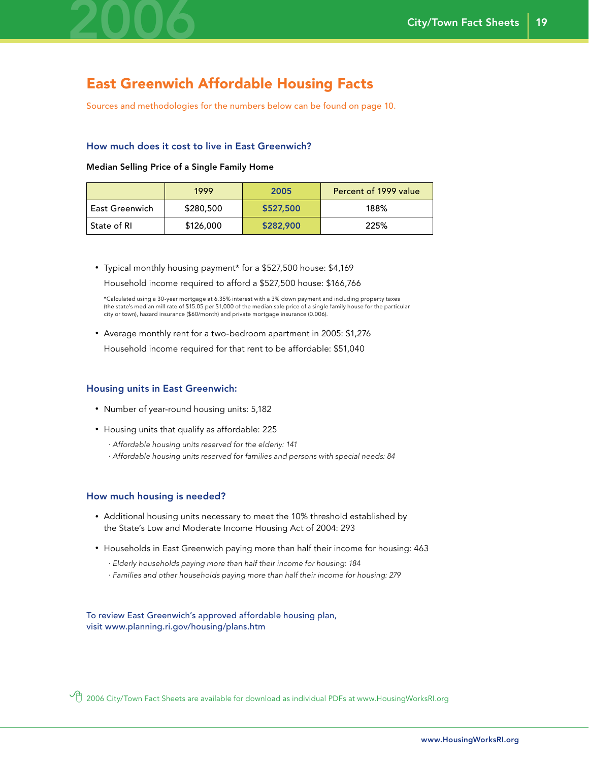## East Greenwich Affordable Housing Facts

Sources and methodologies for the numbers below can be found on page 10.

### How much does it cost to live in East Greenwich?

**Median Selling Price of a Single Family Home**

| | 1999 | 2005 | Percent of 1999 value |
|---|---|---|---|
| East Greenwich | $280,500 | **$527,500** | 188% |
| State of RI | $126,000 | **$282,900** | 225% |

- Typical monthly housing payment* for a $527,500 house: $4,169
  Household income required to afford a $527,500 house: $166,766

  *Calculated using a 30-year mortgage at 6.35% interest with a 3% down payment and including property taxes (the state's median mill rate of $15.05 per $1,000 of the median sale price of a single family house for the particular city or town), hazard insurance ($60/month) and private mortgage insurance (0.006).

- Average monthly rent for a two-bedroom apartment in 2005: $1,276
  Household income required for that rent to be affordable: $51,040

### Housing units in East Greenwich:

- Number of year-round housing units: 5,182
- Housing units that qualify as affordable: 225
  - *Affordable housing units reserved for the elderly: 141*
  - *Affordable housing units reserved for families and persons with special needs: 84*

### How much housing is needed?

- Additional housing units necessary to meet the 10% threshold established by the State's Low and Moderate Income Housing Act of 2004: 293
- Households in East Greenwich paying more than half their income for housing: 463
  - *Elderly households paying more than half their income for housing: 184*
  - *Families and other households paying more than half their income for housing: 279*

To review East Greenwich's approved affordable housing plan, visit www.planning.ri.gov/housing/plans.htm

2006 City/Town Fact Sheets are available for download as individual PDFs at www.HousingWorksRI.org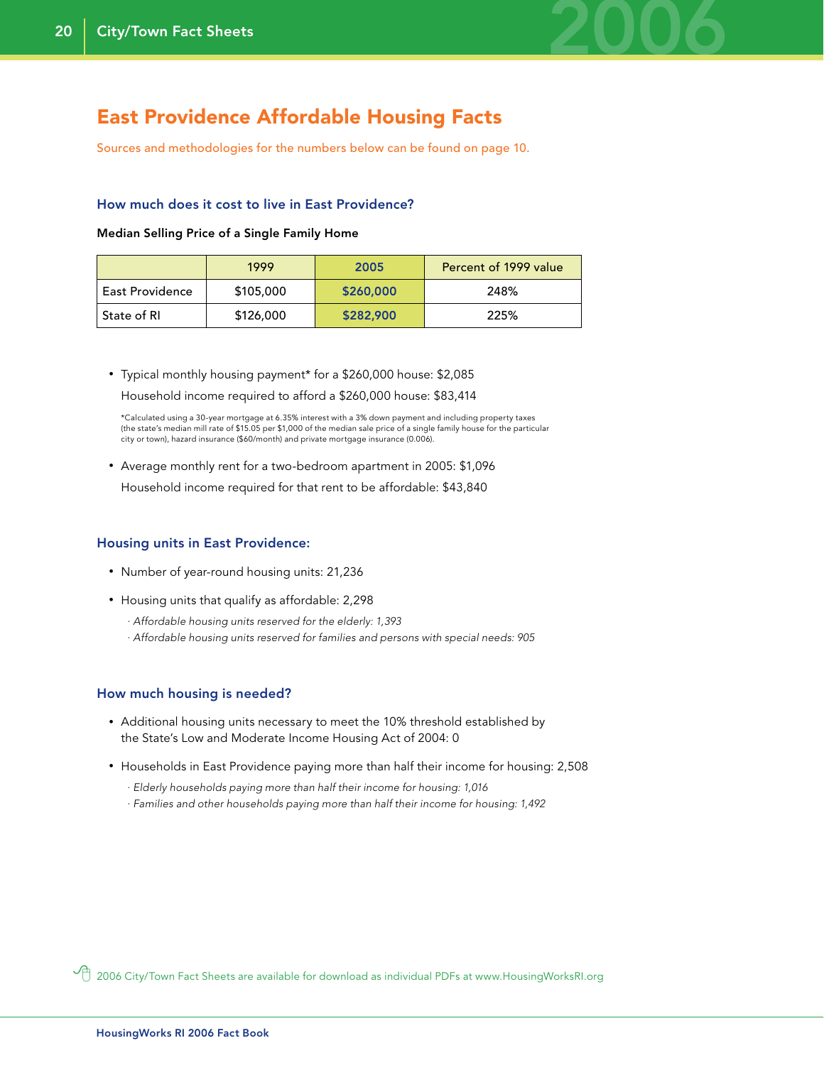# East Providence Affordable Housing Facts

Sources and methodologies for the numbers below can be found on page 10.

### How much does it cost to live in East Providence?

**Median Selling Price of a Single Family Home**

| | 1999 | 2005 | Percent of 1999 value |
|---|---|---|---|
| East Providence | $105,000 | **$260,000** | 248% |
| State of RI | $126,000 | **$282,900** | 225% |

- Typical monthly housing payment* for a $260,000 house: $2,085

  Household income required to afford a $260,000 house: $83,414

  *Calculated using a 30-year mortgage at 6.35% interest with a 3% down payment and including property taxes (the state's median mill rate of $15.05 per $1,000 of the median sale price of a single family house for the particular city or town), hazard insurance ($60/month) and private mortgage insurance (0.006).

- Average monthly rent for a two-bedroom apartment in 2005: $1,096

  Household income required for that rent to be affordable: $43,840

### Housing units in East Providence:

- Number of year-round housing units: 21,236
- Housing units that qualify as affordable: 2,298
  - *Affordable housing units reserved for the elderly: 1,393*
  - *Affordable housing units reserved for families and persons with special needs: 905*

### How much housing is needed?

- Additional housing units necessary to meet the 10% threshold established by the State's Low and Moderate Income Housing Act of 2004: 0
- Households in East Providence paying more than half their income for housing: 2,508
  - *Elderly households paying more than half their income for housing: 1,016*
  - *Families and other households paying more than half their income for housing: 1,492*

2006 City/Town Fact Sheets are available for download as individual PDFs at www.HousingWorksRI.org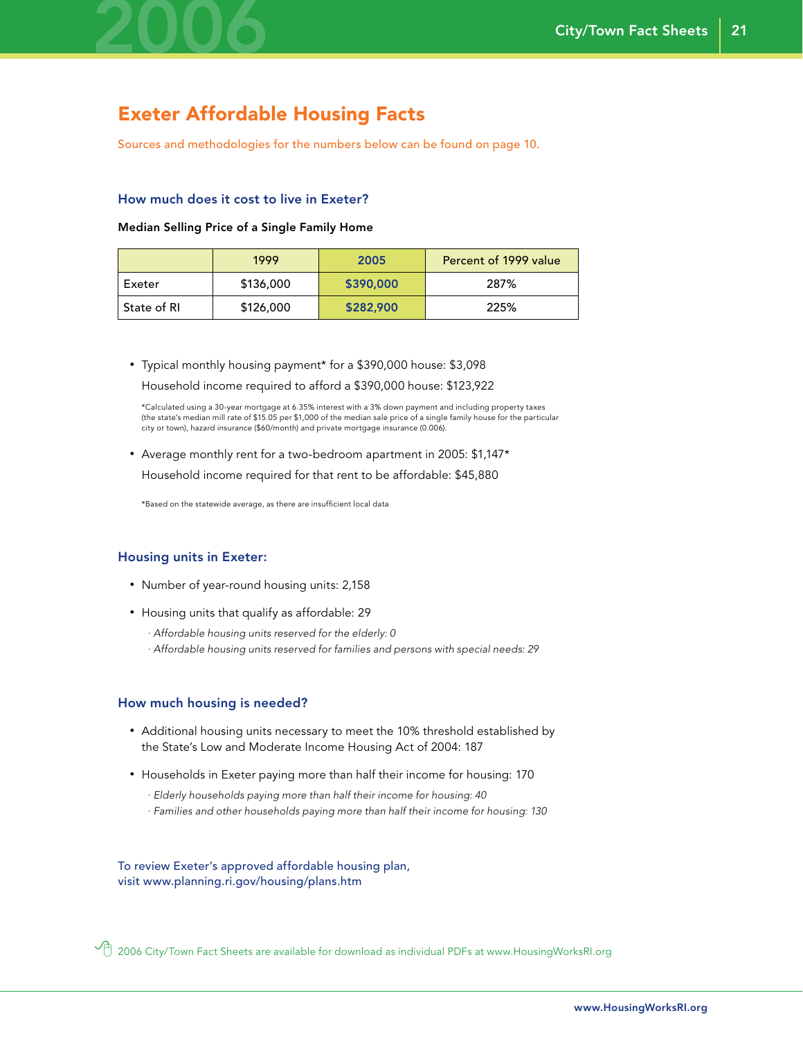# Exeter Affordable Housing Facts

Sources and methodologies for the numbers below can be found on page 10.

### How much does it cost to live in Exeter?

**Median Selling Price of a Single Family Home**

| | 1999 | 2005 | Percent of 1999 value |
|---|---|---|---|
| Exeter | $136,000 | **$390,000** | 287% |
| State of RI | $126,000 | **$282,900** | 225% |

- Typical monthly housing payment* for a $390,000 house: $3,098

  Household income required to afford a $390,000 house: $123,922

  *Calculated using a 30-year mortgage at 6.35% interest with a 3% down payment and including property taxes (the state's median mill rate of $15.05 per $1,000 of the median sale price of a single family house for the particular city or town), hazard insurance ($60/month) and private mortgage insurance (0.006).

- Average monthly rent for a two-bedroom apartment in 2005: $1,147*

  Household income required for that rent to be affordable: $45,880

  *Based on the statewide average, as there are insufficient local data

### Housing units in Exeter:

- Number of year-round housing units: 2,158
- Housing units that qualify as affordable: 29
  - *Affordable housing units reserved for the elderly: 0*
  - *Affordable housing units reserved for families and persons with special needs: 29*

### How much housing is needed?

- Additional housing units necessary to meet the 10% threshold established by the State's Low and Moderate Income Housing Act of 2004: 187
- Households in Exeter paying more than half their income for housing: 170
  - *Elderly households paying more than half their income for housing: 40*
  - *Families and other households paying more than half their income for housing: 130*

To review Exeter's approved affordable housing plan, visit www.planning.ri.gov/housing/plans.htm

2006 City/Town Fact Sheets are available for download as individual PDFs at www.HousingWorksRI.org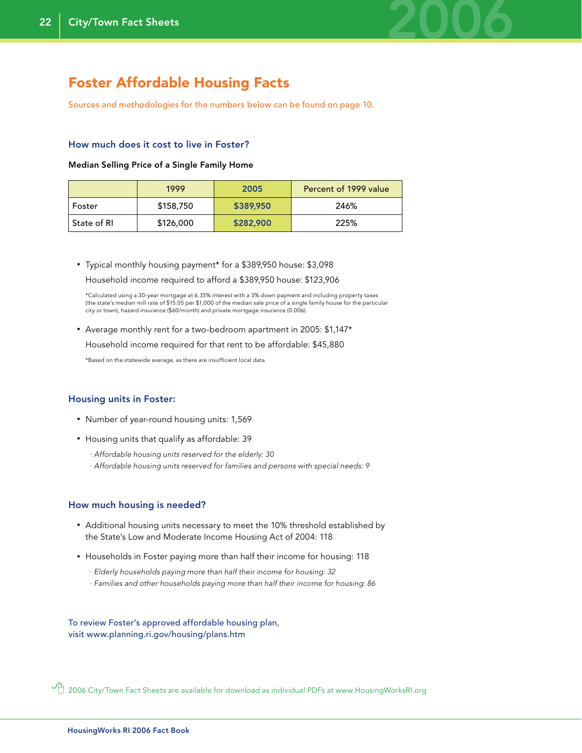# Foster Affordable Housing Facts

Sources and methodologies for the numbers below can be found on page 10.

## How much does it cost to live in Foster?

**Median Selling Price of a Single Family Home**

| | 1999 | 2005 | Percent of 1999 value |
|---|---|---|---|
| Foster | $158,750 | $389,950 | 246% |
| State of RI | $126,000 | $282,900 | 225% |

- Typical monthly housing payment* for a $389,950 house: $3,098
  Household income required to afford a $389,950 house: $123,906

  *Calculated using a 30-year mortgage at 6.35% interest with a 3% down payment and including property taxes (the state's median mill rate of $15.05 per $1,000 of the median sale price of a single family house for the particular city or town), hazard insurance ($60/month) and private mortgage insurance (0.006).

- Average monthly rent for a two-bedroom apartment in 2005: $1,147*
  Household income required for that rent to be affordable: $45,880

  *Based on the statewide average, as there are insufficient local data

## Housing units in Foster:

- Number of year-round housing units: 1,569
- Housing units that qualify as affordable: 39
  - *Affordable housing units reserved for the elderly: 30*
  - *Affordable housing units reserved for families and persons with special needs: 9*

## How much housing is needed?

- Additional housing units necessary to meet the 10% threshold established by the State's Low and Moderate Income Housing Act of 2004: 118
- Households in Foster paying more than half their income for housing: 118
  - *Elderly households paying more than half their income for housing: 32*
  - *Families and other households paying more than half their income for housing: 86*

To review Foster's approved affordable housing plan, visit www.planning.ri.gov/housing/plans.htm

2006 City/Town Fact Sheets are available for download as individual PDFs at www.HousingWorksRI.org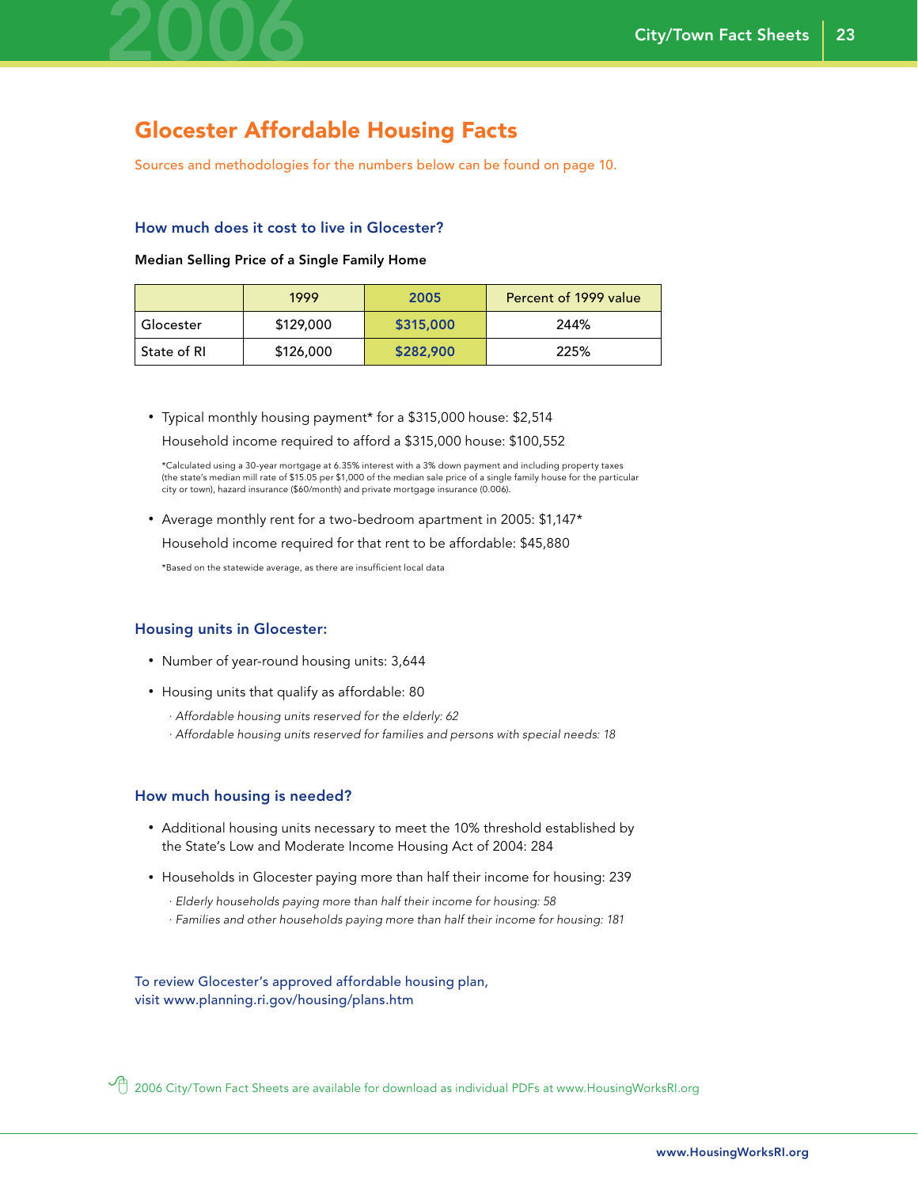## Glocester Affordable Housing Facts

Sources and methodologies for the numbers below can be found on page 10.

### How much does it cost to live in Glocester?

**Median Selling Price of a Single Family Home**

| | 1999 | 2005 | Percent of 1999 value |
|---|---|---|---|
| Glocester | $129,000 | **$315,000** | 244% |
| State of RI | $126,000 | **$282,900** | 225% |

- Typical monthly housing payment* for a $315,000 house: $2,514

  Household income required to afford a $315,000 house: $100,552

  *Calculated using a 30-year mortgage at 6.35% interest with a 3% down payment and including property taxes (the state's median mill rate of $15.05 per $1,000 of the median sale price of a single family house for the particular city or town), hazard insurance ($60/month) and private mortgage insurance (0.006).

- Average monthly rent for a two-bedroom apartment in 2005: $1,147*

  Household income required for that rent to be affordable: $45,880

  *Based on the statewide average, as there are insufficient local data

### Housing units in Glocester:

- Number of year-round housing units: 3,644
- Housing units that qualify as affordable: 80
  - *Affordable housing units reserved for the elderly: 62*
  - *Affordable housing units reserved for families and persons with special needs: 18*

### How much housing is needed?

- Additional housing units necessary to meet the 10% threshold established by the State's Low and Moderate Income Housing Act of 2004: 284
- Households in Glocester paying more than half their income for housing: 239
  - *Elderly households paying more than half their income for housing: 58*
  - *Families and other households paying more than half their income for housing: 181*

To review Glocester's approved affordable housing plan, visit www.planning.ri.gov/housing/plans.htm

2006 City/Town Fact Sheets are available for download as individual PDFs at www.HousingWorksRI.org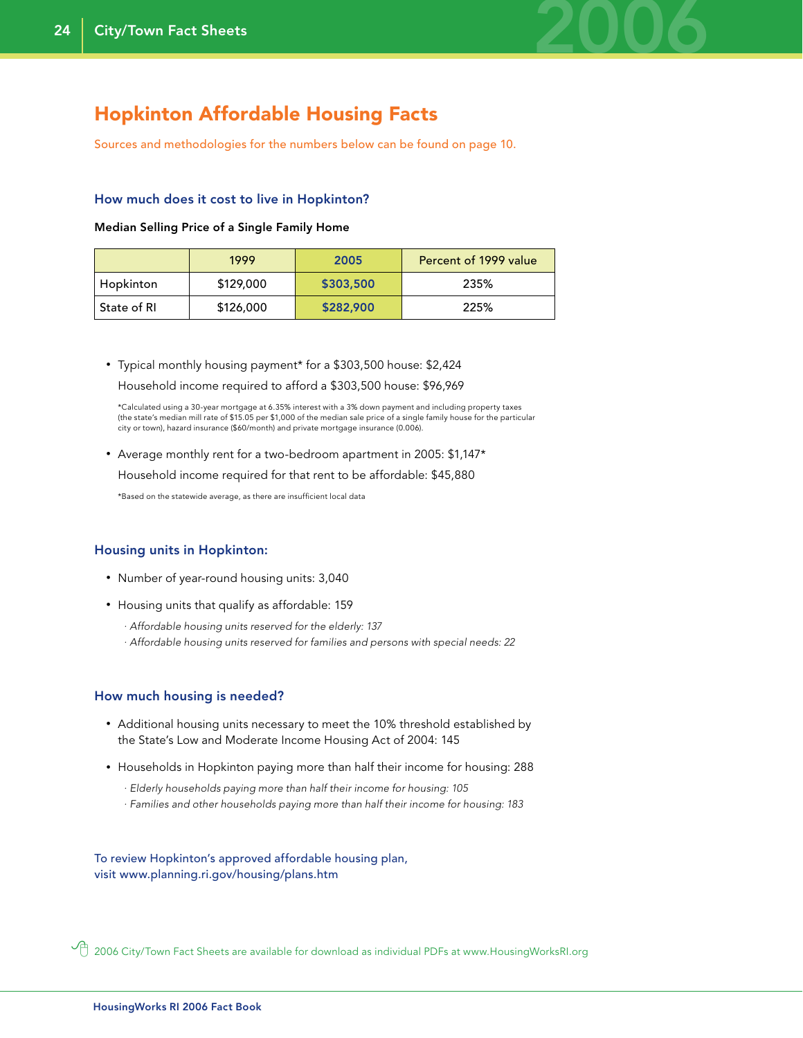# Hopkinton Affordable Housing Facts

Sources and methodologies for the numbers below can be found on page 10.

### How much does it cost to live in Hopkinton?

**Median Selling Price of a Single Family Home**

| | 1999 | 2005 | Percent of 1999 value |
|---|---|---|---|
| Hopkinton | $129,000 | **$303,500** | 235% |
| State of RI | $126,000 | **$282,900** | 225% |

- Typical monthly housing payment* for a $303,500 house: $2,424

  Household income required to afford a $303,500 house: $96,969

  *Calculated using a 30-year mortgage at 6.35% interest with a 3% down payment and including property taxes (the state's median mill rate of $15.05 per $1,000 of the median sale price of a single family house for the particular city or town), hazard insurance ($60/month) and private mortgage insurance (0.006).

- Average monthly rent for a two-bedroom apartment in 2005: $1,147*

  Household income required for that rent to be affordable: $45,880

  *Based on the statewide average, as there are insufficient local data

### Housing units in Hopkinton:

- Number of year-round housing units: 3,040
- Housing units that qualify as affordable: 159
  - *Affordable housing units reserved for the elderly: 137*
  - *Affordable housing units reserved for families and persons with special needs: 22*

### How much housing is needed?

- Additional housing units necessary to meet the 10% threshold established by the State's Low and Moderate Income Housing Act of 2004: 145
- Households in Hopkinton paying more than half their income for housing: 288
  - *Elderly households paying more than half their income for housing: 105*
  - *Families and other households paying more than half their income for housing: 183*

To review Hopkinton's approved affordable housing plan, visit www.planning.ri.gov/housing/plans.htm

2006 City/Town Fact Sheets are available for download as individual PDFs at www.HousingWorksRI.org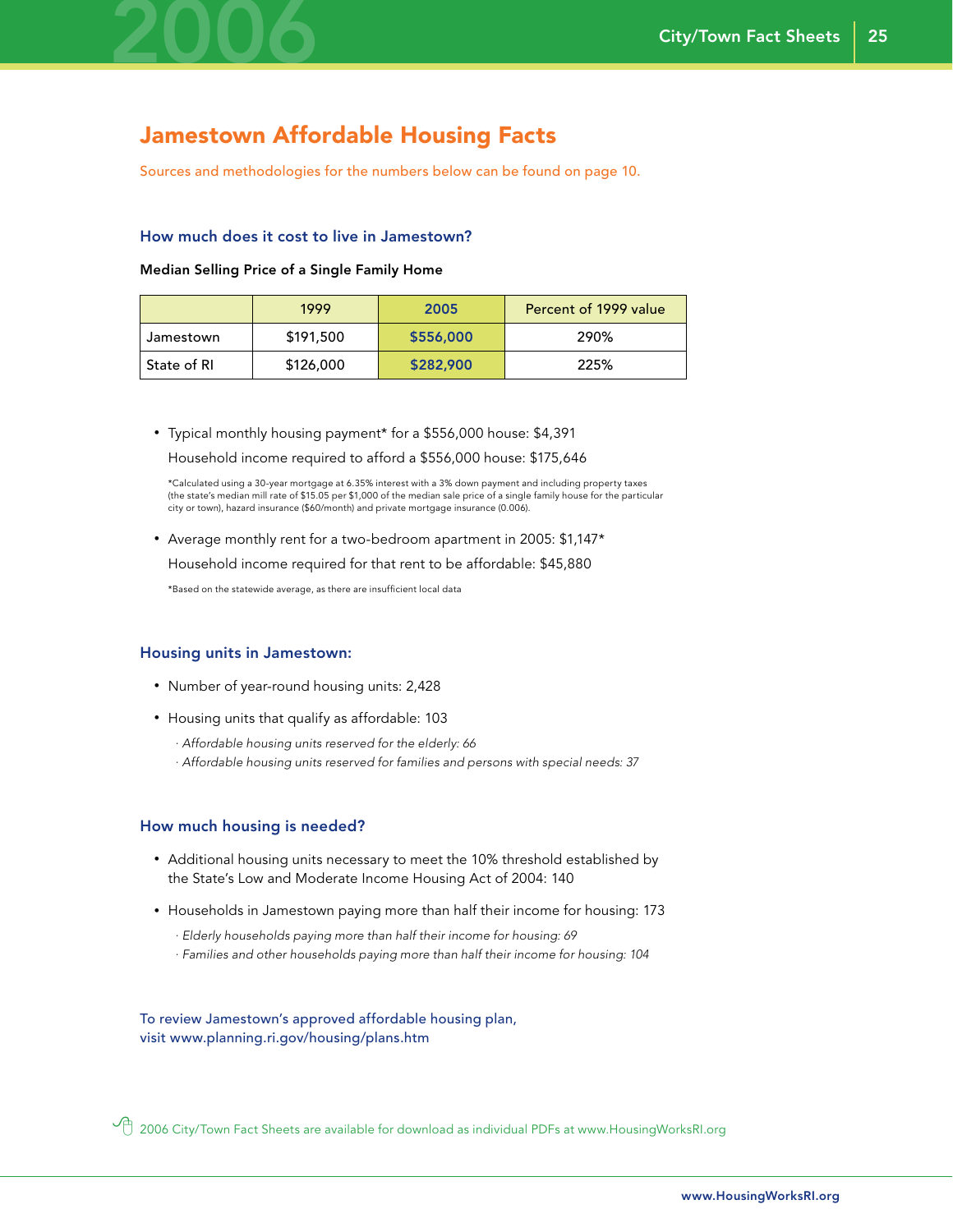# Jamestown Affordable Housing Facts

Sources and methodologies for the numbers below can be found on page 10.

### How much does it cost to live in Jamestown?

**Median Selling Price of a Single Family Home**

| | 1999 | 2005 | Percent of 1999 value |
|---|---|---|---|
| Jamestown | $191,500 | **$556,000** | 290% |
| State of RI | $126,000 | **$282,900** | 225% |

- Typical monthly housing payment* for a $556,000 house: $4,391

  Household income required to afford a $556,000 house: $175,646

  *Calculated using a 30-year mortgage at 6.35% interest with a 3% down payment and including property taxes (the state's median mill rate of $15.05 per $1,000 of the median sale price of a single family house for the particular city or town), hazard insurance ($60/month) and private mortgage insurance (0.006).

- Average monthly rent for a two-bedroom apartment in 2005: $1,147*

  Household income required for that rent to be affordable: $45,880

  *Based on the statewide average, as there are insufficient local data

### Housing units in Jamestown:

- Number of year-round housing units: 2,428
- Housing units that qualify as affordable: 103
  - *Affordable housing units reserved for the elderly: 66*
  - *Affordable housing units reserved for families and persons with special needs: 37*

### How much housing is needed?

- Additional housing units necessary to meet the 10% threshold established by the State's Low and Moderate Income Housing Act of 2004: 140
- Households in Jamestown paying more than half their income for housing: 173
  - *Elderly households paying more than half their income for housing: 69*
  - *Families and other households paying more than half their income for housing: 104*

To review Jamestown's approved affordable housing plan, visit www.planning.ri.gov/housing/plans.htm

2006 City/Town Fact Sheets are available for download as individual PDFs at www.HousingWorksRI.org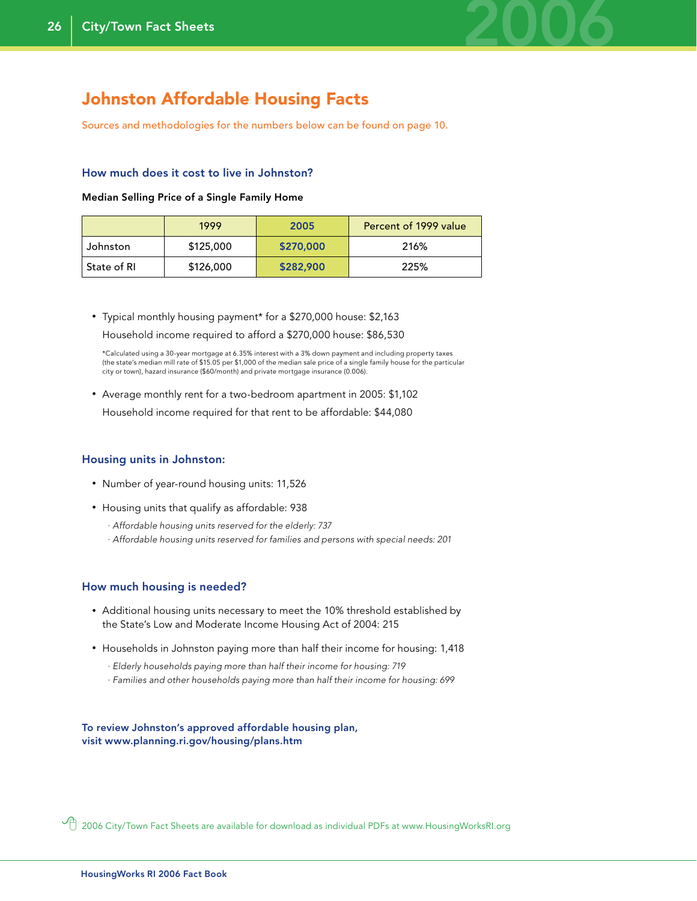# Johnston Affordable Housing Facts

Sources and methodologies for the numbers below can be found on page 10.

## How much does it cost to live in Johnston?

**Median Selling Price of a Single Family Home**

| | 1999 | 2005 | Percent of 1999 value |
|---|---|---|---|
| Johnston | $125,000 | **$270,000** | 216% |
| State of RI | $126,000 | **$282,900** | 225% |

- Typical monthly housing payment* for a $270,000 house: $2,163
  Household income required to afford a $270,000 house: $86,530

*Calculated using a 30-year mortgage at 6.35% interest with a 3% down payment and including property taxes (the state's median mill rate of $15.05 per $1,000 of the median sale price of a single family house for the particular city or town), hazard insurance ($60/month) and private mortgage insurance (0.006).

- Average monthly rent for a two-bedroom apartment in 2005: $1,102
  Household income required for that rent to be affordable: $44,080

## Housing units in Johnston:

- Number of year-round housing units: 11,526
- Housing units that qualify as affordable: 938
  - *Affordable housing units reserved for the elderly: 737*
  - *Affordable housing units reserved for families and persons with special needs: 201*

## How much housing is needed?

- Additional housing units necessary to meet the 10% threshold established by the State's Low and Moderate Income Housing Act of 2004: 215
- Households in Johnston paying more than half their income for housing: 1,418
  - *Elderly households paying more than half their income for housing: 719*
  - *Families and other households paying more than half their income for housing: 699*

**To review Johnston's approved affordable housing plan, visit www.planning.ri.gov/housing/plans.htm**

2006 City/Town Fact Sheets are available for download as individual PDFs at www.HousingWorksRI.org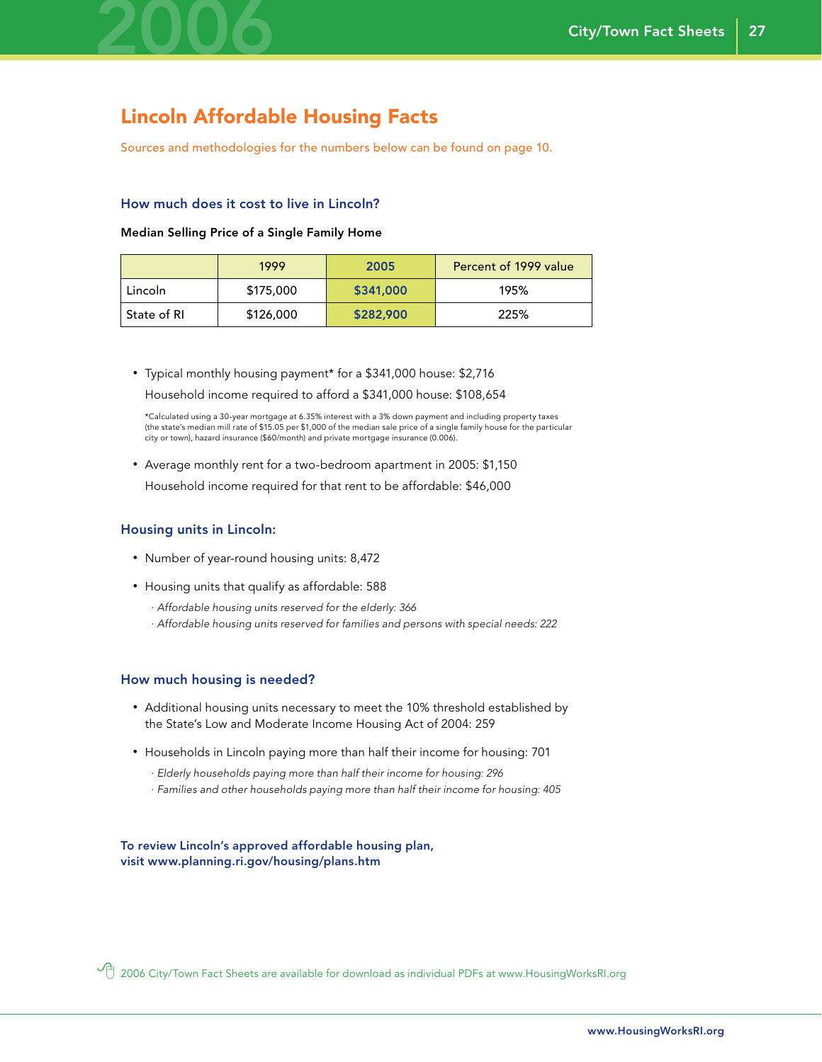## Lincoln Affordable Housing Facts

Sources and methodologies for the numbers below can be found on page 10.

### How much does it cost to live in Lincoln?

**Median Selling Price of a Single Family Home**

| | 1999 | 2005 | Percent of 1999 value |
|---|---|---|---|
| Lincoln | $175,000 | **$341,000** | 195% |
| State of RI | $126,000 | **$282,900** | 225% |

- Typical monthly housing payment* for a $341,000 house: $2,716

  Household income required to afford a $341,000 house: $108,654

  *Calculated using a 30-year mortgage at 6.35% interest with a 3% down payment and including property taxes (the state's median mill rate of $15.05 per $1,000 of the median sale price of a single family house for the particular city or town), hazard insurance ($60/month) and private mortgage insurance (0.006).

- Average monthly rent for a two-bedroom apartment in 2005: $1,150

  Household income required for that rent to be affordable: $46,000

### Housing units in Lincoln:

- Number of year-round housing units: 8,472
- Housing units that qualify as affordable: 588
  - *Affordable housing units reserved for the elderly: 366*
  - *Affordable housing units reserved for families and persons with special needs: 222*

### How much housing is needed?

- Additional housing units necessary to meet the 10% threshold established by the State's Low and Moderate Income Housing Act of 2004: 259
- Households in Lincoln paying more than half their income for housing: 701
  - *Elderly households paying more than half their income for housing: 296*
  - *Families and other households paying more than half their income for housing: 405*

**To review Lincoln's approved affordable housing plan, visit www.planning.ri.gov/housing/plans.htm**

2006 City/Town Fact Sheets are available for download as individual PDFs at www.HousingWorksRI.org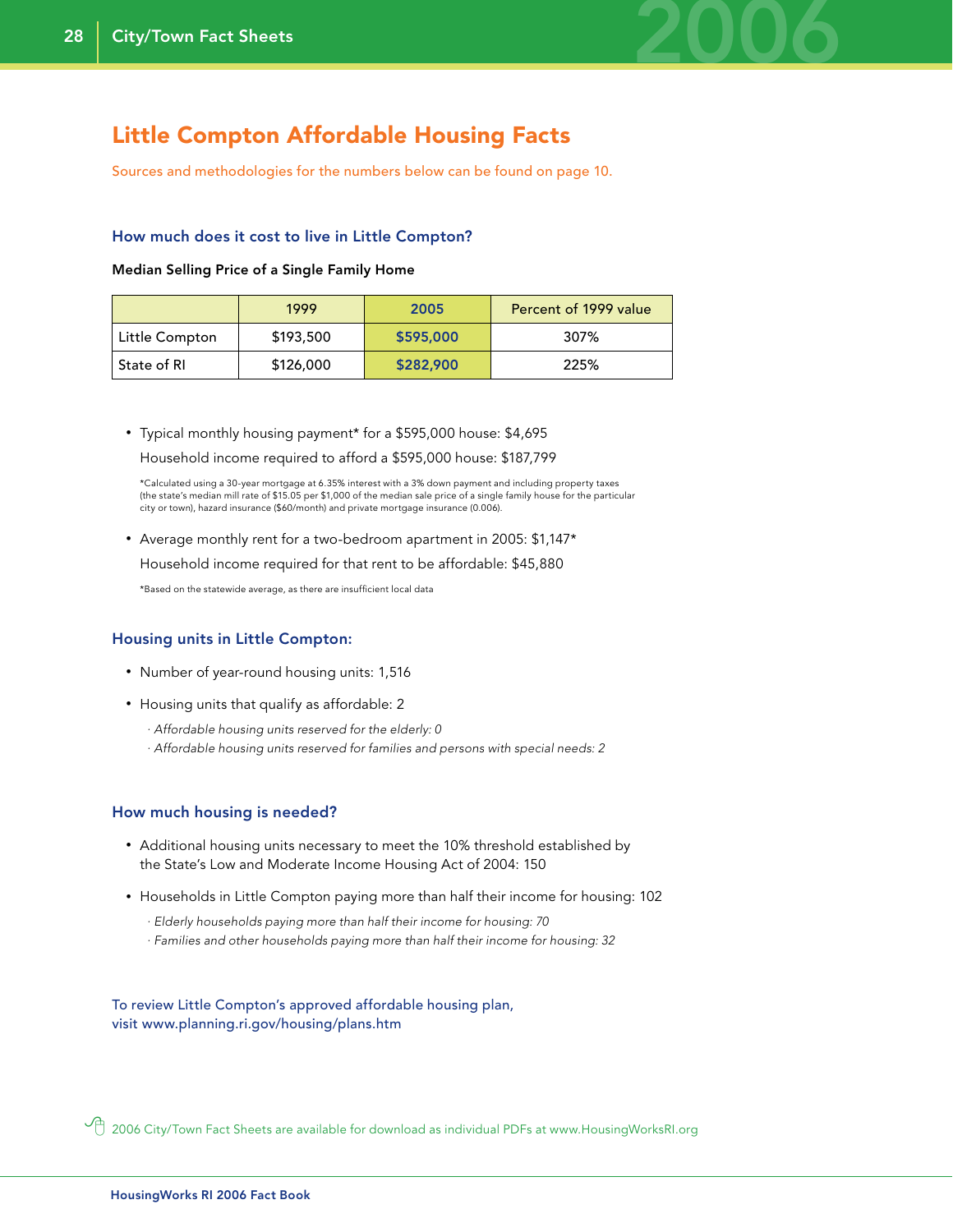# Little Compton Affordable Housing Facts

Sources and methodologies for the numbers below can be found on page 10.

### How much does it cost to live in Little Compton?

**Median Selling Price of a Single Family Home**

| | 1999 | 2005 | Percent of 1999 value |
|---|---|---|---|
| Little Compton | $193,500 | **$595,000** | 307% |
| State of RI | $126,000 | **$282,900** | 225% |

- Typical monthly housing payment* for a $595,000 house: $4,695

  Household income required to afford a $595,000 house: $187,799

  *Calculated using a 30-year mortgage at 6.35% interest with a 3% down payment and including property taxes (the state's median mill rate of $15.05 per $1,000 of the median sale price of a single family house for the particular city or town), hazard insurance ($60/month) and private mortgage insurance (0.006).

- Average monthly rent for a two-bedroom apartment in 2005: $1,147*

  Household income required for that rent to be affordable: $45,880

  *Based on the statewide average, as there are insufficient local data

### Housing units in Little Compton:

- Number of year-round housing units: 1,516
- Housing units that qualify as affordable: 2
  - *Affordable housing units reserved for the elderly: 0*
  - *Affordable housing units reserved for families and persons with special needs: 2*

### How much housing is needed?

- Additional housing units necessary to meet the 10% threshold established by the State's Low and Moderate Income Housing Act of 2004: 150
- Households in Little Compton paying more than half their income for housing: 102
  - *Elderly households paying more than half their income for housing: 70*
  - *Families and other households paying more than half their income for housing: 32*

To review Little Compton's approved affordable housing plan, visit www.planning.ri.gov/housing/plans.htm

2006 City/Town Fact Sheets are available for download as individual PDFs at www.HousingWorksRI.org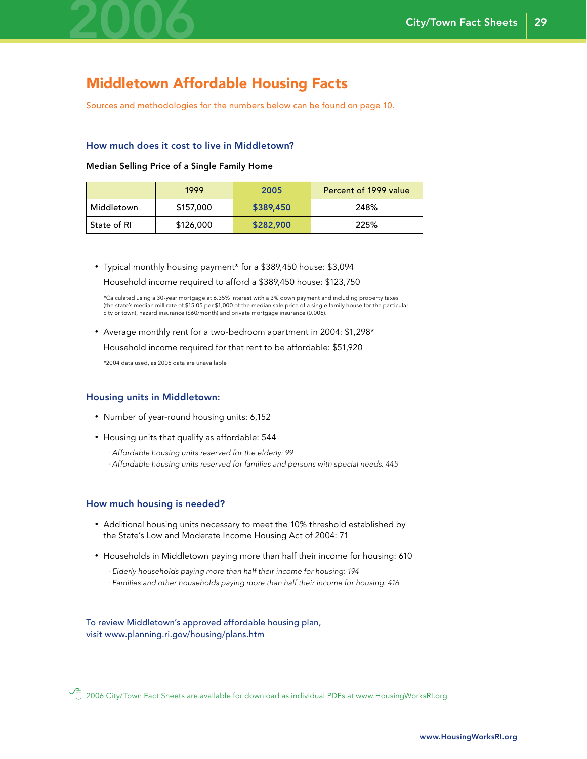# Middletown Affordable Housing Facts

Sources and methodologies for the numbers below can be found on page 10.

### How much does it cost to live in Middletown?

**Median Selling Price of a Single Family Home**

| | 1999 | 2005 | Percent of 1999 value |
|---|---|---|---|
| Middletown | $157,000 | **$389,450** | 248% |
| State of RI | $126,000 | **$282,900** | 225% |

- Typical monthly housing payment* for a $389,450 house: $3,094

  Household income required to afford a $389,450 house: $123,750

  *Calculated using a 30-year mortgage at 6.35% interest with a 3% down payment and including property taxes (the state's median mill rate of $15.05 per $1,000 of the median sale price of a single family house for the particular city or town), hazard insurance ($60/month) and private mortgage insurance (0.006).

- Average monthly rent for a two-bedroom apartment in 2004: $1,298*

  Household income required for that rent to be affordable: $51,920

  *2004 data used, as 2005 data are unavailable

### Housing units in Middletown:

- Number of year-round housing units: 6,152
- Housing units that qualify as affordable: 544
  - *Affordable housing units reserved for the elderly: 99*
  - *Affordable housing units reserved for families and persons with special needs: 445*

### How much housing is needed?

- Additional housing units necessary to meet the 10% threshold established by the State's Low and Moderate Income Housing Act of 2004: 71
- Households in Middletown paying more than half their income for housing: 610
  - *Elderly households paying more than half their income for housing: 194*
  - *Families and other households paying more than half their income for housing: 416*

To review Middletown's approved affordable housing plan, visit www.planning.ri.gov/housing/plans.htm

2006 City/Town Fact Sheets are available for download as individual PDFs at www.HousingWorksRI.org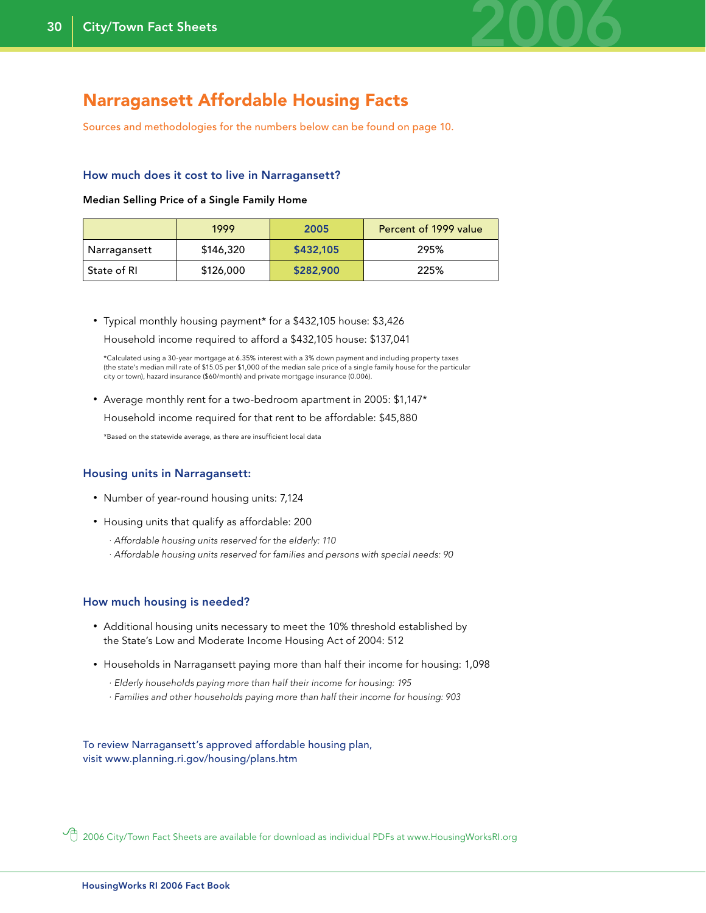# Narragansett Affordable Housing Facts

Sources and methodologies for the numbers below can be found on page 10.

### How much does it cost to live in Narragansett?

**Median Selling Price of a Single Family Home**

| | 1999 | 2005 | Percent of 1999 value |
|---|---|---|---|
| Narragansett | $146,320 | **$432,105** | 295% |
| State of RI | $126,000 | **$282,900** | 225% |

- Typical monthly housing payment* for a $432,105 house: $3,426
  Household income required to afford a $432,105 house: $137,041

  *Calculated using a 30-year mortgage at 6.35% interest with a 3% down payment and including property taxes (the state's median mill rate of $15.05 per $1,000 of the median sale price of a single family house for the particular city or town), hazard insurance ($60/month) and private mortgage insurance (0.006).

- Average monthly rent for a two-bedroom apartment in 2005: $1,147*
  Household income required for that rent to be affordable: $45,880

  *Based on the statewide average, as there are insufficient local data

### Housing units in Narragansett:

- Number of year-round housing units: 7,124
- Housing units that qualify as affordable: 200
  - *Affordable housing units reserved for the elderly: 110*
  - *Affordable housing units reserved for families and persons with special needs: 90*

### How much housing is needed?

- Additional housing units necessary to meet the 10% threshold established by the State's Low and Moderate Income Housing Act of 2004: 512
- Households in Narragansett paying more than half their income for housing: 1,098
  - *Elderly households paying more than half their income for housing: 195*
  - *Families and other households paying more than half their income for housing: 903*

To review Narragansett's approved affordable housing plan, visit www.planning.ri.gov/housing/plans.htm

2006 City/Town Fact Sheets are available for download as individual PDFs at www.HousingWorksRI.org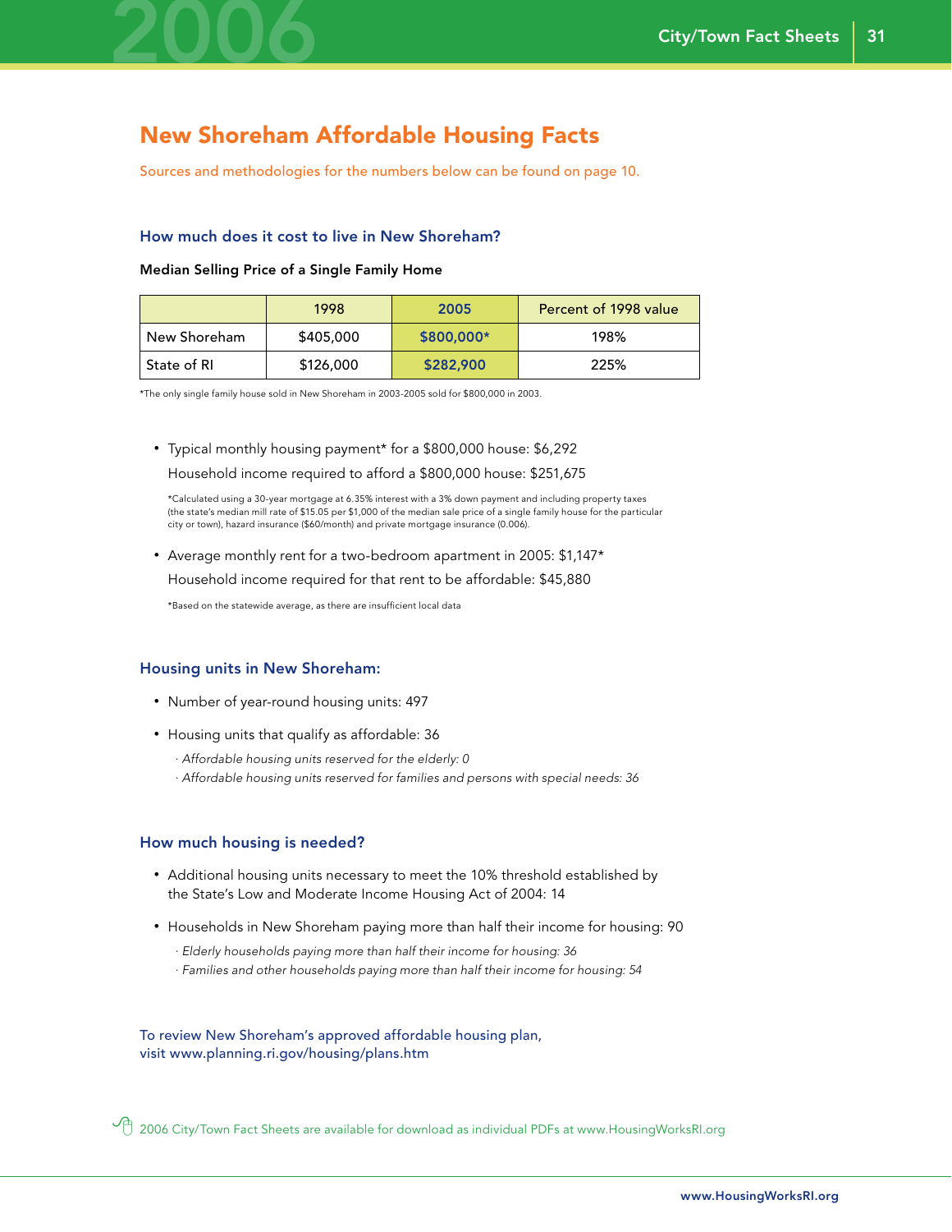# New Shoreham Affordable Housing Facts

Sources and methodologies for the numbers below can be found on page 10.

### How much does it cost to live in New Shoreham?

**Median Selling Price of a Single Family Home**

| | 1998 | 2005 | Percent of 1998 value |
|---|---|---|---|
| New Shoreham | $405,000 | **$800,000*** | 198% |
| State of RI | $126,000 | **$282,900** | 225% |

*The only single family house sold in New Shoreham in 2003-2005 sold for $800,000 in 2003.

- Typical monthly housing payment* for a $800,000 house: $6,292

  Household income required to afford a $800,000 house: $251,675

  *Calculated using a 30-year mortgage at 6.35% interest with a 3% down payment and including property taxes (the state's median mill rate of $15.05 per $1,000 of the median sale price of a single family house for the particular city or town), hazard insurance ($60/month) and private mortgage insurance (0.006).

- Average monthly rent for a two-bedroom apartment in 2005: $1,147*

  Household income required for that rent to be affordable: $45,880

  *Based on the statewide average, as there are insufficient local data

### Housing units in New Shoreham:

- Number of year-round housing units: 497
- Housing units that qualify as affordable: 36
  - *Affordable housing units reserved for the elderly: 0*
  - *Affordable housing units reserved for families and persons with special needs: 36*

### How much housing is needed?

- Additional housing units necessary to meet the 10% threshold established by the State's Low and Moderate Income Housing Act of 2004: 14
- Households in New Shoreham paying more than half their income for housing: 90
  - *Elderly households paying more than half their income for housing: 36*
  - *Families and other households paying more than half their income for housing: 54*

To review New Shoreham's approved affordable housing plan, visit www.planning.ri.gov/housing/plans.htm

2006 City/Town Fact Sheets are available for download as individual PDFs at www.HousingWorksRI.org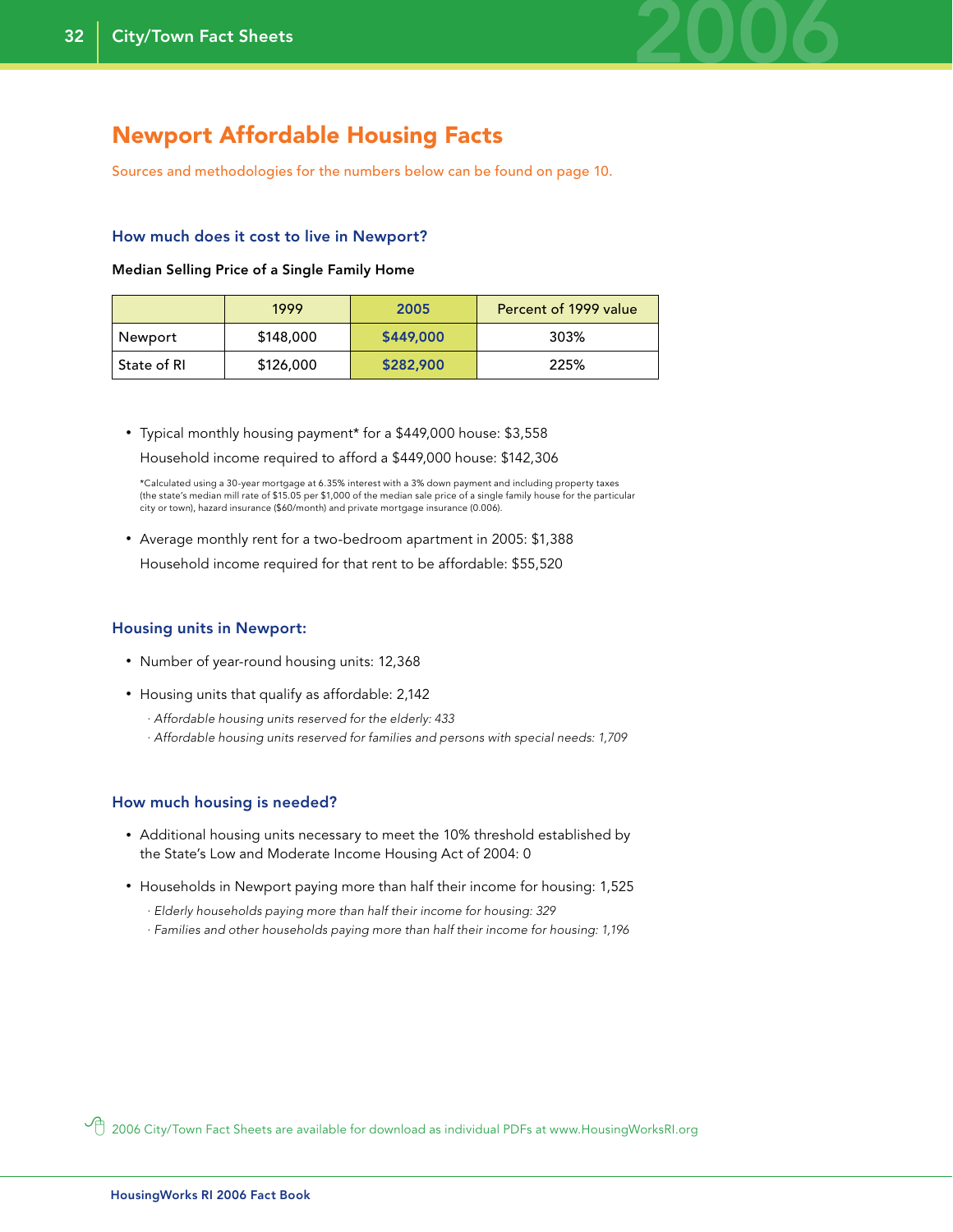# Newport Affordable Housing Facts

Sources and methodologies for the numbers below can be found on page 10.

### How much does it cost to live in Newport?

**Median Selling Price of a Single Family Home**

| | 1999 | 2005 | Percent of 1999 value |
|---|---|---|---|
| Newport | $148,000 | **$449,000** | 303% |
| State of RI | $126,000 | **$282,900** | 225% |

- Typical monthly housing payment* for a $449,000 house: $3,558

  Household income required to afford a $449,000 house: $142,306

  *Calculated using a 30-year mortgage at 6.35% interest with a 3% down payment and including property taxes (the state's median mill rate of $15.05 per $1,000 of the median sale price of a single family house for the particular city or town), hazard insurance ($60/month) and private mortgage insurance (0.006).

- Average monthly rent for a two-bedroom apartment in 2005: $1,388

  Household income required for that rent to be affordable: $55,520

### Housing units in Newport:

- Number of year-round housing units: 12,368
- Housing units that qualify as affordable: 2,142
  - *Affordable housing units reserved for the elderly: 433*
  - *Affordable housing units reserved for families and persons with special needs: 1,709*

### How much housing is needed?

- Additional housing units necessary to meet the 10% threshold established by the State's Low and Moderate Income Housing Act of 2004: 0
- Households in Newport paying more than half their income for housing: 1,525
  - *Elderly households paying more than half their income for housing: 329*
  - *Families and other households paying more than half their income for housing: 1,196*

2006 City/Town Fact Sheets are available for download as individual PDFs at www.HousingWorksRI.org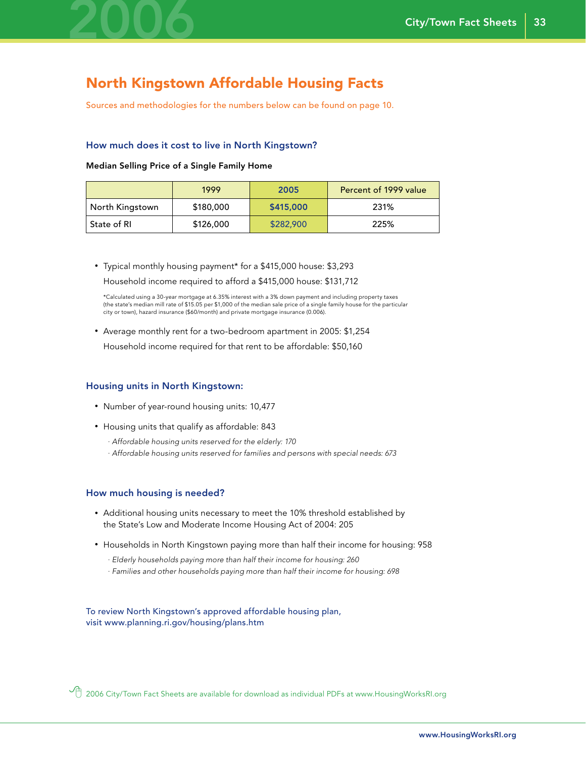# North Kingstown Affordable Housing Facts

Sources and methodologies for the numbers below can be found on page 10.

### How much does it cost to live in North Kingstown?

**Median Selling Price of a Single Family Home**

| | 1999 | 2005 | Percent of 1999 value |
|---|---|---|---|
| North Kingstown | $180,000 | **$415,000** | 231% |
| State of RI | $126,000 | $282,900 | 225% |

- Typical monthly housing payment* for a $415,000 house: $3,293
  Household income required to afford a $415,000 house: $131,712

  *Calculated using a 30-year mortgage at 6.35% interest with a 3% down payment and including property taxes (the state's median mill rate of $15.05 per $1,000 of the median sale price of a single family house for the particular city or town), hazard insurance ($60/month) and private mortgage insurance (0.006).

- Average monthly rent for a two-bedroom apartment in 2005: $1,254
  Household income required for that rent to be affordable: $50,160

### Housing units in North Kingstown:

- Number of year-round housing units: 10,477
- Housing units that qualify as affordable: 843
  - *Affordable housing units reserved for the elderly: 170*
  - *Affordable housing units reserved for families and persons with special needs: 673*

### How much housing is needed?

- Additional housing units necessary to meet the 10% threshold established by the State's Low and Moderate Income Housing Act of 2004: 205
- Households in North Kingstown paying more than half their income for housing: 958
  - *Elderly households paying more than half their income for housing: 260*
  - *Families and other households paying more than half their income for housing: 698*

To review North Kingstown's approved affordable housing plan, visit www.planning.ri.gov/housing/plans.htm

2006 City/Town Fact Sheets are available for download as individual PDFs at www.HousingWorksRI.org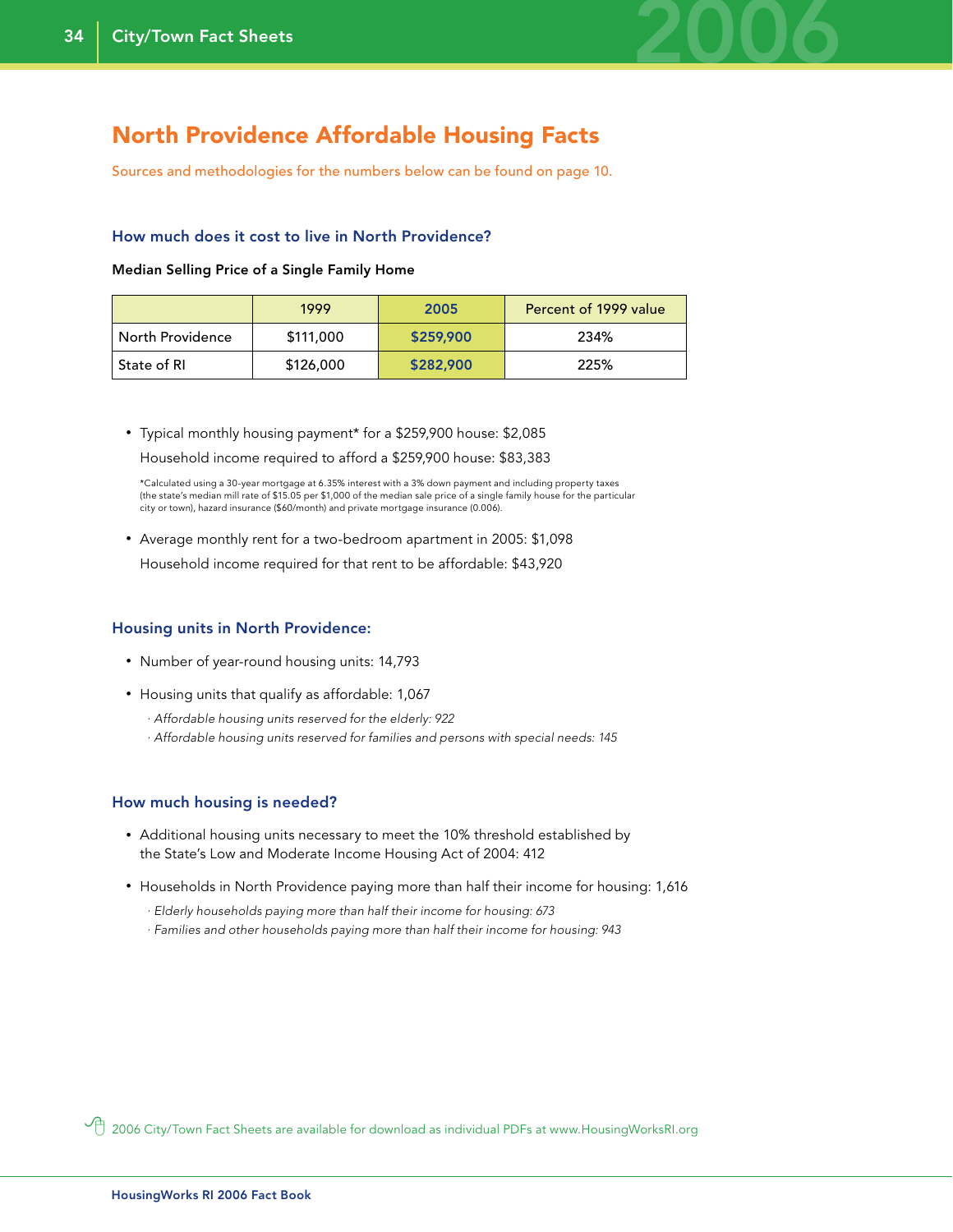# North Providence Affordable Housing Facts

Sources and methodologies for the numbers below can be found on page 10.

### How much does it cost to live in North Providence?

**Median Selling Price of a Single Family Home**

| | 1999 | 2005 | Percent of 1999 value |
|---|---|---|---|
| North Providence | $111,000 | **$259,900** | 234% |
| State of RI | $126,000 | **$282,900** | 225% |

- Typical monthly housing payment* for a $259,900 house: $2,085

  Household income required to afford a $259,900 house: $83,383

  *Calculated using a 30-year mortgage at 6.35% interest with a 3% down payment and including property taxes (the state's median mill rate of $15.05 per $1,000 of the median sale price of a single family house for the particular city or town), hazard insurance ($60/month) and private mortgage insurance (0.006).

- Average monthly rent for a two-bedroom apartment in 2005: $1,098

  Household income required for that rent to be affordable: $43,920

### Housing units in North Providence:

- Number of year-round housing units: 14,793
- Housing units that qualify as affordable: 1,067
  - *Affordable housing units reserved for the elderly: 922*
  - *Affordable housing units reserved for families and persons with special needs: 145*

### How much housing is needed?

- Additional housing units necessary to meet the 10% threshold established by the State's Low and Moderate Income Housing Act of 2004: 412
- Households in North Providence paying more than half their income for housing: 1,616
  - *Elderly households paying more than half their income for housing: 673*
  - *Families and other households paying more than half their income for housing: 943*

2006 City/Town Fact Sheets are available for download as individual PDFs at www.HousingWorksRI.org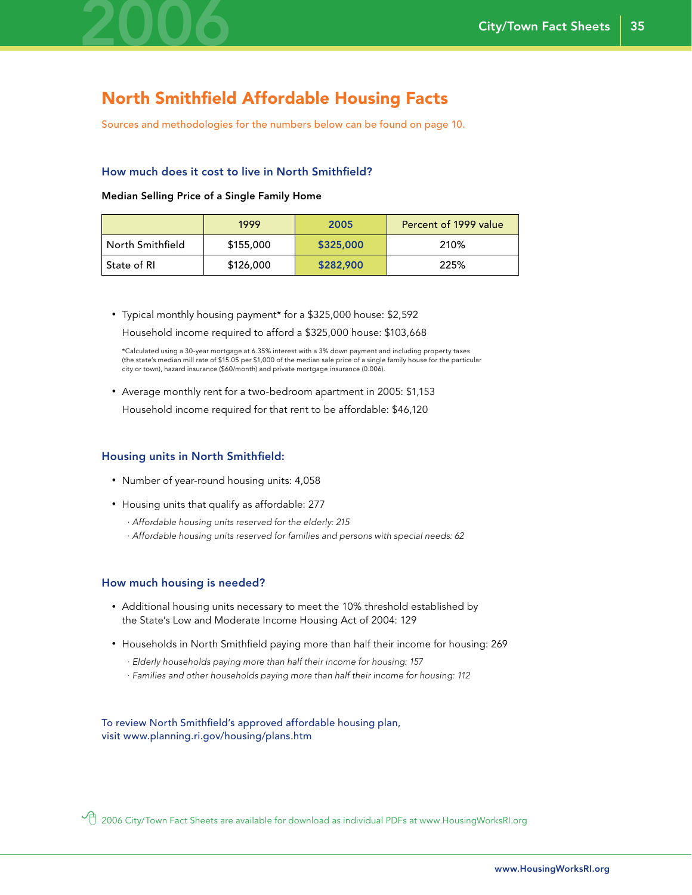## North Smithfield Affordable Housing Facts

Sources and methodologies for the numbers below can be found on page 10.

### How much does it cost to live in North Smithfield?

**Median Selling Price of a Single Family Home**

| | 1999 | 2005 | Percent of 1999 value |
|---|---|---|---|
| North Smithfield | $155,000 | **$325,000** | 210% |
| State of RI | $126,000 | **$282,900** | 225% |

- Typical monthly housing payment* for a $325,000 house: $2,592
  
  Household income required to afford a $325,000 house: $103,668

*Calculated using a 30-year mortgage at 6.35% interest with a 3% down payment and including property taxes (the state's median mill rate of $15.05 per $1,000 of the median sale price of a single family house for the particular city or town), hazard insurance ($60/month) and private mortgage insurance (0.006).

- Average monthly rent for a two-bedroom apartment in 2005: $1,153
  
  Household income required for that rent to be affordable: $46,120

### Housing units in North Smithfield:

- Number of year-round housing units: 4,058
- Housing units that qualify as affordable: 277
  - *Affordable housing units reserved for the elderly: 215*
  - *Affordable housing units reserved for families and persons with special needs: 62*

### How much housing is needed?

- Additional housing units necessary to meet the 10% threshold established by the State's Low and Moderate Income Housing Act of 2004: 129
- Households in North Smithfield paying more than half their income for housing: 269
  - *Elderly households paying more than half their income for housing: 157*
  - *Families and other households paying more than half their income for housing: 112*

To review North Smithfield's approved affordable housing plan, visit www.planning.ri.gov/housing/plans.htm

2006 City/Town Fact Sheets are available for download as individual PDFs at www.HousingWorksRI.org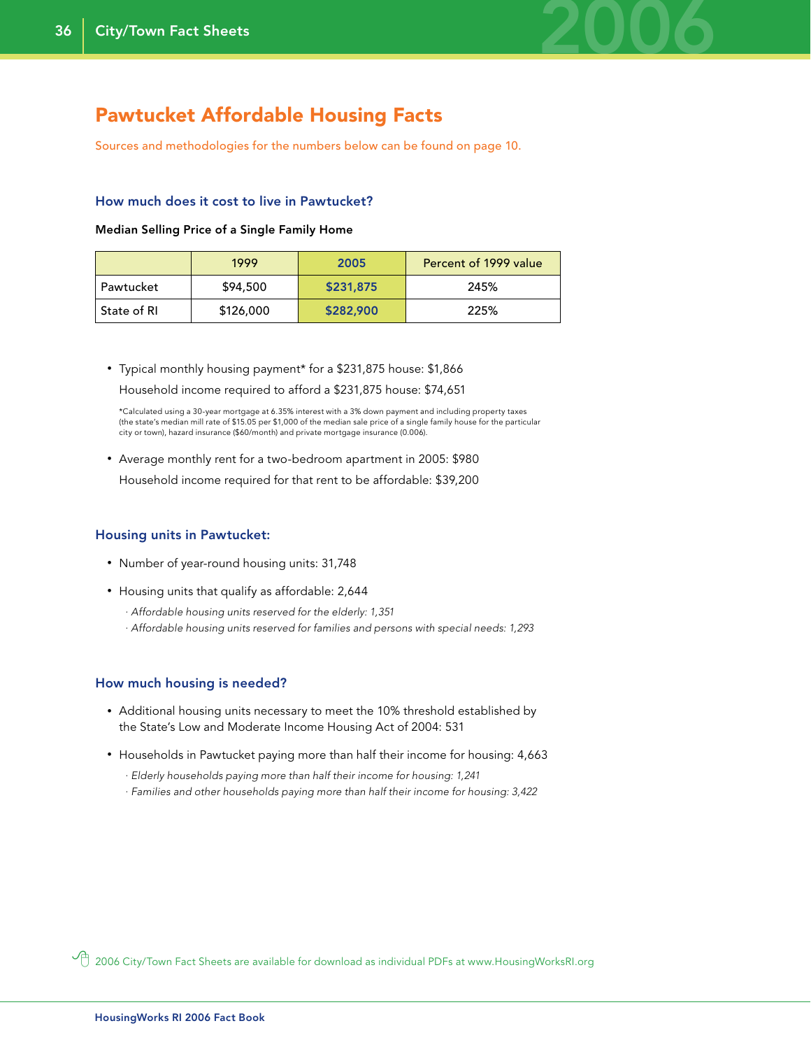# Pawtucket Affordable Housing Facts

Sources and methodologies for the numbers below can be found on page 10.

### How much does it cost to live in Pawtucket?

**Median Selling Price of a Single Family Home**

| | 1999 | 2005 | Percent of 1999 value |
|---|---|---|---|
| Pawtucket | $94,500 | **$231,875** | 245% |
| State of RI | $126,000 | **$282,900** | 225% |

- Typical monthly housing payment* for a $231,875 house: $1,866
  Household income required to afford a $231,875 house: $74,651

*Calculated using a 30-year mortgage at 6.35% interest with a 3% down payment and including property taxes (the state's median mill rate of $15.05 per $1,000 of the median sale price of a single family house for the particular city or town), hazard insurance ($60/month) and private mortgage insurance (0.006).

- Average monthly rent for a two-bedroom apartment in 2005: $980
  Household income required for that rent to be affordable: $39,200

### Housing units in Pawtucket:

- Number of year-round housing units: 31,748
- Housing units that qualify as affordable: 2,644
  - *Affordable housing units reserved for the elderly: 1,351*
  - *Affordable housing units reserved for families and persons with special needs: 1,293*

### How much housing is needed?

- Additional housing units necessary to meet the 10% threshold established by the State's Low and Moderate Income Housing Act of 2004: 531
- Households in Pawtucket paying more than half their income for housing: 4,663
  - *Elderly households paying more than half their income for housing: 1,241*
  - *Families and other households paying more than half their income for housing: 3,422*

2006 City/Town Fact Sheets are available for download as individual PDFs at www.HousingWorksRI.org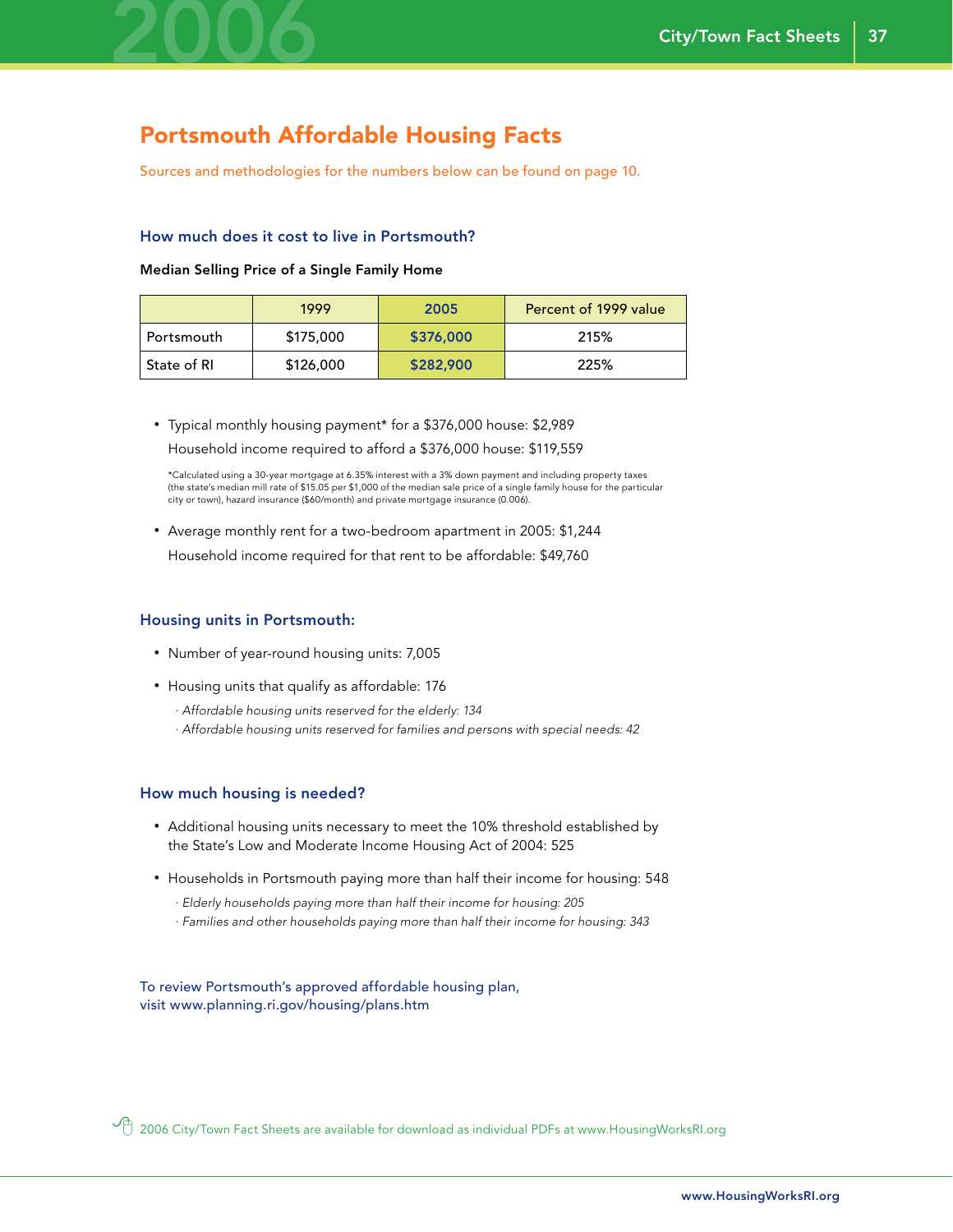## Portsmouth Affordable Housing Facts

Sources and methodologies for the numbers below can be found on page 10.

### How much does it cost to live in Portsmouth?

**Median Selling Price of a Single Family Home**

| | 1999 | 2005 | Percent of 1999 value |
|---|---|---|---|
| Portsmouth | $175,000 | **$376,000** | 215% |
| State of RI | $126,000 | **$282,900** | 225% |

- Typical monthly housing payment* for a $376,000 house: $2,989
  Household income required to afford a $376,000 house: $119,559

  *Calculated using a 30-year mortgage at 6.35% interest with a 3% down payment and including property taxes (the state's median mill rate of $15.05 per $1,000 of the median sale price of a single family house for the particular city or town), hazard insurance ($60/month) and private mortgage insurance (0.006).

- Average monthly rent for a two-bedroom apartment in 2005: $1,244
  Household income required for that rent to be affordable: $49,760

### Housing units in Portsmouth:

- Number of year-round housing units: 7,005
- Housing units that qualify as affordable: 176
  - *Affordable housing units reserved for the elderly: 134*
  - *Affordable housing units reserved for families and persons with special needs: 42*

### How much housing is needed?

- Additional housing units necessary to meet the 10% threshold established by the State's Low and Moderate Income Housing Act of 2004: 525
- Households in Portsmouth paying more than half their income for housing: 548
  - *Elderly households paying more than half their income for housing: 205*
  - *Families and other households paying more than half their income for housing: 343*

To review Portsmouth's approved affordable housing plan, visit www.planning.ri.gov/housing/plans.htm

2006 City/Town Fact Sheets are available for download as individual PDFs at www.HousingWorksRI.org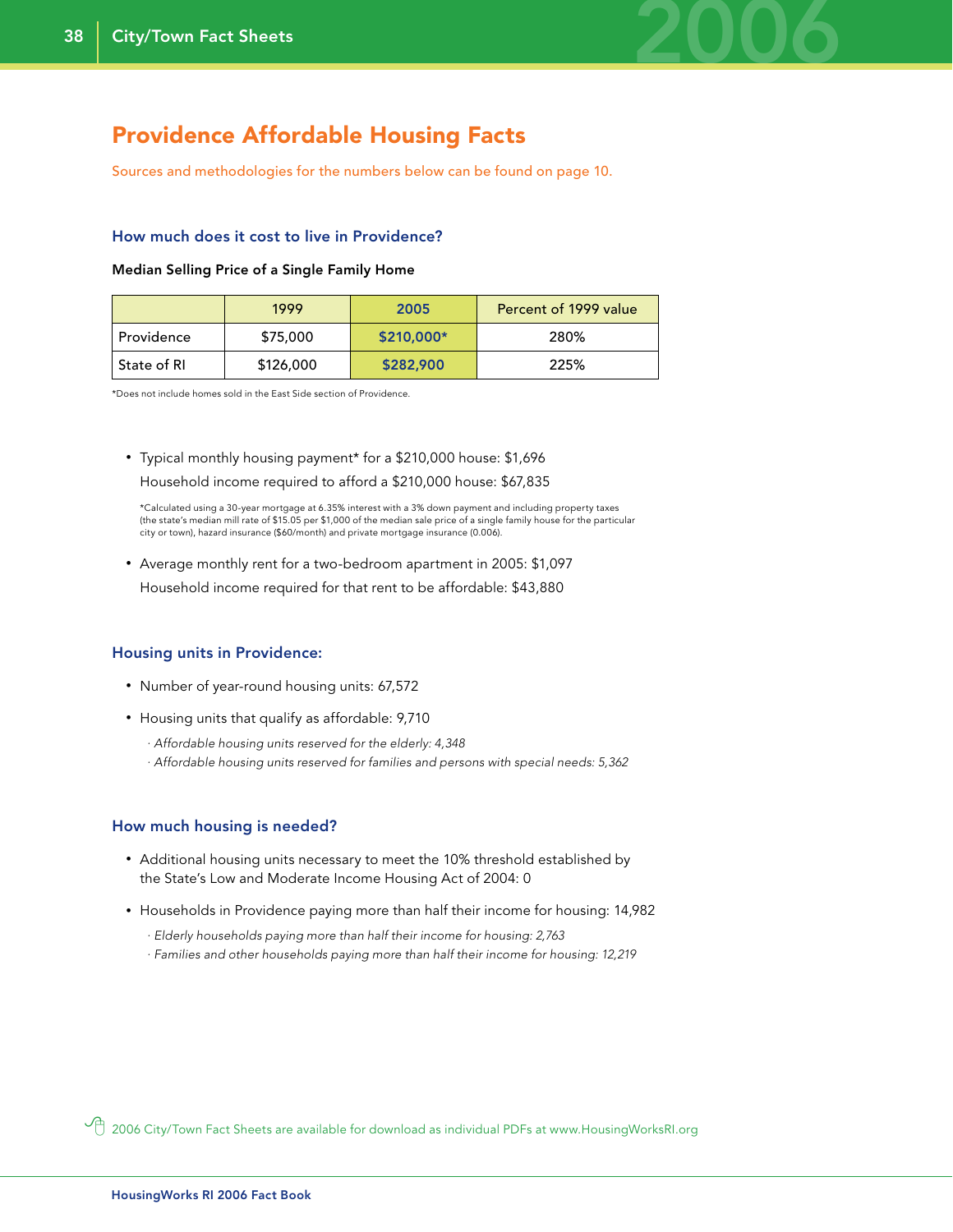# Providence Affordable Housing Facts

Sources and methodologies for the numbers below can be found on page 10.

### How much does it cost to live in Providence?

**Median Selling Price of a Single Family Home**

| | 1999 | 2005 | Percent of 1999 value |
|---|---|---|---|
| Providence | $75,000 | **$210,000*** | 280% |
| State of RI | $126,000 | **$282,900** | 225% |

*Does not include homes sold in the East Side section of Providence.

- Typical monthly housing payment* for a $210,000 house: $1,696
  Household income required to afford a $210,000 house: $67,835

  *Calculated using a 30-year mortgage at 6.35% interest with a 3% down payment and including property taxes (the state's median mill rate of $15.05 per $1,000 of the median sale price of a single family house for the particular city or town), hazard insurance ($60/month) and private mortgage insurance (0.006).

- Average monthly rent for a two-bedroom apartment in 2005: $1,097
  Household income required for that rent to be affordable: $43,880

### Housing units in Providence:

- Number of year-round housing units: 67,572
- Housing units that qualify as affordable: 9,710
  - *Affordable housing units reserved for the elderly: 4,348*
  - *Affordable housing units reserved for families and persons with special needs: 5,362*

### How much housing is needed?

- Additional housing units necessary to meet the 10% threshold established by the State's Low and Moderate Income Housing Act of 2004: 0
- Households in Providence paying more than half their income for housing: 14,982
  - *Elderly households paying more than half their income for housing: 2,763*
  - *Families and other households paying more than half their income for housing: 12,219*

2006 City/Town Fact Sheets are available for download as individual PDFs at www.HousingWorksRI.org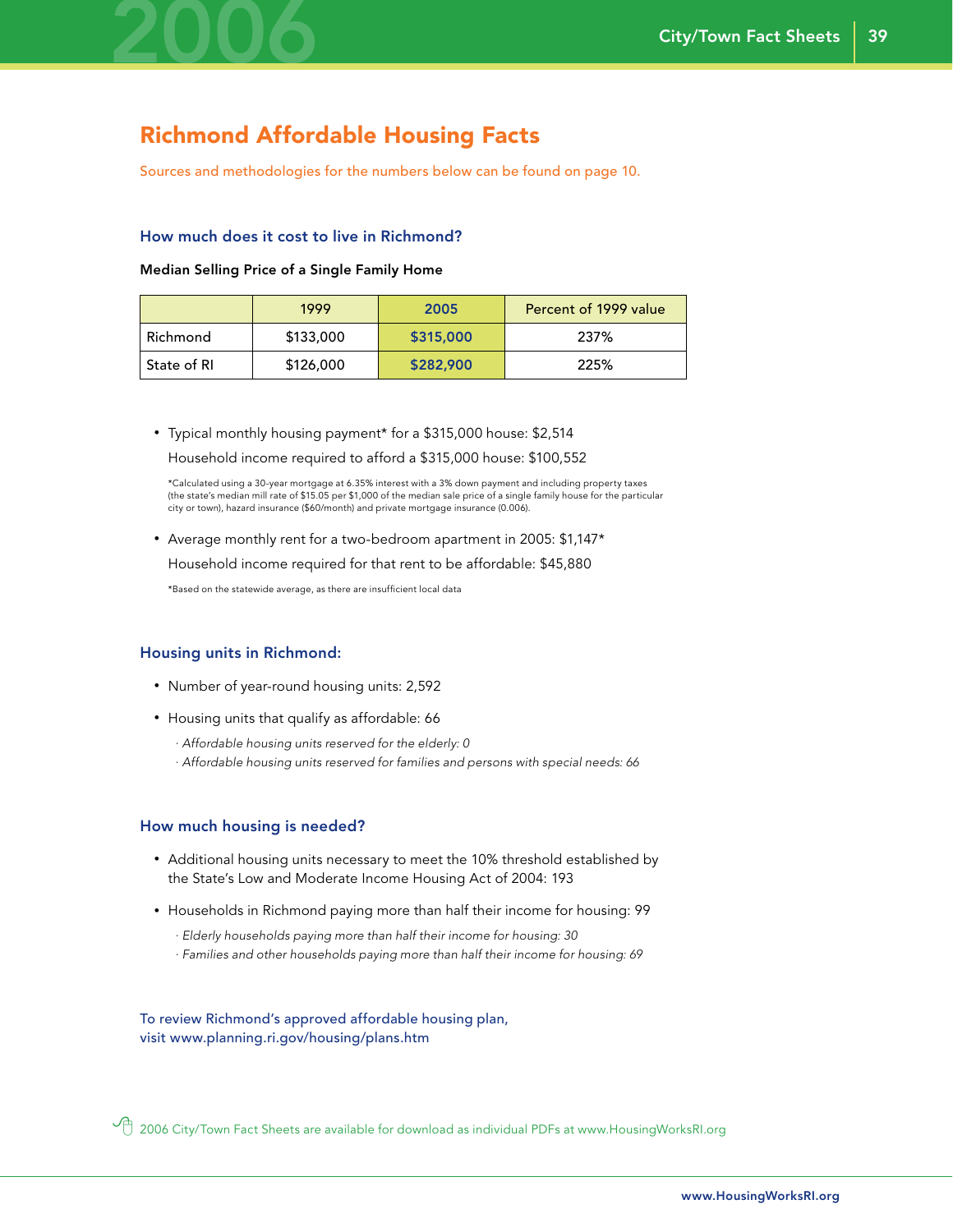## Richmond Affordable Housing Facts

Sources and methodologies for the numbers below can be found on page 10.

### How much does it cost to live in Richmond?

**Median Selling Price of a Single Family Home**

| | 1999 | 2005 | Percent of 1999 value |
|---|---|---|---|
| Richmond | $133,000 | **$315,000** | 237% |
| State of RI | $126,000 | **$282,900** | 225% |

- Typical monthly housing payment* for a $315,000 house: $2,514

  Household income required to afford a $315,000 house: $100,552

  *Calculated using a 30-year mortgage at 6.35% interest with a 3% down payment and including property taxes (the state's median mill rate of $15.05 per $1,000 of the median sale price of a single family house for the particular city or town), hazard insurance ($60/month) and private mortgage insurance (0.006).

- Average monthly rent for a two-bedroom apartment in 2005: $1,147*

  Household income required for that rent to be affordable: $45,880

  *Based on the statewide average, as there are insufficient local data

### Housing units in Richmond:

- Number of year-round housing units: 2,592
- Housing units that qualify as affordable: 66
  - *Affordable housing units reserved for the elderly: 0*
  - *Affordable housing units reserved for families and persons with special needs: 66*

### How much housing is needed?

- Additional housing units necessary to meet the 10% threshold established by the State's Low and Moderate Income Housing Act of 2004: 193
- Households in Richmond paying more than half their income for housing: 99
  - *Elderly households paying more than half their income for housing: 30*
  - *Families and other households paying more than half their income for housing: 69*

To review Richmond's approved affordable housing plan, visit www.planning.ri.gov/housing/plans.htm

2006 City/Town Fact Sheets are available for download as individual PDFs at www.HousingWorksRI.org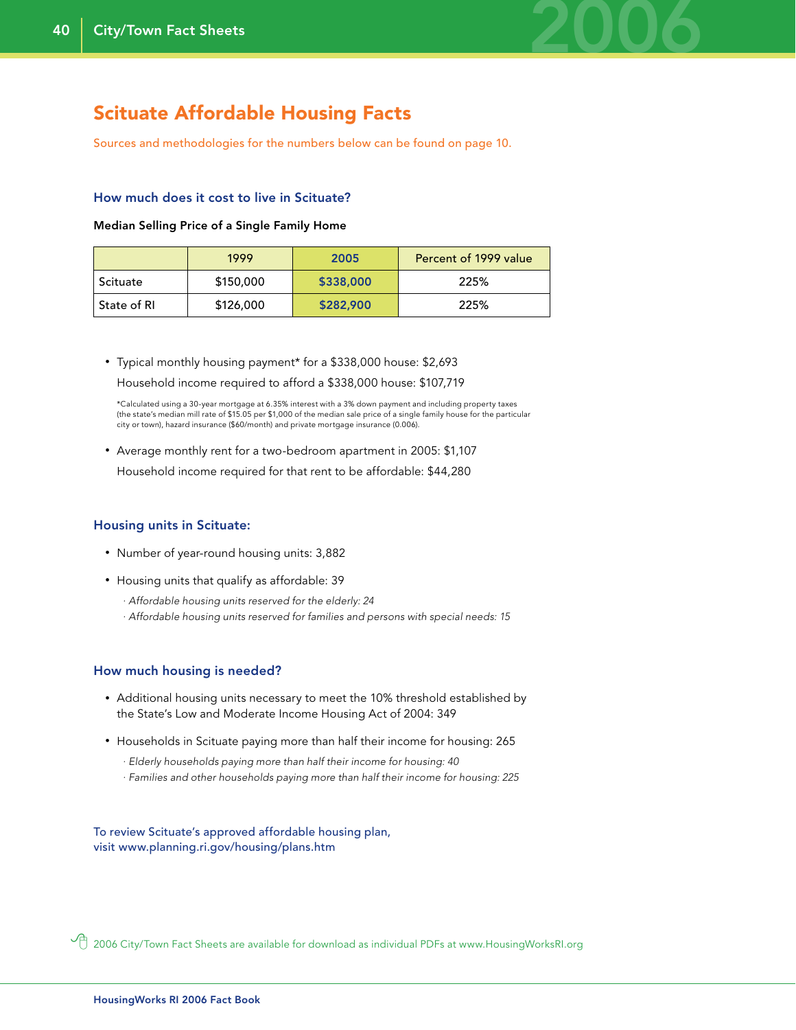# Scituate Affordable Housing Facts

Sources and methodologies for the numbers below can be found on page 10.

### How much does it cost to live in Scituate?

**Median Selling Price of a Single Family Home**

| | 1999 | 2005 | Percent of 1999 value |
|---|---|---|---|
| Scituate | $150,000 | **$338,000** | 225% |
| State of RI | $126,000 | **$282,900** | 225% |

- Typical monthly housing payment* for a $338,000 house: $2,693

  Household income required to afford a $338,000 house: $107,719

  *Calculated using a 30-year mortgage at 6.35% interest with a 3% down payment and including property taxes (the state's median mill rate of $15.05 per $1,000 of the median sale price of a single family house for the particular city or town), hazard insurance ($60/month) and private mortgage insurance (0.006).

- Average monthly rent for a two-bedroom apartment in 2005: $1,107

  Household income required for that rent to be affordable: $44,280

### Housing units in Scituate:

- Number of year-round housing units: 3,882
- Housing units that qualify as affordable: 39
  - *Affordable housing units reserved for the elderly: 24*
  - *Affordable housing units reserved for families and persons with special needs: 15*

### How much housing is needed?

- Additional housing units necessary to meet the 10% threshold established by the State's Low and Moderate Income Housing Act of 2004: 349
- Households in Scituate paying more than half their income for housing: 265
  - *Elderly households paying more than half their income for housing: 40*
  - *Families and other households paying more than half their income for housing: 225*

To review Scituate's approved affordable housing plan, visit www.planning.ri.gov/housing/plans.htm

2006 City/Town Fact Sheets are available for download as individual PDFs at www.HousingWorksRI.org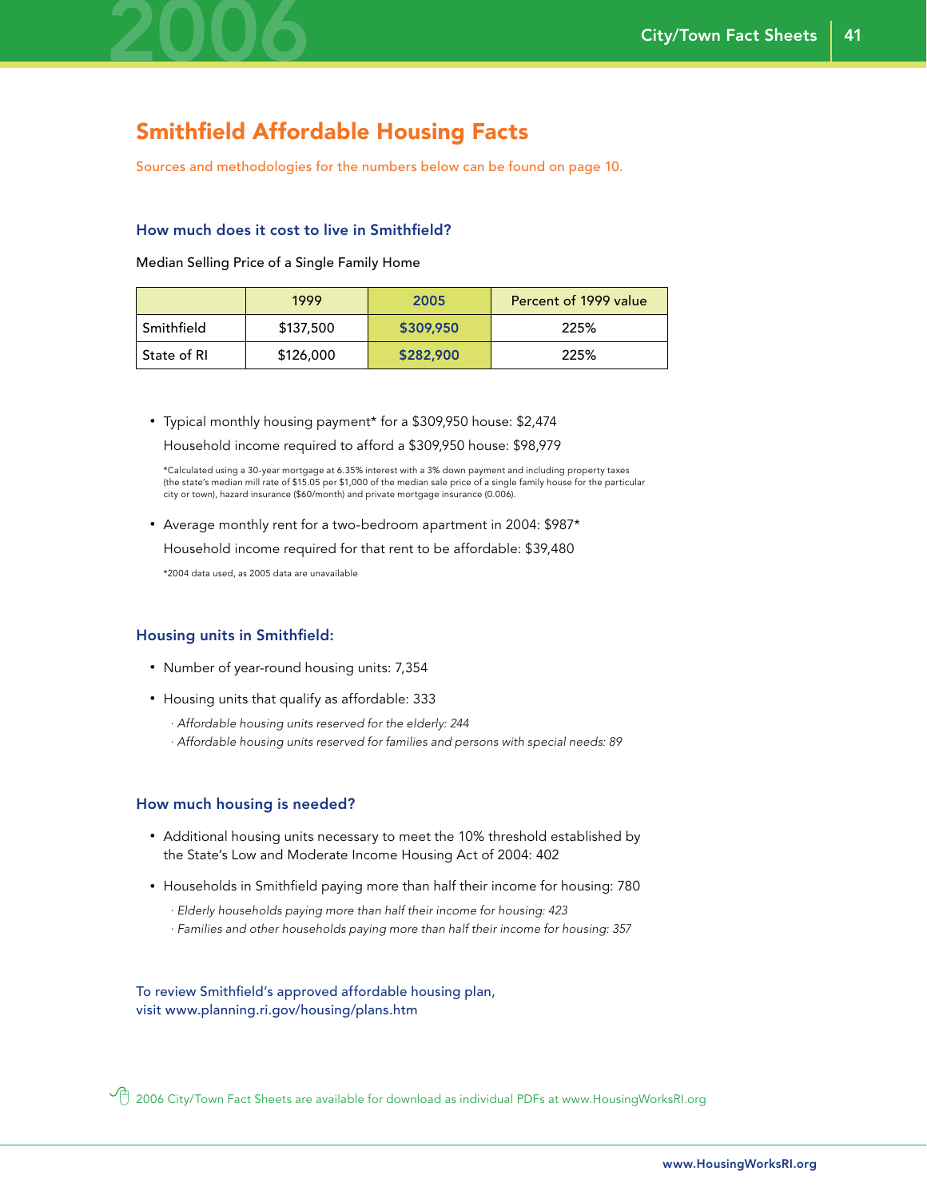# Smithfield Affordable Housing Facts

Sources and methodologies for the numbers below can be found on page 10.

### How much does it cost to live in Smithfield?

Median Selling Price of a Single Family Home

| | 1999 | 2005 | Percent of 1999 value |
|---|---|---|---|
| Smithfield | $137,500 | **$309,950** | 225% |
| State of RI | $126,000 | **$282,900** | 225% |

- Typical monthly housing payment* for a $309,950 house: $2,474
  
  Household income required to afford a $309,950 house: $98,979

  *Calculated using a 30-year mortgage at 6.35% interest with a 3% down payment and including property taxes (the state's median mill rate of $15.05 per $1,000 of the median sale price of a single family house for the particular city or town), hazard insurance ($60/month) and private mortgage insurance (0.006).

- Average monthly rent for a two-bedroom apartment in 2004: $987*
  
  Household income required for that rent to be affordable: $39,480

  *2004 data used, as 2005 data are unavailable

### Housing units in Smithfield:

- Number of year-round housing units: 7,354
- Housing units that qualify as affordable: 333
  - *Affordable housing units reserved for the elderly: 244*
  - *Affordable housing units reserved for families and persons with special needs: 89*

### How much housing is needed?

- Additional housing units necessary to meet the 10% threshold established by the State's Low and Moderate Income Housing Act of 2004: 402
- Households in Smithfield paying more than half their income for housing: 780
  - *Elderly households paying more than half their income for housing: 423*
  - *Families and other households paying more than half their income for housing: 357*

To review Smithfield's approved affordable housing plan, visit www.planning.ri.gov/housing/plans.htm

2006 City/Town Fact Sheets are available for download as individual PDFs at www.HousingWorksRI.org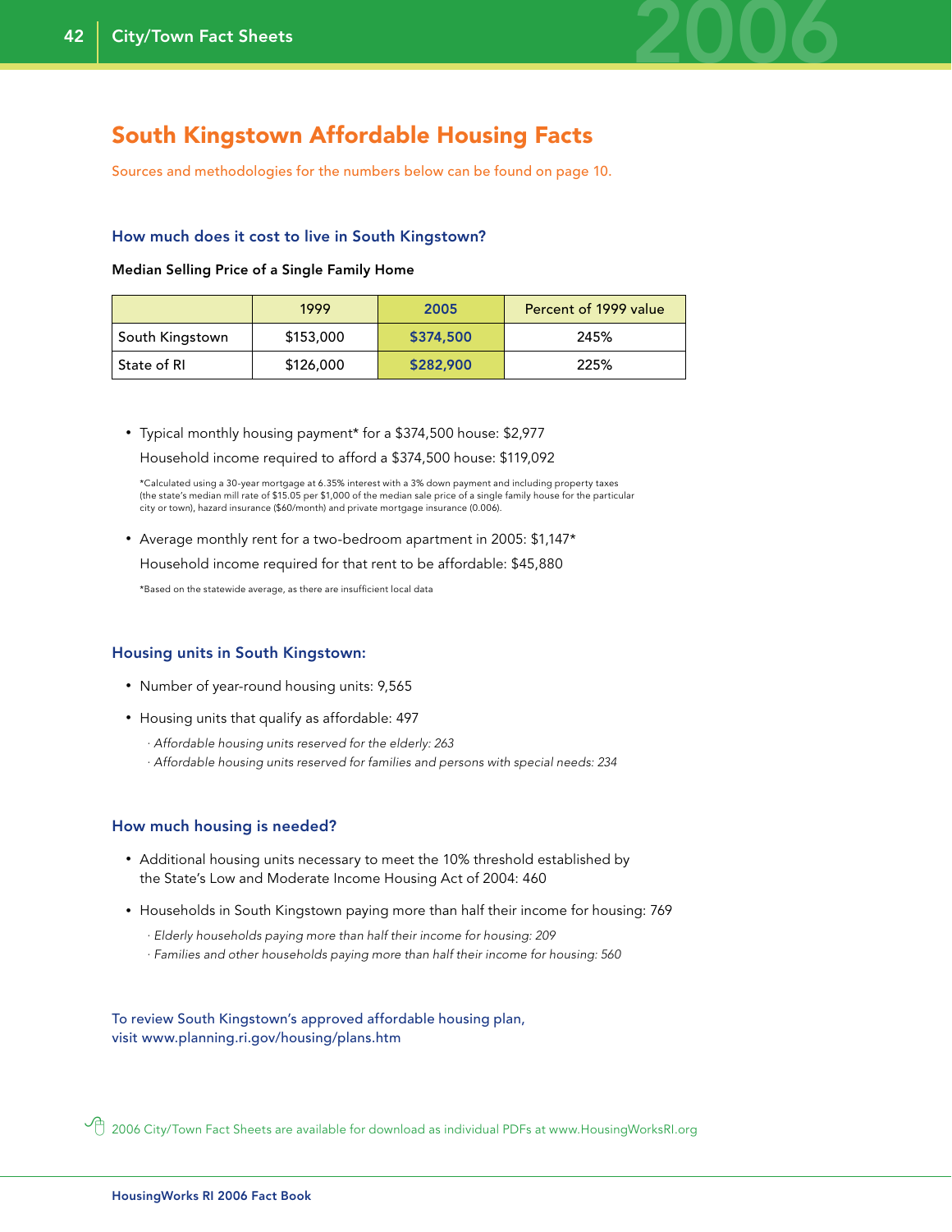# South Kingstown Affordable Housing Facts

Sources and methodologies for the numbers below can be found on page 10.

### How much does it cost to live in South Kingstown?

**Median Selling Price of a Single Family Home**

| | 1999 | 2005 | Percent of 1999 value |
|---|---|---|---|
| South Kingstown | $153,000 | **$374,500** | 245% |
| State of RI | $126,000 | **$282,900** | 225% |

- Typical monthly housing payment* for a $374,500 house: $2,977

  Household income required to afford a $374,500 house: $119,092

  *Calculated using a 30-year mortgage at 6.35% interest with a 3% down payment and including property taxes (the state's median mill rate of $15.05 per $1,000 of the median sale price of a single family house for the particular city or town), hazard insurance ($60/month) and private mortgage insurance (0.006).

- Average monthly rent for a two-bedroom apartment in 2005: $1,147*

  Household income required for that rent to be affordable: $45,880

  *Based on the statewide average, as there are insufficient local data

### Housing units in South Kingstown:

- Number of year-round housing units: 9,565
- Housing units that qualify as affordable: 497
  - *Affordable housing units reserved for the elderly: 263*
  - *Affordable housing units reserved for families and persons with special needs: 234*

### How much housing is needed?

- Additional housing units necessary to meet the 10% threshold established by the State's Low and Moderate Income Housing Act of 2004: 460
- Households in South Kingstown paying more than half their income for housing: 769
  - *Elderly households paying more than half their income for housing: 209*
  - *Families and other households paying more than half their income for housing: 560*

To review South Kingstown's approved affordable housing plan, visit www.planning.ri.gov/housing/plans.htm

2006 City/Town Fact Sheets are available for download as individual PDFs at www.HousingWorksRI.org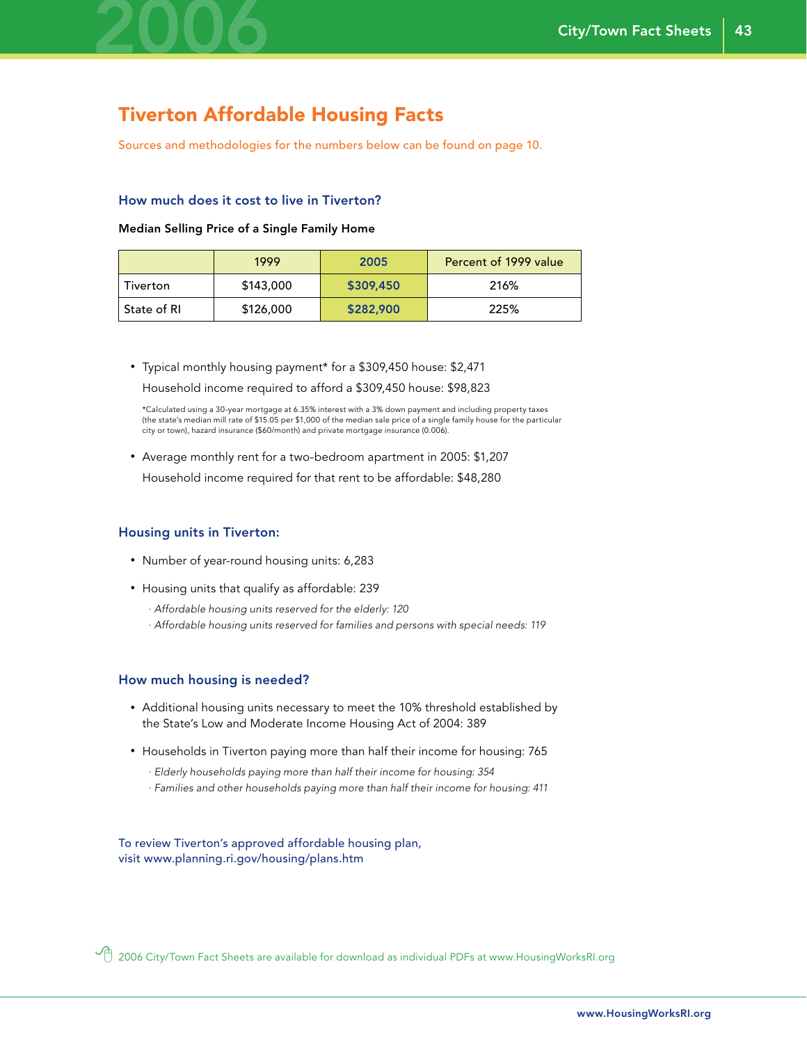# Tiverton Affordable Housing Facts

Sources and methodologies for the numbers below can be found on page 10.

### How much does it cost to live in Tiverton?

**Median Selling Price of a Single Family Home**

| | 1999 | 2005 | Percent of 1999 value |
|---|---|---|---|
| Tiverton | $143,000 | **$309,450** | 216% |
| State of RI | $126,000 | **$282,900** | 225% |

- Typical monthly housing payment* for a $309,450 house: $2,471
  Household income required to afford a $309,450 house: $98,823

*Calculated using a 30-year mortgage at 6.35% interest with a 3% down payment and including property taxes (the state's median mill rate of $15.05 per $1,000 of the median sale price of a single family house for the particular city or town), hazard insurance ($60/month) and private mortgage insurance (0.006).

- Average monthly rent for a two-bedroom apartment in 2005: $1,207
  Household income required for that rent to be affordable: $48,280

### Housing units in Tiverton:

- Number of year-round housing units: 6,283
- Housing units that qualify as affordable: 239
  - *Affordable housing units reserved for the elderly: 120*
  - *Affordable housing units reserved for families and persons with special needs: 119*

### How much housing is needed?

- Additional housing units necessary to meet the 10% threshold established by the State's Low and Moderate Income Housing Act of 2004: 389
- Households in Tiverton paying more than half their income for housing: 765
  - *Elderly households paying more than half their income for housing: 354*
  - *Families and other households paying more than half their income for housing: 411*

To review Tiverton's approved affordable housing plan, visit www.planning.ri.gov/housing/plans.htm

2006 City/Town Fact Sheets are available for download as individual PDFs at www.HousingWorksRI.org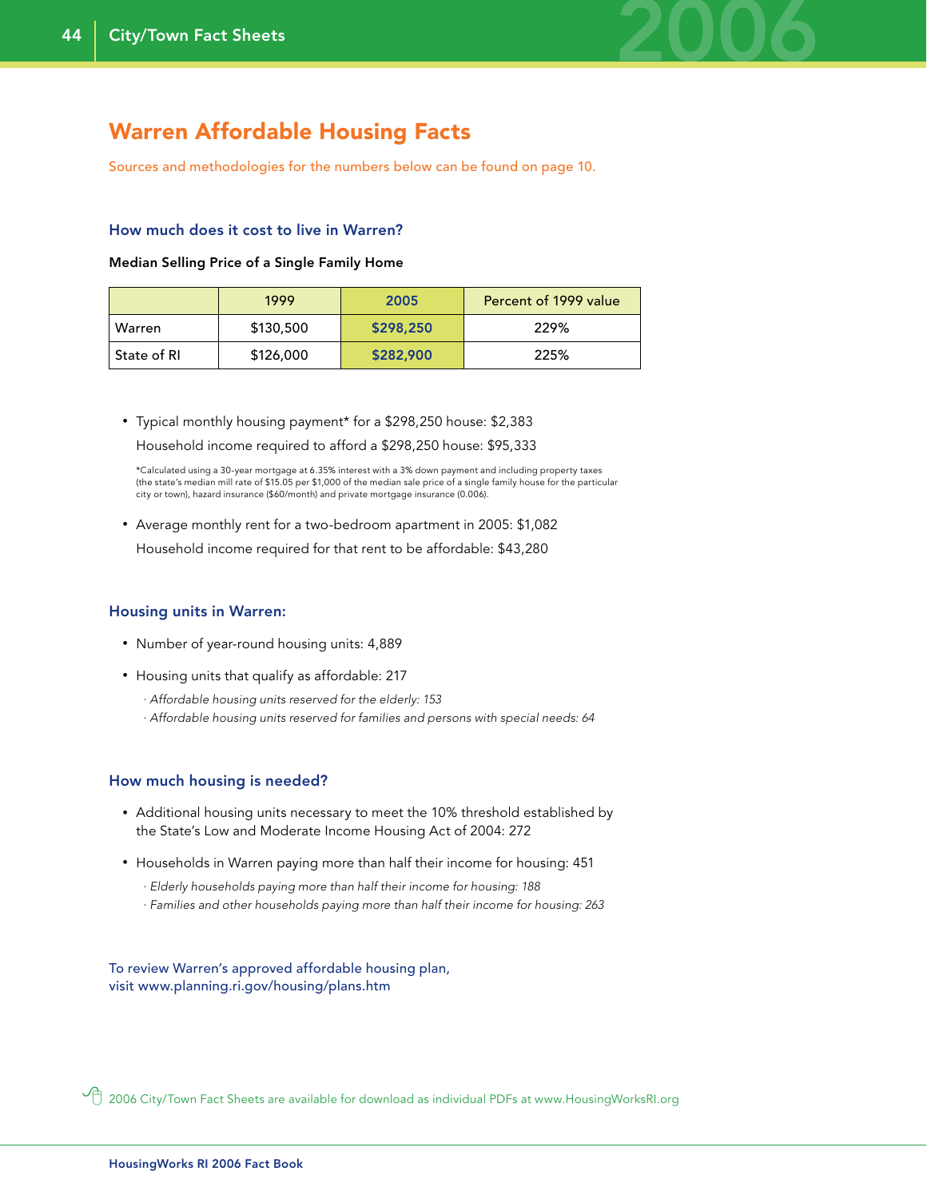# Warren Affordable Housing Facts

Sources and methodologies for the numbers below can be found on page 10.

## How much does it cost to live in Warren?

**Median Selling Price of a Single Family Home**

| | 1999 | 2005 | Percent of 1999 value |
|---|---|---|---|
| Warren | $130,500 | **$298,250** | 229% |
| State of RI | $126,000 | **$282,900** | 225% |

- Typical monthly housing payment* for a $298,250 house: $2,383
  Household income required to afford a $298,250 house: $95,333

*Calculated using a 30-year mortgage at 6.35% interest with a 3% down payment and including property taxes (the state's median mill rate of $15.05 per $1,000 of the median sale price of a single family house for the particular city or town), hazard insurance ($60/month) and private mortgage insurance (0.006).

- Average monthly rent for a two-bedroom apartment in 2005: $1,082
  Household income required for that rent to be affordable: $43,280

## Housing units in Warren:

- Number of year-round housing units: 4,889
- Housing units that qualify as affordable: 217
  - *Affordable housing units reserved for the elderly: 153*
  - *Affordable housing units reserved for families and persons with special needs: 64*

## How much housing is needed?

- Additional housing units necessary to meet the 10% threshold established by the State's Low and Moderate Income Housing Act of 2004: 272
- Households in Warren paying more than half their income for housing: 451
  - *Elderly households paying more than half their income for housing: 188*
  - *Families and other households paying more than half their income for housing: 263*

To review Warren's approved affordable housing plan, visit www.planning.ri.gov/housing/plans.htm

2006 City/Town Fact Sheets are available for download as individual PDFs at www.HousingWorksRI.org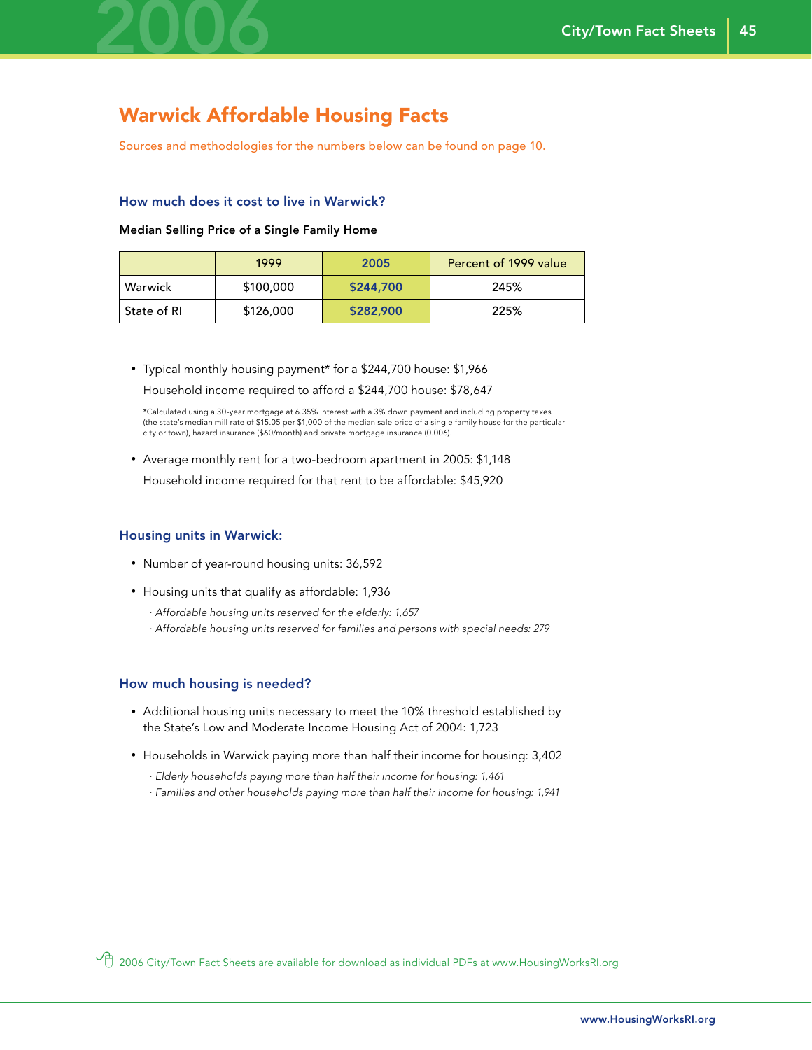# Warwick Affordable Housing Facts

Sources and methodologies for the numbers below can be found on page 10.

### How much does it cost to live in Warwick?

**Median Selling Price of a Single Family Home**

| | 1999 | 2005 | Percent of 1999 value |
|---|---|---|---|
| Warwick | $100,000 | **$244,700** | 245% |
| State of RI | $126,000 | **$282,900** | 225% |

- Typical monthly housing payment* for a $244,700 house: $1,966
  Household income required to afford a $244,700 house: $78,647

*Calculated using a 30-year mortgage at 6.35% interest with a 3% down payment and including property taxes (the state's median mill rate of $15.05 per $1,000 of the median sale price of a single family house for the particular city or town), hazard insurance ($60/month) and private mortgage insurance (0.006).

- Average monthly rent for a two-bedroom apartment in 2005: $1,148
  Household income required for that rent to be affordable: $45,920

### Housing units in Warwick:

- Number of year-round housing units: 36,592
- Housing units that qualify as affordable: 1,936
  - *Affordable housing units reserved for the elderly: 1,657*
  - *Affordable housing units reserved for families and persons with special needs: 279*

### How much housing is needed?

- Additional housing units necessary to meet the 10% threshold established by the State's Low and Moderate Income Housing Act of 2004: 1,723
- Households in Warwick paying more than half their income for housing: 3,402
  - *Elderly households paying more than half their income for housing: 1,461*
  - *Families and other households paying more than half their income for housing: 1,941*

2006 City/Town Fact Sheets are available for download as individual PDFs at www.HousingWorksRI.org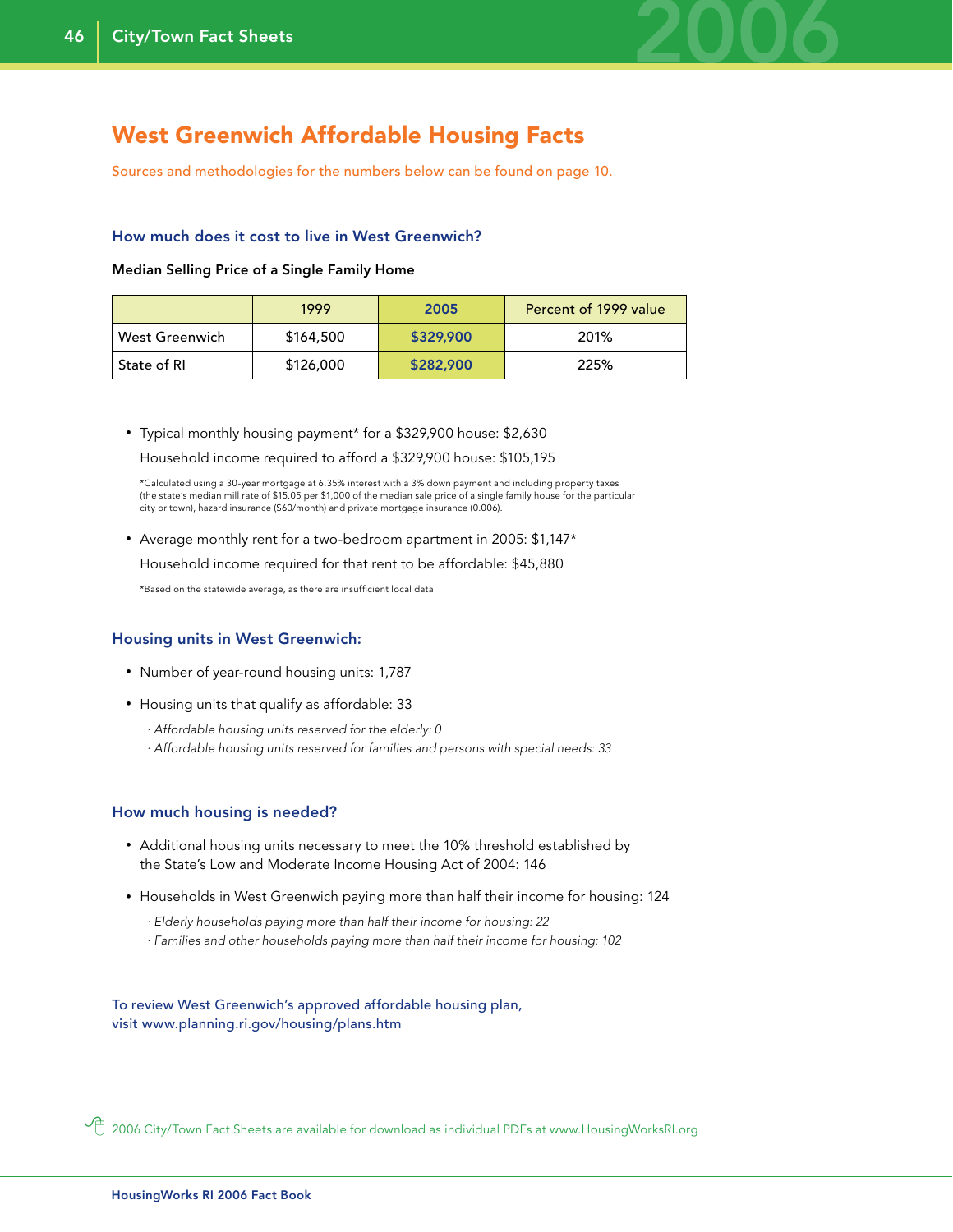# West Greenwich Affordable Housing Facts

Sources and methodologies for the numbers below can be found on page 10.

### How much does it cost to live in West Greenwich?

**Median Selling Price of a Single Family Home**

| | 1999 | 2005 | Percent of 1999 value |
|---|---|---|---|
| West Greenwich | $164,500 | **$329,900** | 201% |
| State of RI | $126,000 | **$282,900** | 225% |

- Typical monthly housing payment* for a $329,900 house: $2,630

  Household income required to afford a $329,900 house: $105,195

  *Calculated using a 30-year mortgage at 6.35% interest with a 3% down payment and including property taxes (the state's median mill rate of $15.05 per $1,000 of the median sale price of a single family house for the particular city or town), hazard insurance ($60/month) and private mortgage insurance (0.006).

- Average monthly rent for a two-bedroom apartment in 2005: $1,147*

  Household income required for that rent to be affordable: $45,880

  *Based on the statewide average, as there are insufficient local data

### Housing units in West Greenwich:

- Number of year-round housing units: 1,787
- Housing units that qualify as affordable: 33
  - *Affordable housing units reserved for the elderly: 0*
  - *Affordable housing units reserved for families and persons with special needs: 33*

### How much housing is needed?

- Additional housing units necessary to meet the 10% threshold established by the State's Low and Moderate Income Housing Act of 2004: 146
- Households in West Greenwich paying more than half their income for housing: 124
  - *Elderly households paying more than half their income for housing: 22*
  - *Families and other households paying more than half their income for housing: 102*

To review West Greenwich's approved affordable housing plan, visit www.planning.ri.gov/housing/plans.htm

2006 City/Town Fact Sheets are available for download as individual PDFs at www.HousingWorksRI.org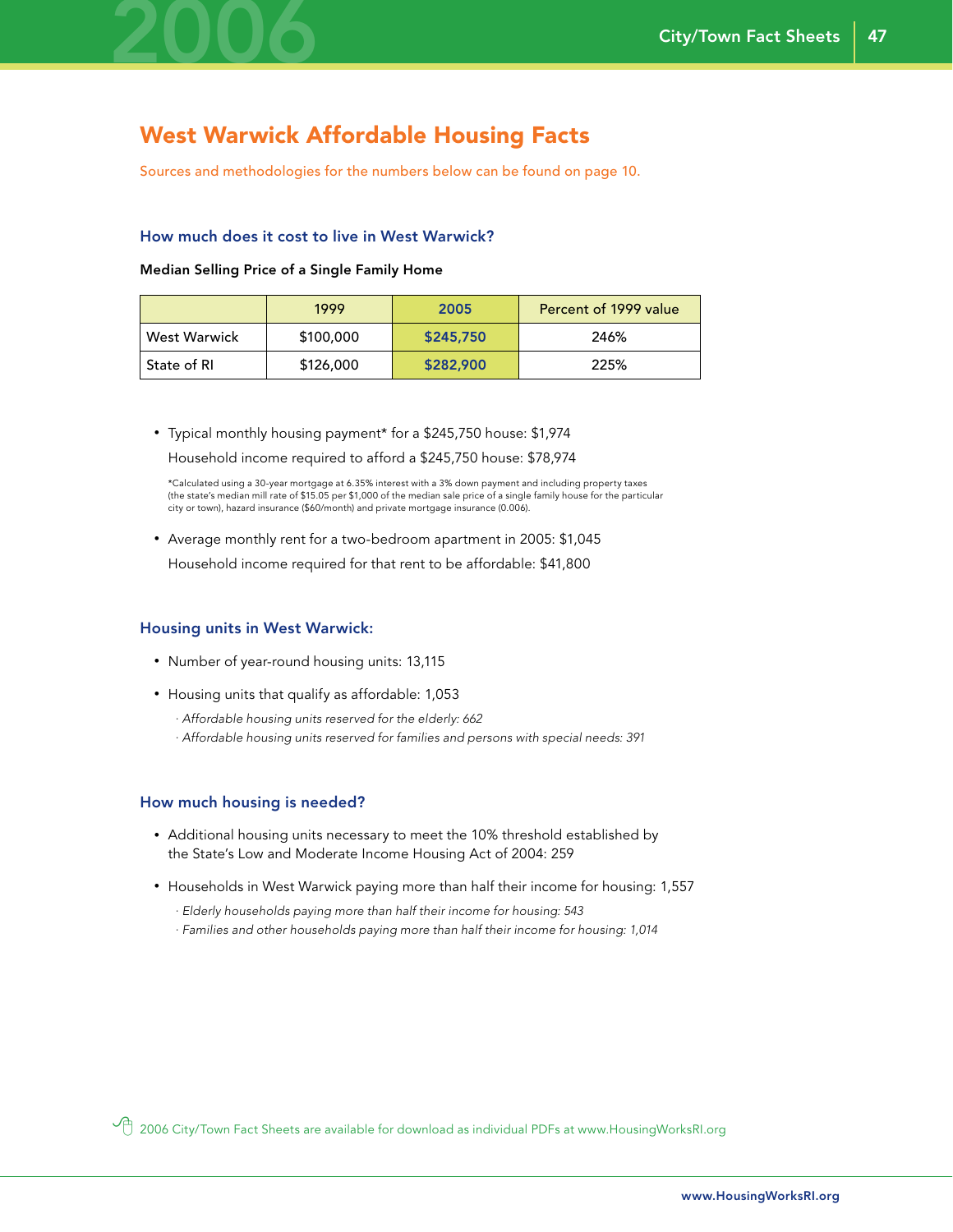# West Warwick Affordable Housing Facts

Sources and methodologies for the numbers below can be found on page 10.

### How much does it cost to live in West Warwick?

**Median Selling Price of a Single Family Home**

| | 1999 | 2005 | Percent of 1999 value |
|---|---|---|---|
| West Warwick | $100,000 | **$245,750** | 246% |
| State of RI | $126,000 | **$282,900** | 225% |

- Typical monthly housing payment* for a $245,750 house: $1,974
  Household income required to afford a $245,750 house: $78,974

*Calculated using a 30-year mortgage at 6.35% interest with a 3% down payment and including property taxes (the state's median mill rate of $15.05 per $1,000 of the median sale price of a single family house for the particular city or town), hazard insurance ($60/month) and private mortgage insurance (0.006).

- Average monthly rent for a two-bedroom apartment in 2005: $1,045
  Household income required for that rent to be affordable: $41,800

### Housing units in West Warwick:

- Number of year-round housing units: 13,115
- Housing units that qualify as affordable: 1,053
  · *Affordable housing units reserved for the elderly: 662*
  · *Affordable housing units reserved for families and persons with special needs: 391*

### How much housing is needed?

- Additional housing units necessary to meet the 10% threshold established by the State's Low and Moderate Income Housing Act of 2004: 259
- Households in West Warwick paying more than half their income for housing: 1,557
  · *Elderly households paying more than half their income for housing: 543*
  · *Families and other households paying more than half their income for housing: 1,014*

2006 City/Town Fact Sheets are available for download as individual PDFs at www.HousingWorksRI.org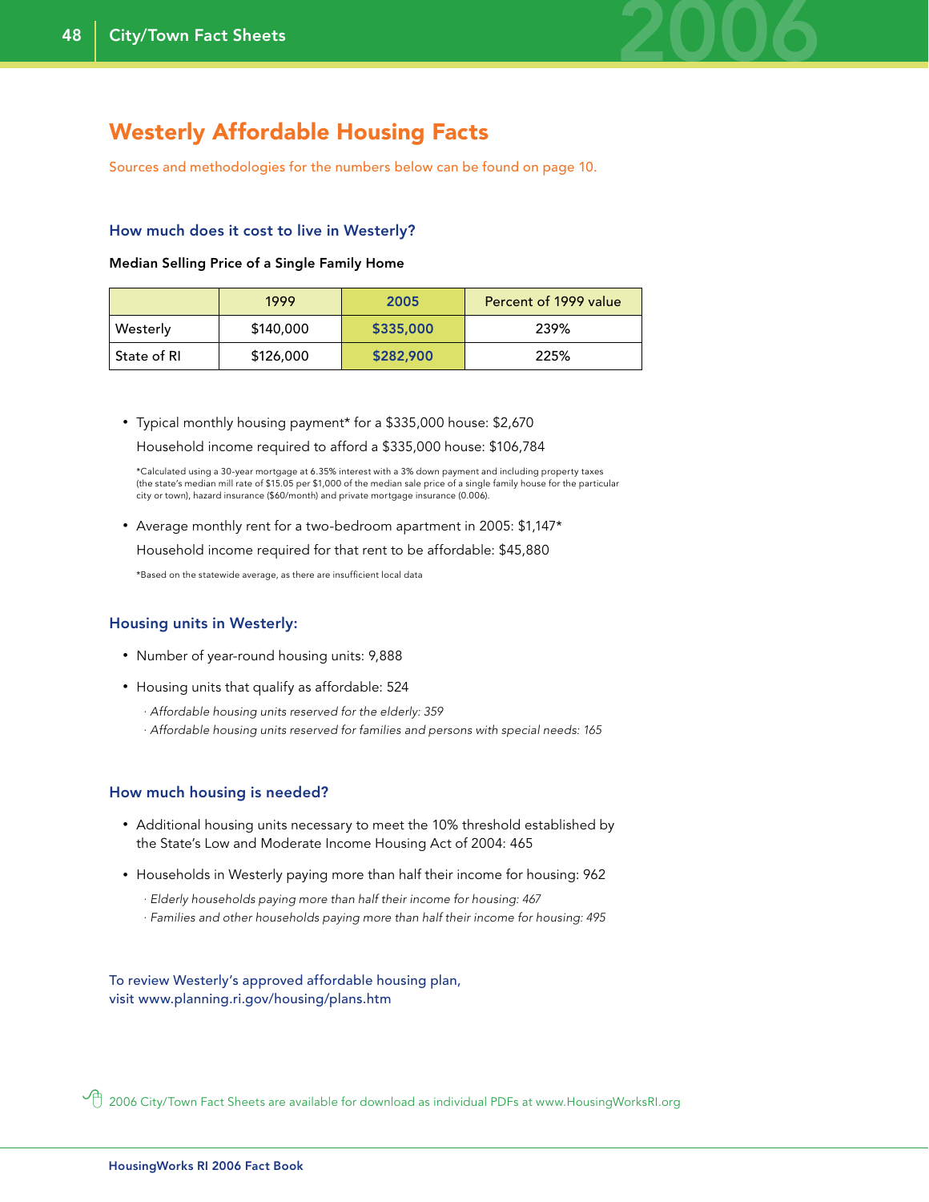# Westerly Affordable Housing Facts

Sources and methodologies for the numbers below can be found on page 10.

### How much does it cost to live in Westerly?

**Median Selling Price of a Single Family Home**

| | 1999 | 2005 | Percent of 1999 value |
|---|---|---|---|
| Westerly | $140,000 | **$335,000** | 239% |
| State of RI | $126,000 | **$282,900** | 225% |

- Typical monthly housing payment* for a $335,000 house: $2,670

  Household income required to afford a $335,000 house: $106,784

  *Calculated using a 30-year mortgage at 6.35% interest with a 3% down payment and including property taxes (the state's median mill rate of $15.05 per $1,000 of the median sale price of a single family house for the particular city or town), hazard insurance ($60/month) and private mortgage insurance (0.006).

- Average monthly rent for a two-bedroom apartment in 2005: $1,147*

  Household income required for that rent to be affordable: $45,880

  *Based on the statewide average, as there are insufficient local data

### Housing units in Westerly:

- Number of year-round housing units: 9,888
- Housing units that qualify as affordable: 524
  - *Affordable housing units reserved for the elderly: 359*
  - *Affordable housing units reserved for families and persons with special needs: 165*

### How much housing is needed?

- Additional housing units necessary to meet the 10% threshold established by the State's Low and Moderate Income Housing Act of 2004: 465
- Households in Westerly paying more than half their income for housing: 962
  - *Elderly households paying more than half their income for housing: 467*
  - *Families and other households paying more than half their income for housing: 495*

To review Westerly's approved affordable housing plan, visit www.planning.ri.gov/housing/plans.htm

2006 City/Town Fact Sheets are available for download as individual PDFs at www.HousingWorksRI.org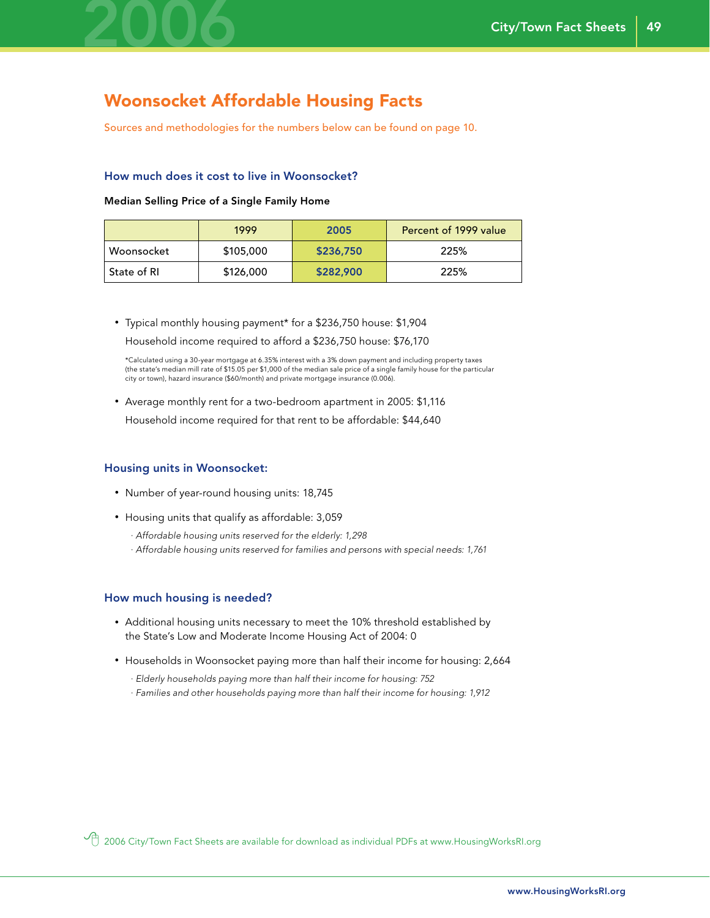# Woonsocket Affordable Housing Facts

Sources and methodologies for the numbers below can be found on page 10.

### How much does it cost to live in Woonsocket?

**Median Selling Price of a Single Family Home**

| | 1999 | 2005 | Percent of 1999 value |
|---|---|---|---|
| Woonsocket | $105,000 | **$236,750** | 225% |
| State of RI | $126,000 | **$282,900** | 225% |

- Typical monthly housing payment* for a $236,750 house: $1,904
  Household income required to afford a $236,750 house: $76,170

  *Calculated using a 30-year mortgage at 6.35% interest with a 3% down payment and including property taxes (the state's median mill rate of $15.05 per $1,000 of the median sale price of a single family house for the particular city or town), hazard insurance ($60/month) and private mortgage insurance (0.006).

- Average monthly rent for a two-bedroom apartment in 2005: $1,116
  Household income required for that rent to be affordable: $44,640

### Housing units in Woonsocket:

- Number of year-round housing units: 18,745
- Housing units that qualify as affordable: 3,059
  - *Affordable housing units reserved for the elderly: 1,298*
  - *Affordable housing units reserved for families and persons with special needs: 1,761*

### How much housing is needed?

- Additional housing units necessary to meet the 10% threshold established by the State's Low and Moderate Income Housing Act of 2004: 0
- Households in Woonsocket paying more than half their income for housing: 2,664
  - *Elderly households paying more than half their income for housing: 752*
  - *Families and other households paying more than half their income for housing: 1,912*

2006 City/Town Fact Sheets are available for download as individual PDFs at www.HousingWorksRI.org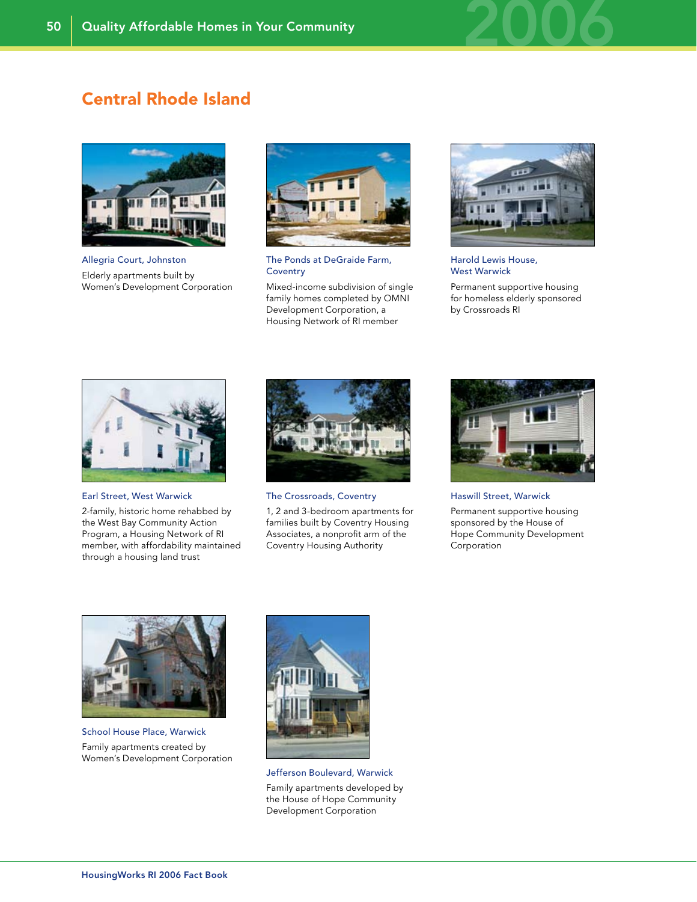## Central Rhode Island

**Allegria Court, Johnston**

Elderly apartments built by Women's Development Corporation

**The Ponds at DeGraide Farm, Coventry**

Mixed-income subdivision of single family homes completed by OMNI Development Corporation, a Housing Network of RI member

**Harold Lewis House, West Warwick**

Permanent supportive housing for homeless elderly sponsored by Crossroads RI

**Earl Street, West Warwick**

2-family, historic home rehabbed by the West Bay Community Action Program, a Housing Network of RI member, with affordability maintained through a housing land trust

**The Crossroads, Coventry**

1, 2 and 3-bedroom apartments for families built by Coventry Housing Associates, a nonprofit arm of the Coventry Housing Authority

**Haswill Street, Warwick**

Permanent supportive housing sponsored by the House of Hope Community Development Corporation

**School House Place, Warwick**

Family apartments created by Women's Development Corporation

**Jefferson Boulevard, Warwick**

Family apartments developed by the House of Hope Community Development Corporation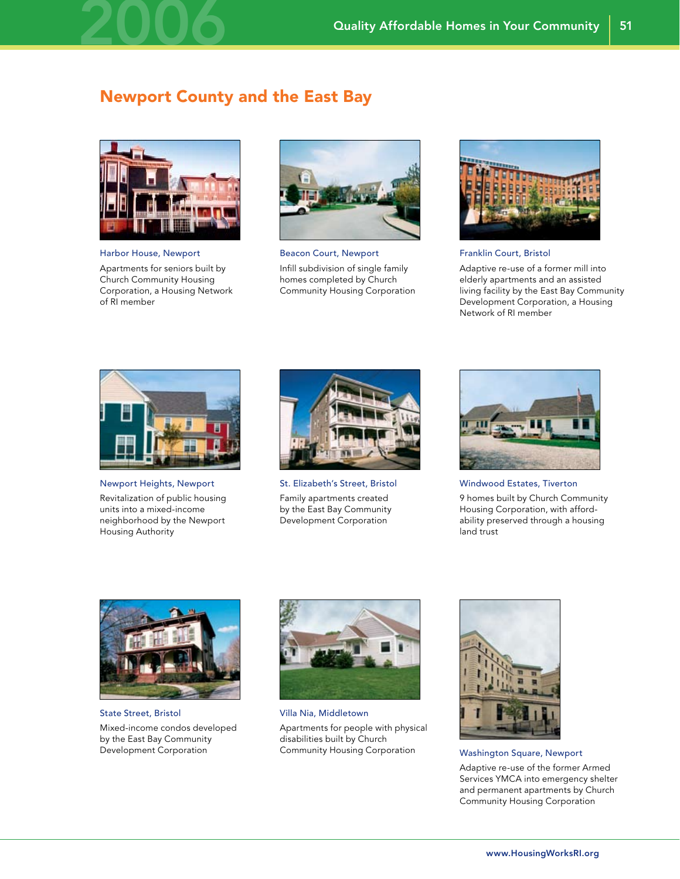## Newport County and the East Bay

Harbor House, Newport

Apartments for seniors built by Church Community Housing Corporation, a Housing Network of RI member

Beacon Court, Newport

Infill subdivision of single family homes completed by Church Community Housing Corporation

Franklin Court, Bristol

Adaptive re-use of a former mill into elderly apartments and an assisted living facility by the East Bay Community Development Corporation, a Housing Network of RI member

Newport Heights, Newport

Revitalization of public housing units into a mixed-income neighborhood by the Newport Housing Authority

St. Elizabeth's Street, Bristol

Family apartments created by the East Bay Community Development Corporation

Windwood Estates, Tiverton

9 homes built by Church Community Housing Corporation, with affordability preserved through a housing land trust

State Street, Bristol

Mixed-income condos developed by the East Bay Community Development Corporation

Villa Nia, Middletown

Apartments for people with physical disabilities built by Church Community Housing Corporation

Washington Square, Newport

Adaptive re-use of the former Armed Services YMCA into emergency shelter and permanent apartments by Church Community Housing Corporation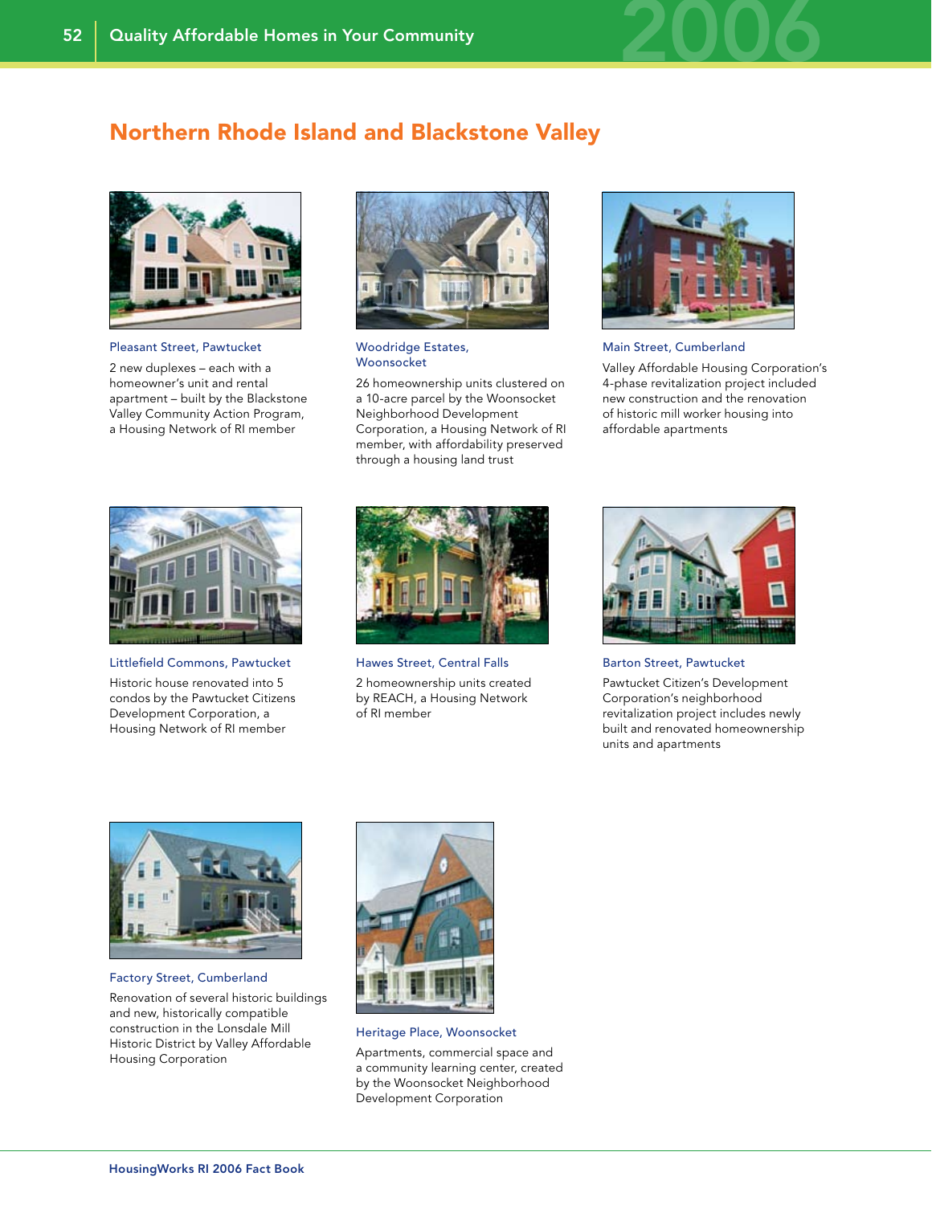## Northern Rhode Island and Blackstone Valley

**Pleasant Street, Pawtucket**

2 new duplexes – each with a homeowner's unit and rental apartment – built by the Blackstone Valley Community Action Program, a Housing Network of RI member

**Woodridge Estates, Woonsocket**

26 homeownership units clustered on a 10-acre parcel by the Woonsocket Neighborhood Development Corporation, a Housing Network of RI member, with affordability preserved through a housing land trust

**Main Street, Cumberland**

Valley Affordable Housing Corporation's 4-phase revitalization project included new construction and the renovation of historic mill worker housing into affordable apartments

**Littlefield Commons, Pawtucket**

Historic house renovated into 5 condos by the Pawtucket Citizens Development Corporation, a Housing Network of RI member

**Hawes Street, Central Falls**

2 homeownership units created by REACH, a Housing Network of RI member

**Barton Street, Pawtucket**

Pawtucket Citizen's Development Corporation's neighborhood revitalization project includes newly built and renovated homeownership units and apartments

**Factory Street, Cumberland**

Renovation of several historic buildings and new, historically compatible construction in the Lonsdale Mill Historic District by Valley Affordable Housing Corporation

**Heritage Place, Woonsocket**

Apartments, commercial space and a community learning center, created by the Woonsocket Neighborhood Development Corporation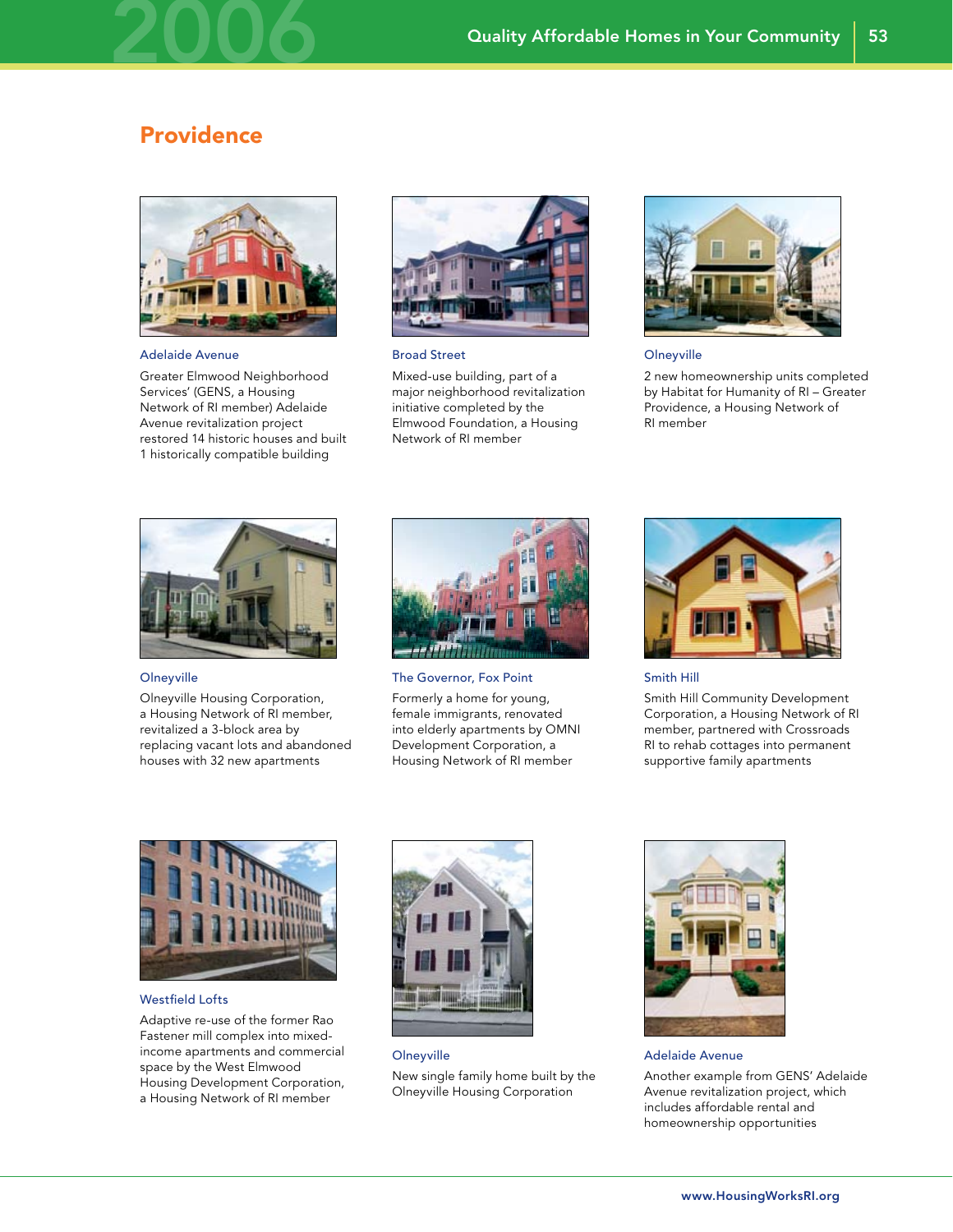## Providence

**Adelaide Avenue**

Greater Elmwood Neighborhood Services' (GENS, a Housing Network of RI member) Adelaide Avenue revitalization project restored 14 historic houses and built 1 historically compatible building

**Broad Street**

Mixed-use building, part of a major neighborhood revitalization initiative completed by the Elmwood Foundation, a Housing Network of RI member

**Olneyville**

2 new homeownership units completed by Habitat for Humanity of RI – Greater Providence, a Housing Network of RI member

**Olneyville**

Olneyville Housing Corporation, a Housing Network of RI member, revitalized a 3-block area by replacing vacant lots and abandoned houses with 32 new apartments

**The Governor, Fox Point**

Formerly a home for young, female immigrants, renovated into elderly apartments by OMNI Development Corporation, a Housing Network of RI member

**Smith Hill**

Smith Hill Community Development Corporation, a Housing Network of RI member, partnered with Crossroads RI to rehab cottages into permanent supportive family apartments

**Westfield Lofts**

Adaptive re-use of the former Rao Fastener mill complex into mixed-income apartments and commercial space by the West Elmwood Housing Development Corporation, a Housing Network of RI member

**Olneyville**

New single family home built by the Olneyville Housing Corporation

**Adelaide Avenue**

Another example from GENS' Adelaide Avenue revitalization project, which includes affordable rental and homeownership opportunities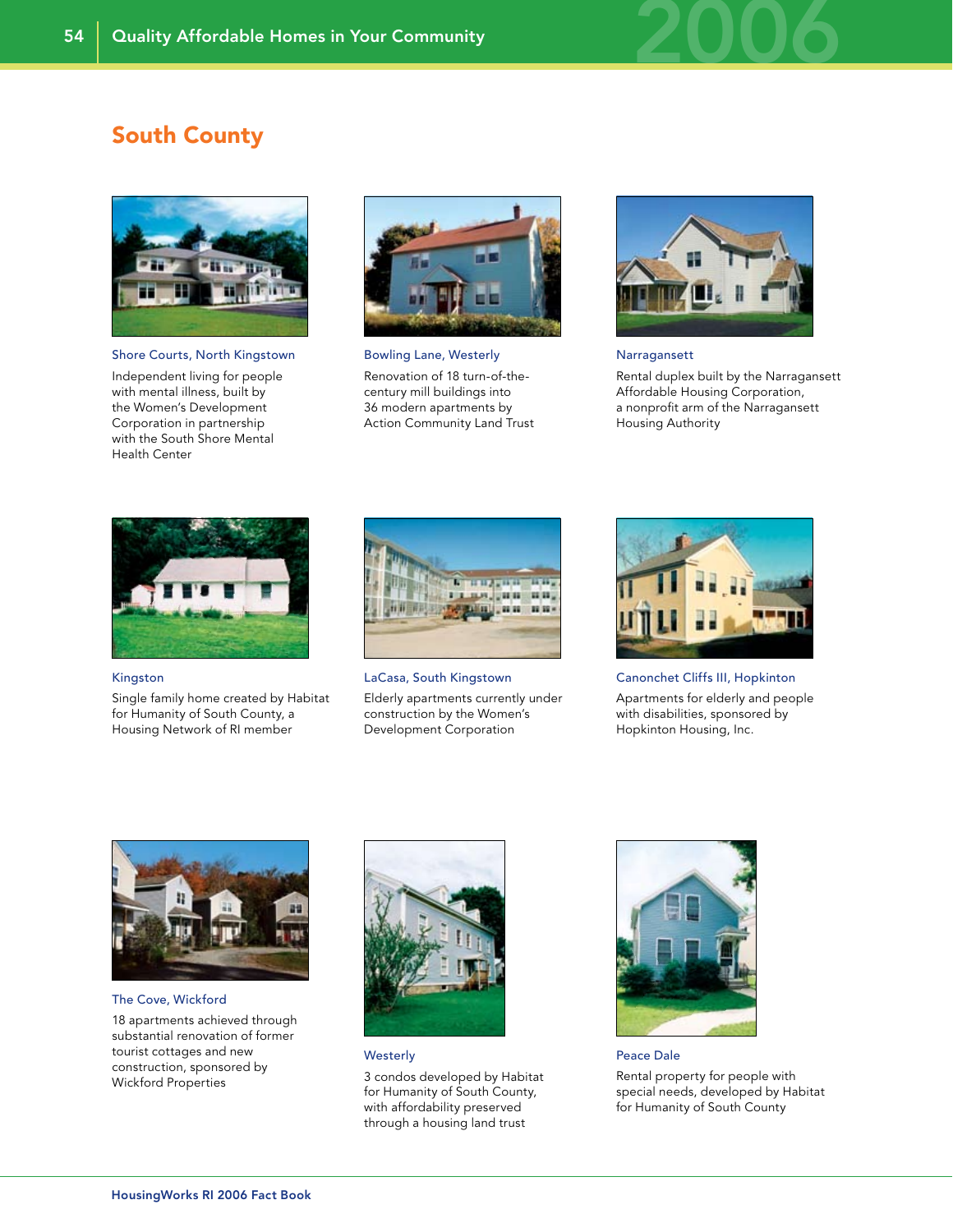## South County

**Shore Courts, North Kingstown**

Independent living for people with mental illness, built by the Women's Development Corporation in partnership with the South Shore Mental Health Center

**Bowling Lane, Westerly**

Renovation of 18 turn-of-the-century mill buildings into 36 modern apartments by Action Community Land Trust

**Narragansett**

Rental duplex built by the Narragansett Affordable Housing Corporation, a nonprofit arm of the Narragansett Housing Authority

**Kingston**

Single family home created by Habitat for Humanity of South County, a Housing Network of RI member

**LaCasa, South Kingstown**

Elderly apartments currently under construction by the Women's Development Corporation

**Canonchet Cliffs III, Hopkinton**

Apartments for elderly and people with disabilities, sponsored by Hopkinton Housing, Inc.

**The Cove, Wickford**

18 apartments achieved through substantial renovation of former tourist cottages and new construction, sponsored by Wickford Properties

**Westerly**

3 condos developed by Habitat for Humanity of South County, with affordability preserved through a housing land trust

**Peace Dale**

Rental property for people with special needs, developed by Habitat for Humanity of South County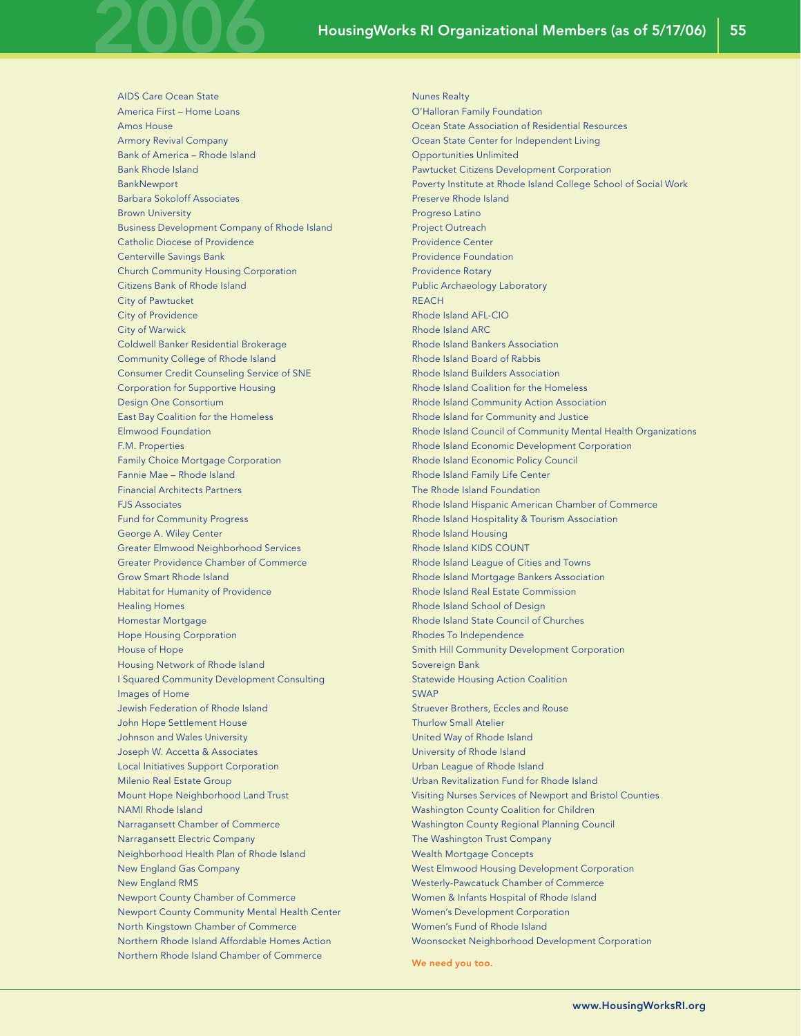# HousingWorks RI Organizational Members (as of 5/17/06)

AIDS Care Ocean State
America First – Home Loans
Amos House
Armory Revival Company
Bank of America – Rhode Island
Bank Rhode Island
BankNewport
Barbara Sokoloff Associates
Brown University
Business Development Company of Rhode Island
Catholic Diocese of Providence
Centerville Savings Bank
Church Community Housing Corporation
Citizens Bank of Rhode Island
City of Pawtucket
City of Providence
City of Warwick
Coldwell Banker Residential Brokerage
Community College of Rhode Island
Consumer Credit Counseling Service of SNE
Corporation for Supportive Housing
Design One Consortium
East Bay Coalition for the Homeless
Elmwood Foundation
F.M. Properties
Family Choice Mortgage Corporation
Fannie Mae – Rhode Island
Financial Architects Partners
FJS Associates
Fund for Community Progress
George A. Wiley Center
Greater Elmwood Neighborhood Services
Greater Providence Chamber of Commerce
Grow Smart Rhode Island
Habitat for Humanity of Providence
Healing Homes
Homestar Mortgage
Hope Housing Corporation
House of Hope
Housing Network of Rhode Island
I Squared Community Development Consulting
Images of Home
Jewish Federation of Rhode Island
John Hope Settlement House
Johnson and Wales University
Joseph W. Accetta & Associates
Local Initiatives Support Corporation
Milenio Real Estate Group
Mount Hope Neighborhood Land Trust
NAMI Rhode Island
Narragansett Chamber of Commerce
Narragansett Electric Company
Neighborhood Health Plan of Rhode Island
New England Gas Company
New England RMS
Newport County Chamber of Commerce
Newport County Community Mental Health Center
North Kingstown Chamber of Commerce
Northern Rhode Island Affordable Homes Action
Northern Rhode Island Chamber of Commerce
Nunes Realty
O'Halloran Family Foundation
Ocean State Association of Residential Resources
Ocean State Center for Independent Living
Opportunities Unlimited
Pawtucket Citizens Development Corporation
Poverty Institute at Rhode Island College School of Social Work
Preserve Rhode Island
Progreso Latino
Project Outreach
Providence Center
Providence Foundation
Providence Rotary
Public Archaeology Laboratory
REACH
Rhode Island AFL-CIO
Rhode Island ARC
Rhode Island Bankers Association
Rhode Island Board of Rabbis
Rhode Island Builders Association
Rhode Island Coalition for the Homeless
Rhode Island Community Action Association
Rhode Island for Community and Justice
Rhode Island Council of Community Mental Health Organizations
Rhode Island Economic Development Corporation
Rhode Island Economic Policy Council
Rhode Island Family Life Center
The Rhode Island Foundation
Rhode Island Hispanic American Chamber of Commerce
Rhode Island Hospitality & Tourism Association
Rhode Island Housing
Rhode Island KIDS COUNT
Rhode Island League of Cities and Towns
Rhode Island Mortgage Bankers Association
Rhode Island Real Estate Commission
Rhode Island School of Design
Rhode Island State Council of Churches
Rhodes To Independence
Smith Hill Community Development Corporation
Sovereign Bank
Statewide Housing Action Coalition
SWAP
Struever Brothers, Eccles and Rouse
Thurlow Small Atelier
United Way of Rhode Island
University of Rhode Island
Urban League of Rhode Island
Urban Revitalization Fund for Rhode Island
Visiting Nurses Services of Newport and Bristol Counties
Washington County Coalition for Children
Washington County Regional Planning Council
The Washington Trust Company
Wealth Mortgage Concepts
West Elmwood Housing Development Corporation
Westerly-Pawcatuck Chamber of Commerce
Women & Infants Hospital of Rhode Island
Women's Development Corporation
Women's Fund of Rhode Island
Woonsocket Neighborhood Development Corporation

**We need you too.**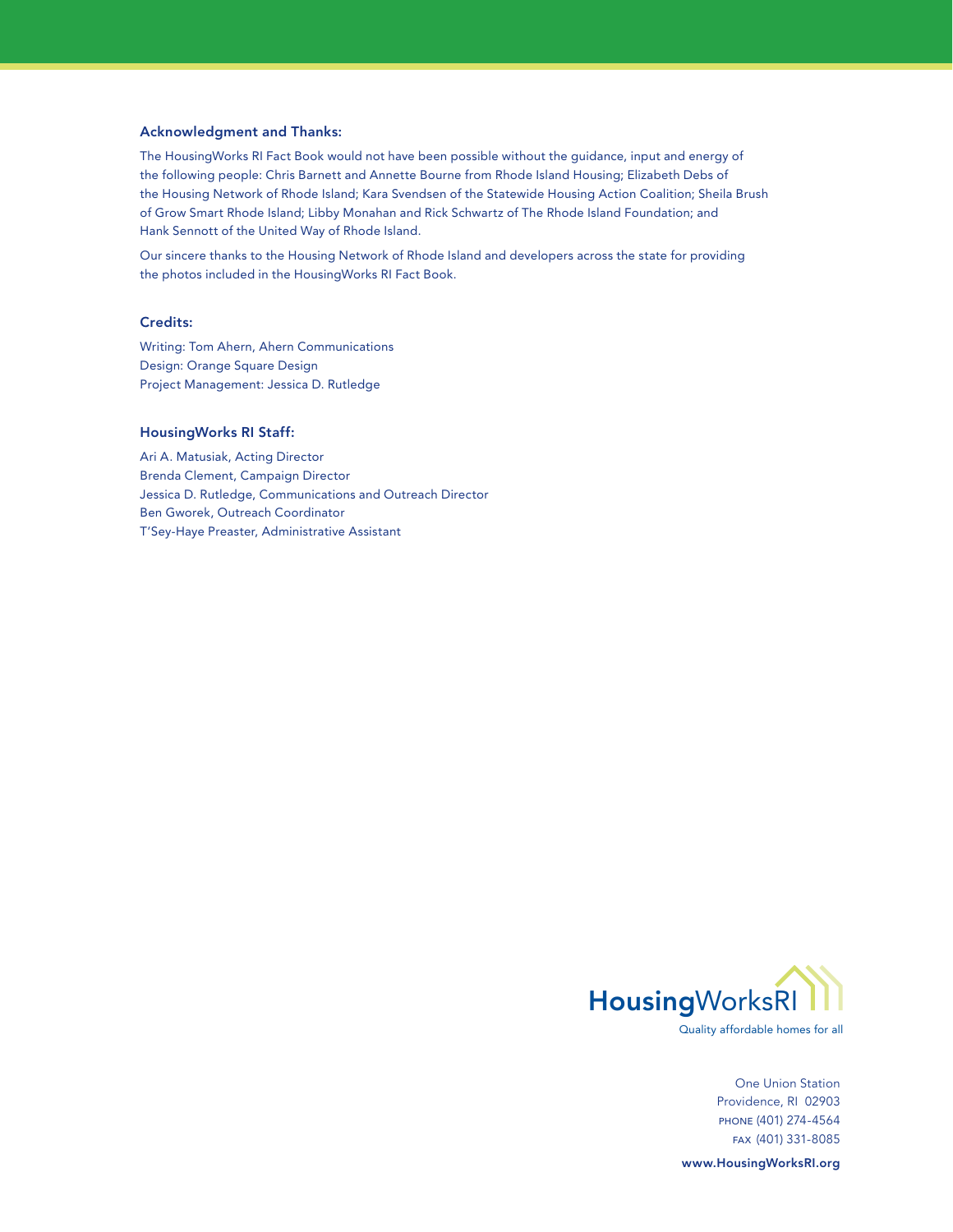### Acknowledgment and Thanks:

The HousingWorks RI Fact Book would not have been possible without the guidance, input and energy of the following people: Chris Barnett and Annette Bourne from Rhode Island Housing; Elizabeth Debs of the Housing Network of Rhode Island; Kara Svendsen of the Statewide Housing Action Coalition; Sheila Brush of Grow Smart Rhode Island; Libby Monahan and Rick Schwartz of The Rhode Island Foundation; and Hank Sennott of the United Way of Rhode Island.

Our sincere thanks to the Housing Network of Rhode Island and developers across the state for providing the photos included in the HousingWorks RI Fact Book.

### Credits:

Writing: Tom Ahern, Ahern Communications
Design: Orange Square Design
Project Management: Jessica D. Rutledge

### HousingWorks RI Staff:

Ari A. Matusiak, Acting Director
Brenda Clement, Campaign Director
Jessica D. Rutledge, Communications and Outreach Director
Ben Gworek, Outreach Coordinator
T'Sey-Haye Preaster, Administrative Assistant

**Housing**WorksRI
Quality affordable homes for all

One Union Station
Providence, RI 02903
PHONE (401) 274-4564
FAX (401) 331-8085

**www.HousingWorksRI.org**